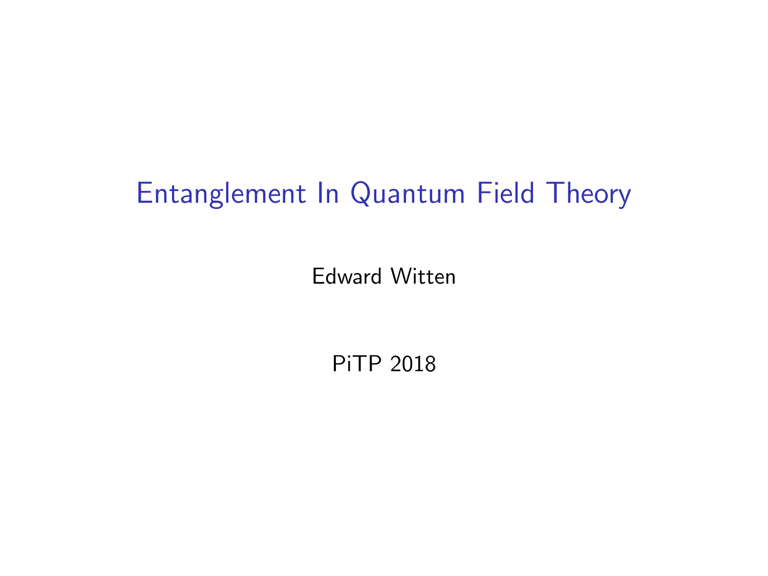# Entanglement In Quantum Field Theory

Edward Witten

PiTP 2018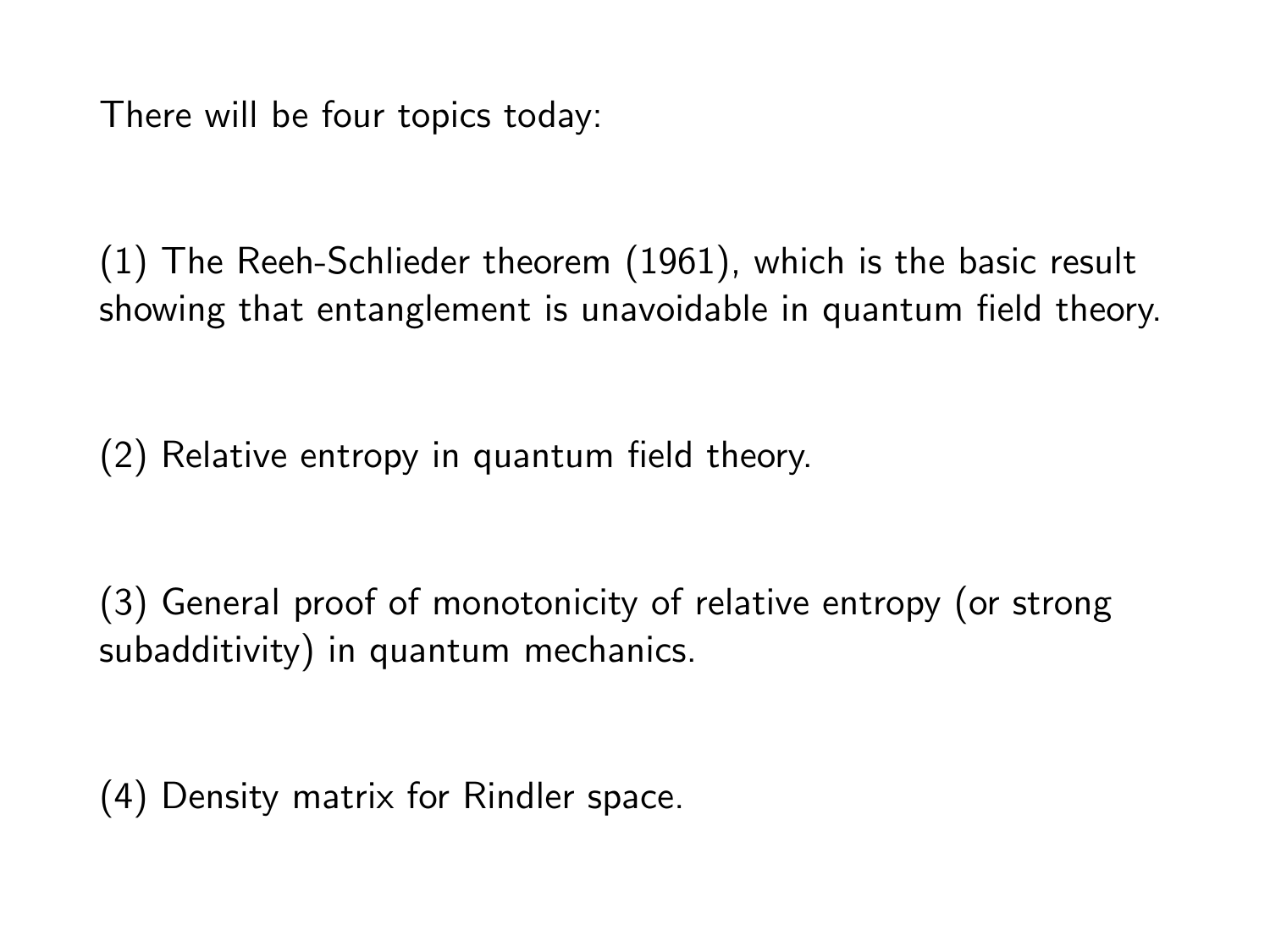There will be four topics today:

(1) The Reeh-Schlieder theorem (1961), which is the basic result showing that entanglement is unavoidable in quantum field theory.

(2) Relative entropy in quantum field theory.

(3) General proof of monotonicity of relative entropy (or strong subadditivity) in quantum mechanics.

(4) Density matrix for Rindler space.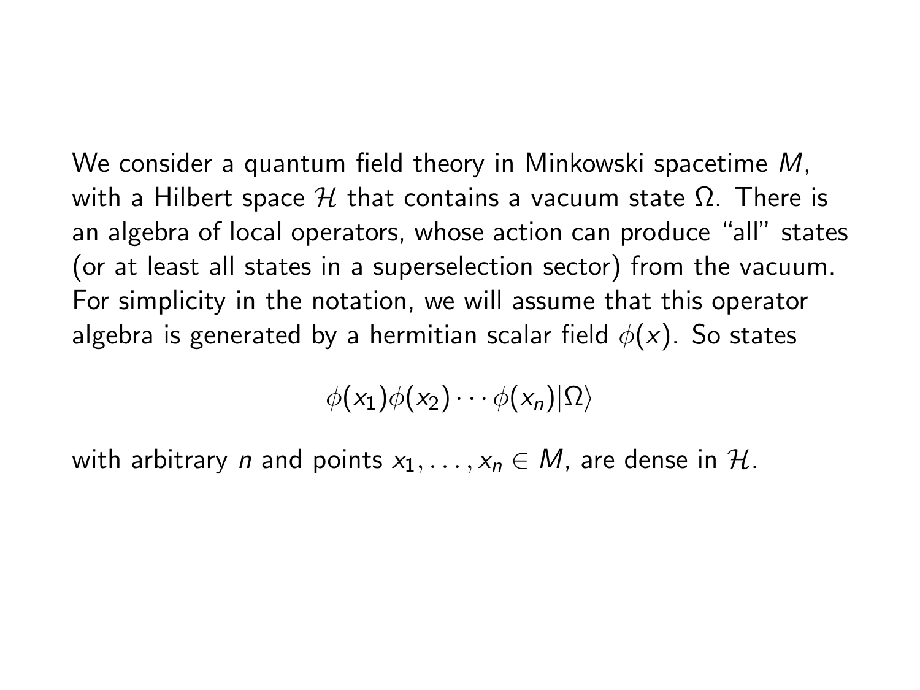We consider a quantum field theory in Minkowski spacetime $M$, with a Hilbert space $\mathcal{H}$ that contains a vacuum state $\Omega$. There is an algebra of local operators, whose action can produce "all" states (or at least all states in a superselection sector) from the vacuum. For simplicity in the notation, we will assume that this operator algebra is generated by a hermitian scalar field $\phi(x)$. So states

$$\phi(x_1)\phi(x_2)\cdots\phi(x_n)|\Omega\rangle$$

with arbitrary $n$ and points $x_1, \ldots, x_n \in M$, are dense in $\mathcal{H}$.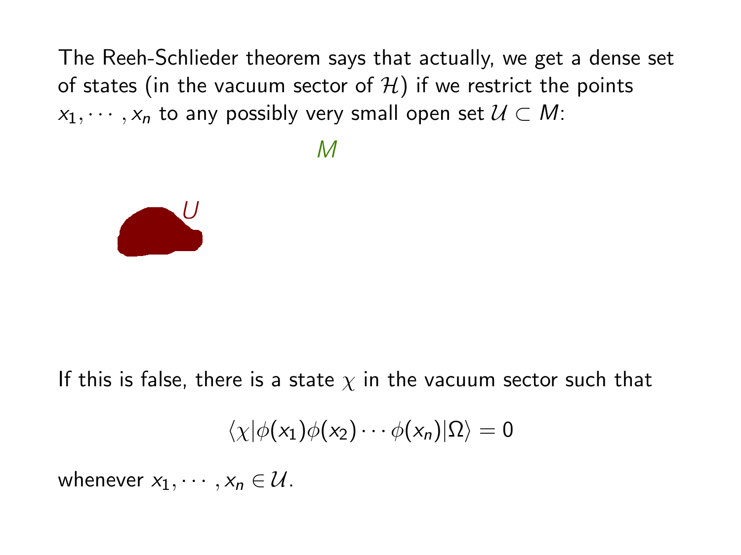The Reeh-Schlieder theorem says that actually, we get a dense set of states (in the vacuum sector of $\mathcal{H}$) if we restrict the points $x_1, \cdots, x_n$ to any possibly very small open set $\mathcal{U} \subset M$:

$M$

$U$

If this is false, there is a state $\chi$ in the vacuum sector such that

$$\langle \chi | \phi(x_1)\phi(x_2)\cdots\phi(x_n)|\Omega\rangle = 0$$

whenever $x_1, \cdots, x_n \in \mathcal{U}$.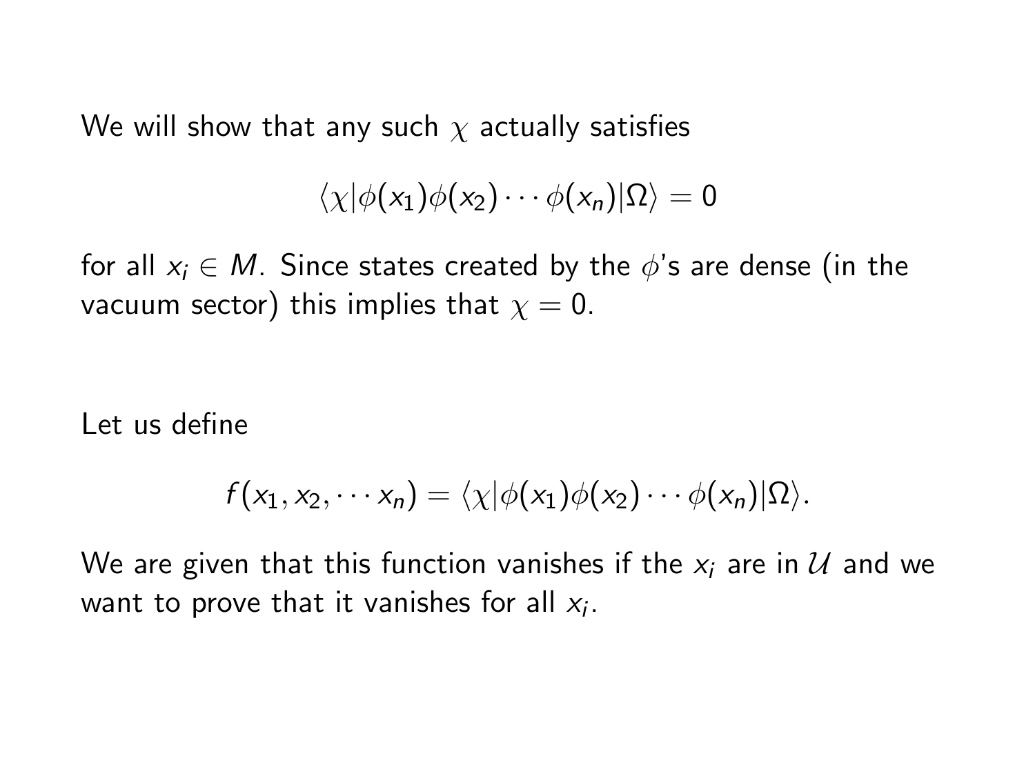We will show that any such $\chi$ actually satisfies

$$\langle \chi | \phi(x_1)\phi(x_2) \cdots \phi(x_n) | \Omega \rangle = 0$$

for all $x_i \in M$. Since states created by the $\phi$'s are dense (in the vacuum sector) this implies that $\chi = 0$.

Let us define

$$f(x_1, x_2, \cdots x_n) = \langle \chi | \phi(x_1)\phi(x_2) \cdots \phi(x_n) | \Omega \rangle.$$

We are given that this function vanishes if the $x_i$ are in $\mathcal{U}$ and we want to prove that it vanishes for all $x_i$.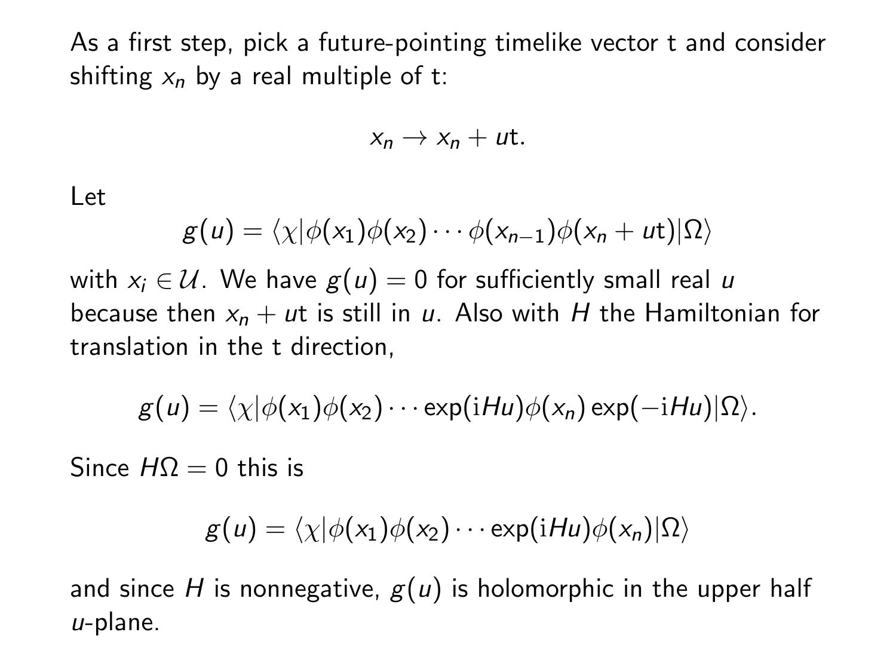As a first step, pick a future-pointing timelike vector t and consider shifting $x_n$ by a real multiple of t:

$$x_n \to x_n + u\mathrm{t}.$$

Let

$$g(u) = \langle \chi | \phi(x_1)\phi(x_2)\cdots\phi(x_{n-1})\phi(x_n + u\mathrm{t})|\Omega\rangle$$

with $x_i \in \mathcal{U}$. We have $g(u) = 0$ for sufficiently small real $u$ because then $x_n + u\mathrm{t}$ is still in $u$. Also with $H$ the Hamiltonian for translation in the t direction,

$$g(u) = \langle \chi | \phi(x_1)\phi(x_2)\cdots \exp(\mathrm{i}Hu)\phi(x_n)\exp(-\mathrm{i}Hu)|\Omega\rangle.$$

Since $H\Omega = 0$ this is

$$g(u) = \langle \chi | \phi(x_1)\phi(x_2)\cdots \exp(\mathrm{i}Hu)\phi(x_n)|\Omega\rangle$$

and since $H$ is nonnegative, $g(u)$ is holomorphic in the upper half $u$-plane.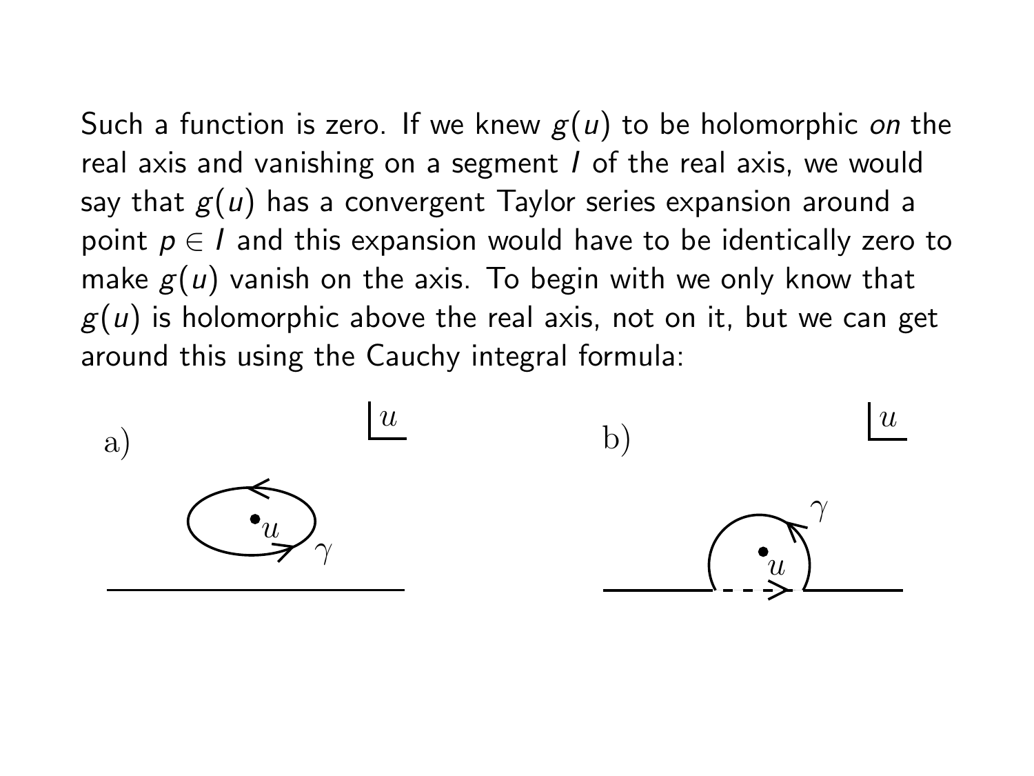Such a function is zero. If we knew $g(u)$ to be holomorphic *on* the real axis and vanishing on a segment $I$ of the real axis, we would say that $g(u)$ has a convergent Taylor series expansion around a point $p \in I$ and this expansion would have to be identically zero to make $g(u)$ vanish on the axis. To begin with we only know that $g(u)$ is holomorphic above the real axis, not on it, but we can get around this using the Cauchy integral formula: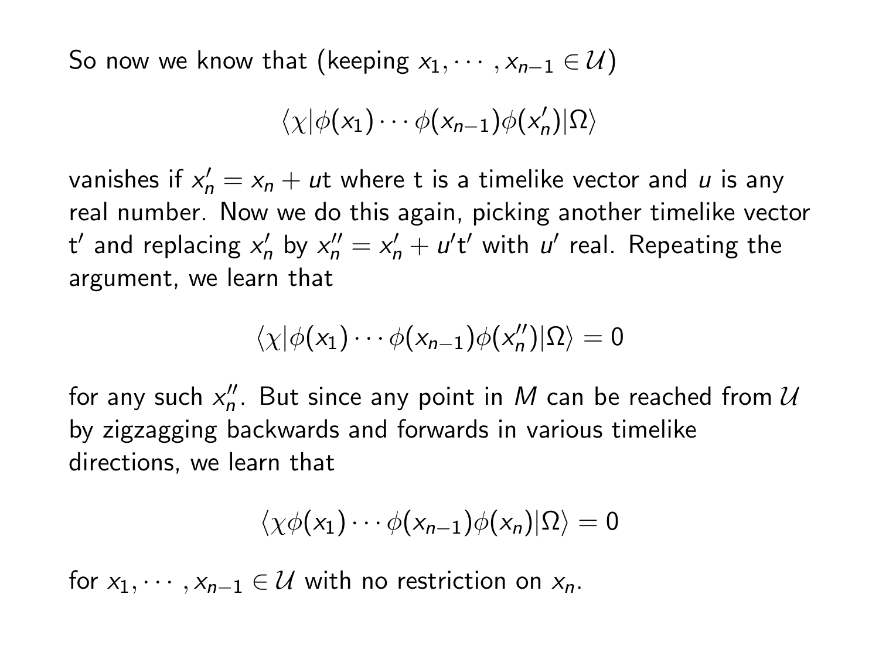So now we know that (keeping $x_1, \cdots, x_{n-1} \in \mathcal{U}$)

$$\langle \chi | \phi(x_1) \cdots \phi(x_{n-1}) \phi(x_n') | \Omega \rangle$$

vanishes if $x_n' = x_n + u\mathrm{t}$ where t is a timelike vector and $u$ is any real number. Now we do this again, picking another timelike vector $\mathrm{t}'$ and replacing $x_n'$ by $x_n'' = x_n' + u'\mathrm{t}'$ with $u'$ real. Repeating the argument, we learn that

$$\langle \chi | \phi(x_1) \cdots \phi(x_{n-1}) \phi(x_n'') | \Omega \rangle = 0$$

for any such $x_n''$. But since any point in $M$ can be reached from $\mathcal{U}$ by zigzagging backwards and forwards in various timelike directions, we learn that

$$\langle \chi \phi(x_1) \cdots \phi(x_{n-1}) \phi(x_n) | \Omega \rangle = 0$$

for $x_1, \cdots, x_{n-1} \in \mathcal{U}$ with no restriction on $x_n$.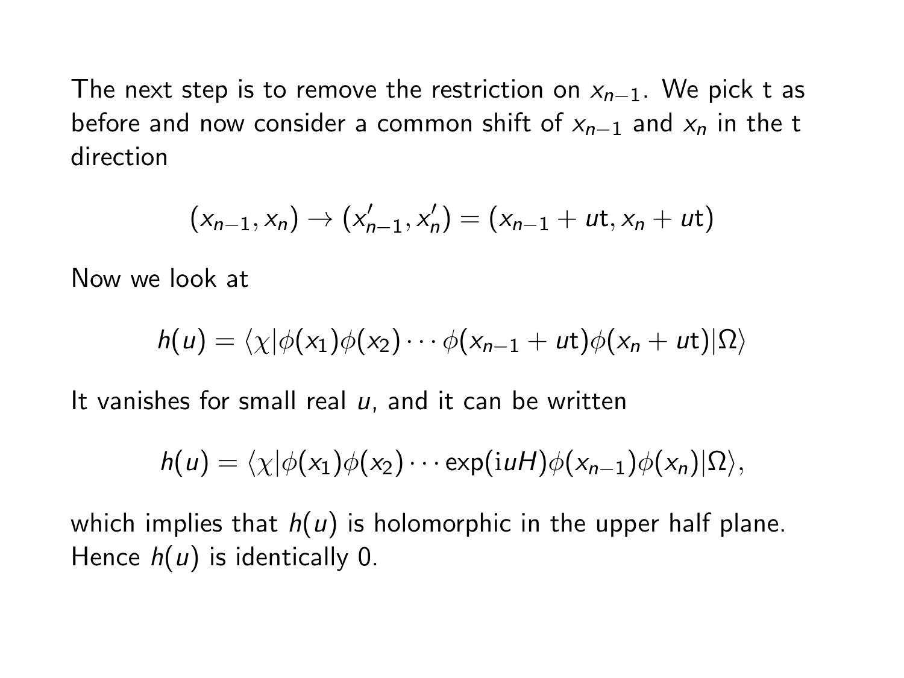The next step is to remove the restriction on $x_{n-1}$. We pick $\mathrm{t}$ as before and now consider a common shift of $x_{n-1}$ and $x_n$ in the $\mathrm{t}$ direction

$$(x_{n-1}, x_n) \to (x'_{n-1}, x'_n) = (x_{n-1} + u\mathrm{t}, x_n + u\mathrm{t})$$

Now we look at

$$h(u) = \langle \chi | \phi(x_1)\phi(x_2)\cdots\phi(x_{n-1} + u\mathrm{t})\phi(x_n + u\mathrm{t})|\Omega\rangle$$

It vanishes for small real $u$, and it can be written

$$h(u) = \langle \chi | \phi(x_1)\phi(x_2)\cdots \exp(\mathrm{i}uH)\phi(x_{n-1})\phi(x_n)|\Omega\rangle,$$

which implies that $h(u)$ is holomorphic in the upper half plane. Hence $h(u)$ is identically 0.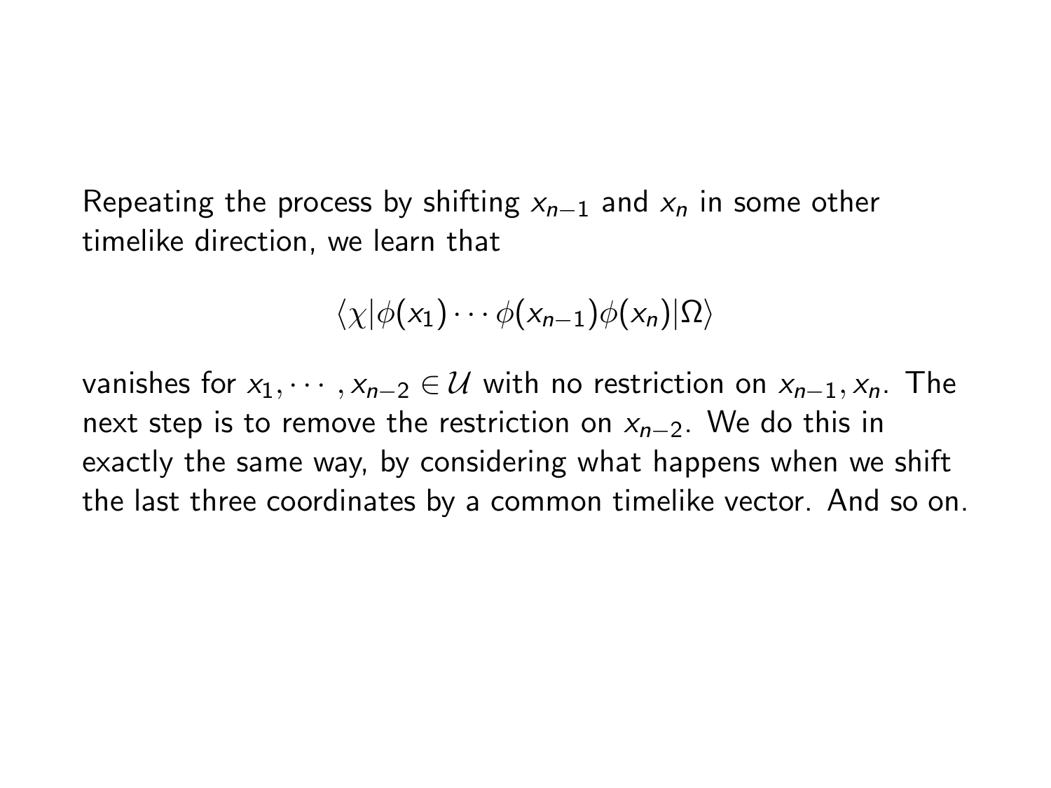Repeating the process by shifting $x_{n-1}$ and $x_n$ in some other timelike direction, we learn that

$$\langle \chi | \phi(x_1) \cdots \phi(x_{n-1}) \phi(x_n) | \Omega \rangle$$

vanishes for $x_1, \cdots, x_{n-2} \in \mathcal{U}$ with no restriction on $x_{n-1}, x_n$. The next step is to remove the restriction on $x_{n-2}$. We do this in exactly the same way, by considering what happens when we shift the last three coordinates by a common timelike vector. And so on.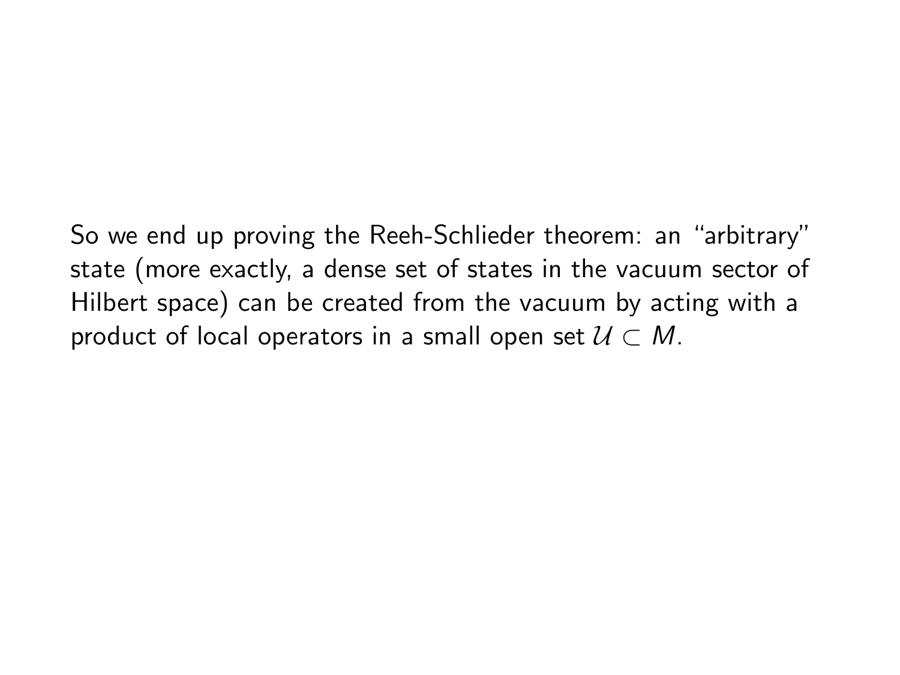So we end up proving the Reeh-Schlieder theorem: an “arbitrary” state (more exactly, a dense set of states in the vacuum sector of Hilbert space) can be created from the vacuum by acting with a product of local operators in a small open set $\mathcal{U} \subset M$.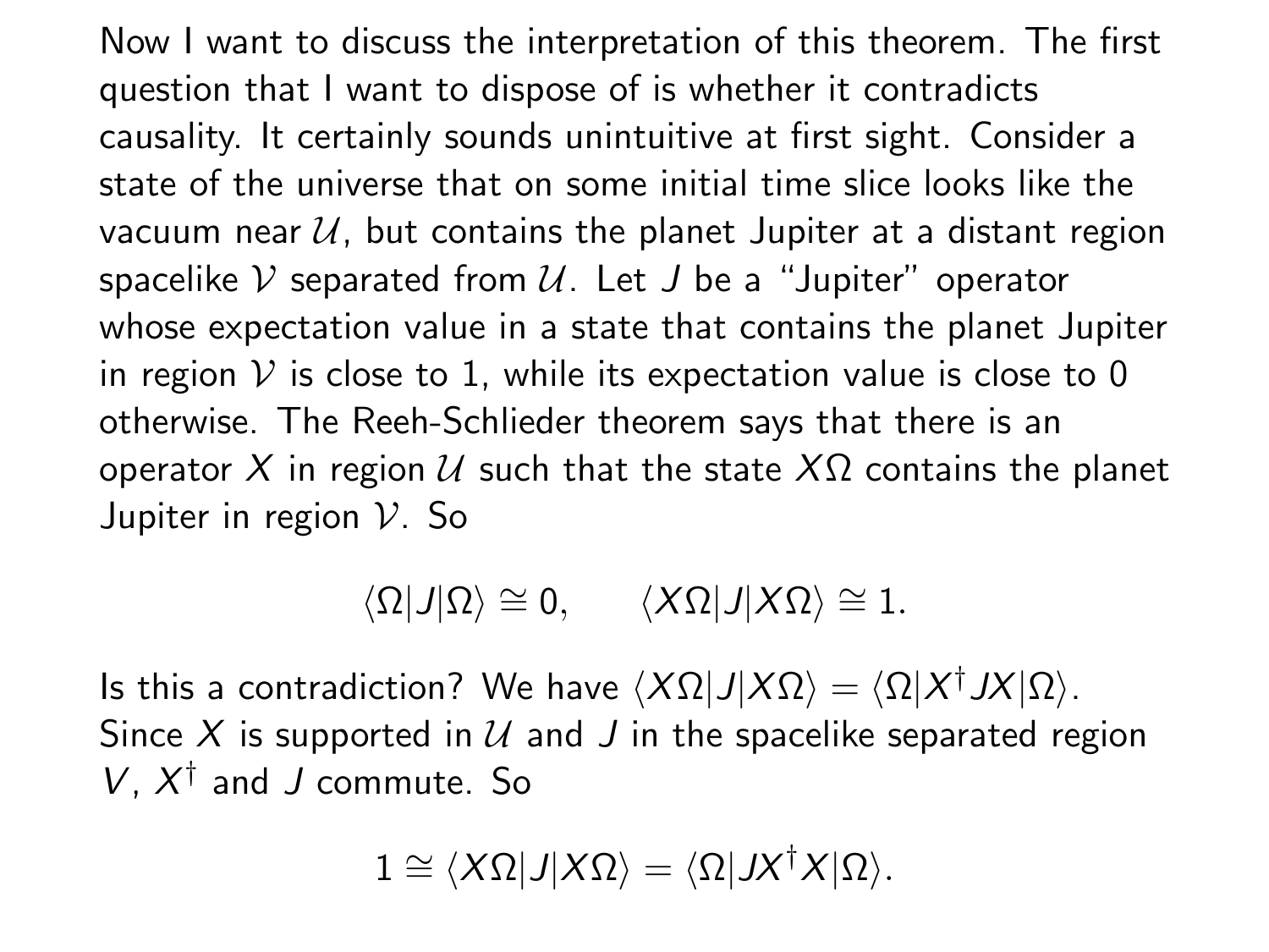Now I want to discuss the interpretation of this theorem. The first question that I want to dispose of is whether it contradicts causality. It certainly sounds unintuitive at first sight. Consider a state of the universe that on some initial time slice looks like the vacuum near $\mathcal{U}$, but contains the planet Jupiter at a distant region spacelike $\mathcal{V}$ separated from $\mathcal{U}$. Let $J$ be a "Jupiter" operator whose expectation value in a state that contains the planet Jupiter in region $\mathcal{V}$ is close to 1, while its expectation value is close to 0 otherwise. The Reeh-Schlieder theorem says that there is an operator $X$ in region $\mathcal{U}$ such that the state $X\Omega$ contains the planet Jupiter in region $\mathcal{V}$. So

$$\langle \Omega | J | \Omega \rangle \cong 0, \qquad \langle X\Omega | J | X\Omega \rangle \cong 1.$$

Is this a contradiction? We have $\langle X\Omega | J | X\Omega \rangle = \langle \Omega | X^\dagger J X | \Omega \rangle$. Since $X$ is supported in $\mathcal{U}$ and $J$ in the spacelike separated region $V$, $X^\dagger$ and $J$ commute. So

$$1 \cong \langle X\Omega | J | X\Omega \rangle = \langle \Omega | J X^\dagger X | \Omega \rangle.$$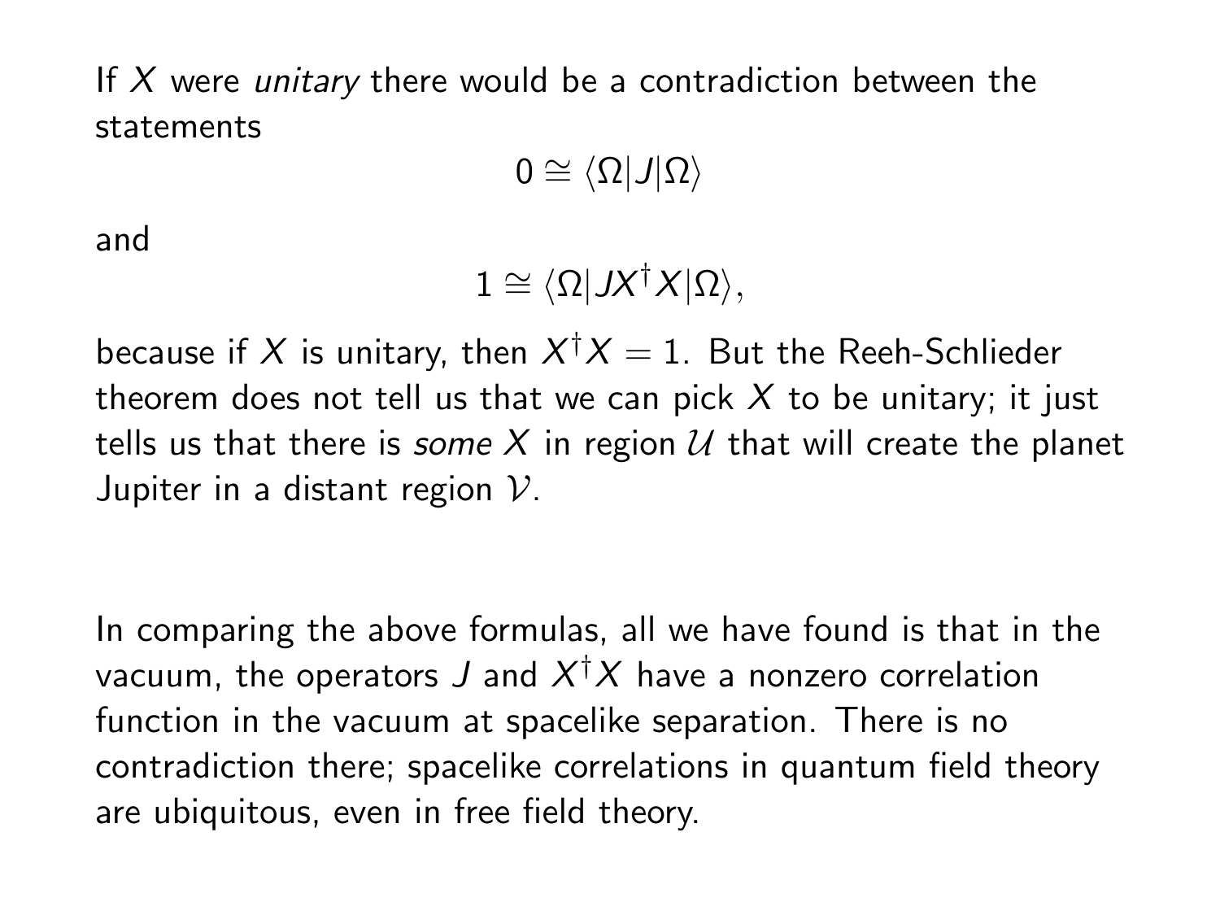If $X$ were *unitary* there would be a contradiction between the statements

$$0 \cong \langle \Omega | J | \Omega \rangle$$

and

$$1 \cong \langle \Omega | J X^\dagger X | \Omega \rangle,$$

because if $X$ is unitary, then $X^\dagger X = 1$. But the Reeh-Schlieder theorem does not tell us that we can pick $X$ to be unitary; it just tells us that there is *some* $X$ in region $\mathcal{U}$ that will create the planet Jupiter in a distant region $\mathcal{V}$.

In comparing the above formulas, all we have found is that in the vacuum, the operators $J$ and $X^\dagger X$ have a nonzero correlation function in the vacuum at spacelike separation. There is no contradiction there; spacelike correlations in quantum field theory are ubiquitous, even in free field theory.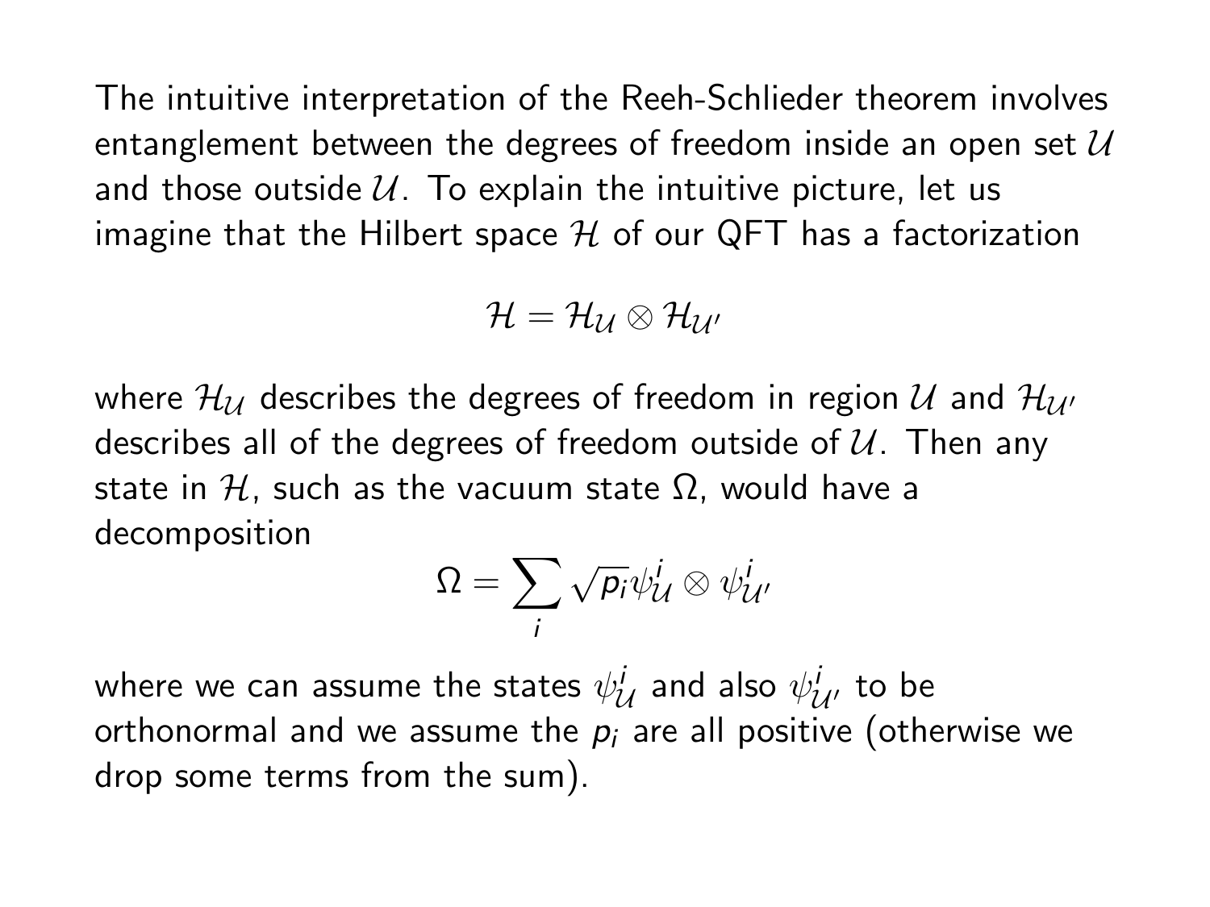The intuitive interpretation of the Reeh-Schlieder theorem involves entanglement between the degrees of freedom inside an open set $\mathcal{U}$ and those outside $\mathcal{U}$. To explain the intuitive picture, let us imagine that the Hilbert space $\mathcal{H}$ of our QFT has a factorization

$$\mathcal{H} = \mathcal{H}_{\mathcal{U}} \otimes \mathcal{H}_{\mathcal{U}'}$$

where $\mathcal{H}_{\mathcal{U}}$ describes the degrees of freedom in region $\mathcal{U}$ and $\mathcal{H}_{\mathcal{U}'}$ describes all of the degrees of freedom outside of $\mathcal{U}$. Then any state in $\mathcal{H}$, such as the vacuum state $\Omega$, would have a decomposition

$$\Omega = \sum_i \sqrt{p_i} \psi^i_{\mathcal{U}} \otimes \psi^i_{\mathcal{U}'}$$

where we can assume the states $\psi^i_{\mathcal{U}}$ and also $\psi^i_{\mathcal{U}'}$ to be orthonormal and we assume the $p_i$ are all positive (otherwise we drop some terms from the sum).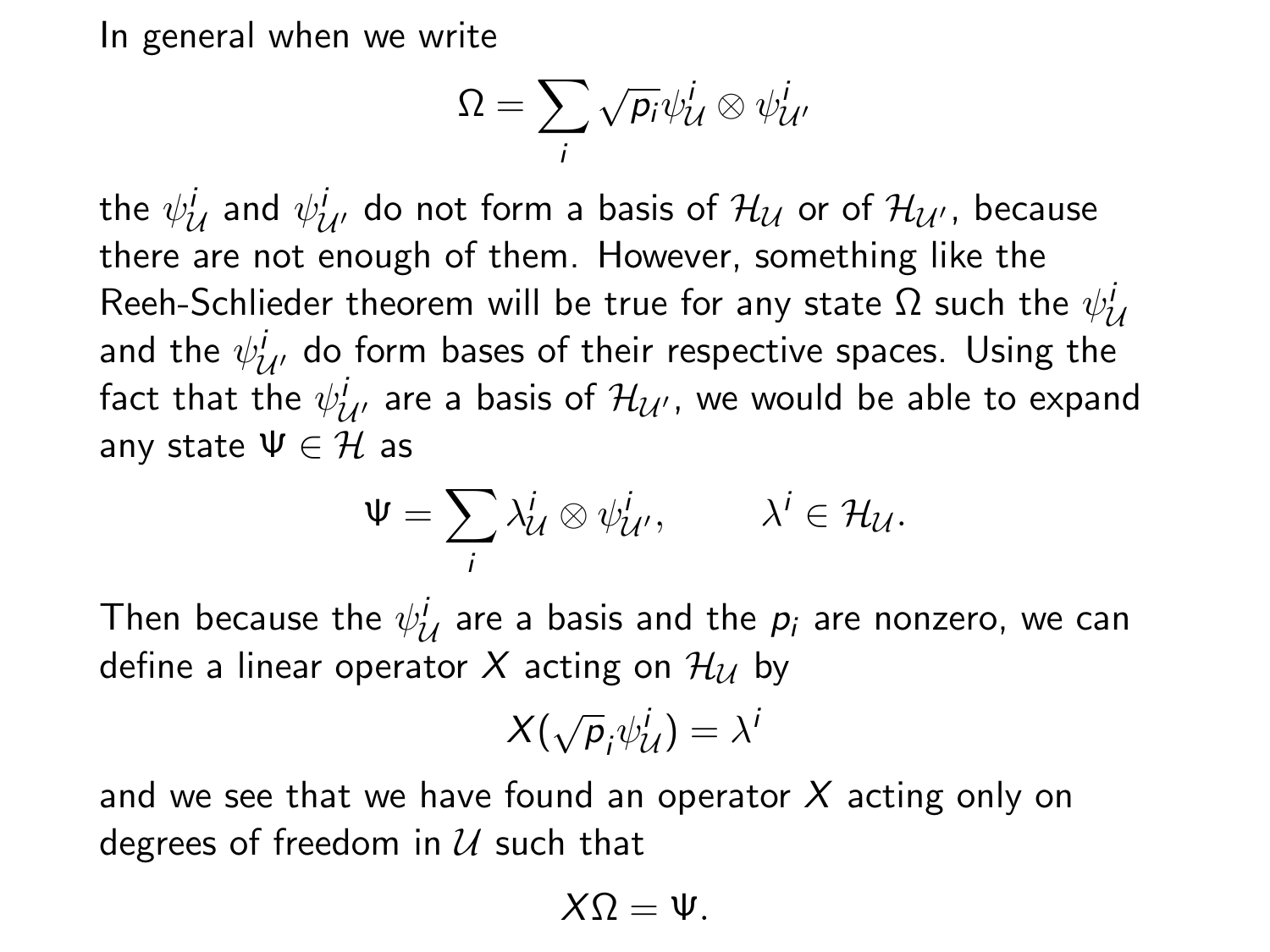In general when we write

$$\Omega = \sum_i \sqrt{p_i} \psi^i_{\mathcal{U}} \otimes \psi^i_{\mathcal{U}'}$$

the $\psi^i_{\mathcal{U}}$ and $\psi^i_{\mathcal{U}'}$ do not form a basis of $\mathcal{H}_{\mathcal{U}}$ or of $\mathcal{H}_{\mathcal{U}'}$, because there are not enough of them. However, something like the Reeh-Schlieder theorem will be true for any state $\Omega$ such the $\psi^i_{\mathcal{U}}$ and the $\psi^i_{\mathcal{U}'}$ do form bases of their respective spaces. Using the fact that the $\psi^i_{\mathcal{U}'}$ are a basis of $\mathcal{H}_{\mathcal{U}'}$, we would be able to expand any state $\Psi \in \mathcal{H}$ as

$$\Psi = \sum_i \lambda^i_{\mathcal{U}} \otimes \psi^i_{\mathcal{U}'}, \qquad \lambda^i \in \mathcal{H}_{\mathcal{U}}.$$

Then because the $\psi^i_{\mathcal{U}}$ are a basis and the $p_i$ are nonzero, we can define a linear operator $X$ acting on $\mathcal{H}_{\mathcal{U}}$ by

$$X(\sqrt{p}_i \psi^i_{\mathcal{U}}) = \lambda^i$$

and we see that we have found an operator $X$ acting only on degrees of freedom in $\mathcal{U}$ such that

$$X\Omega = \Psi.$$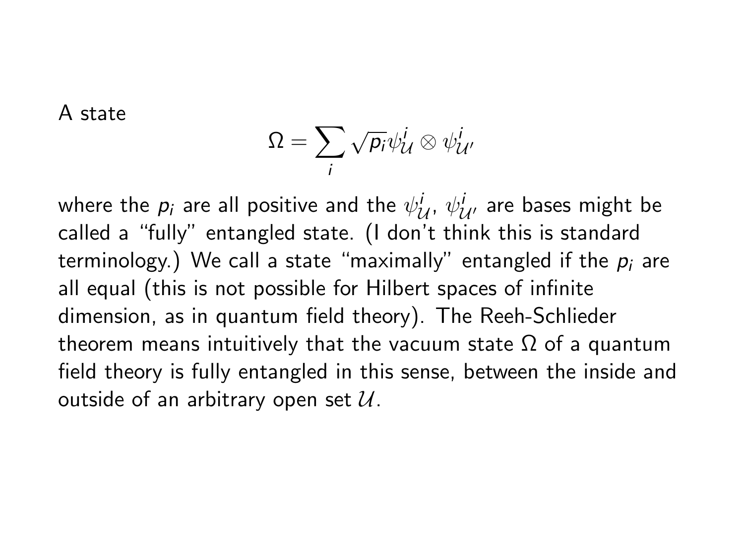A state

$$\Omega = \sum_i \sqrt{p_i} \psi^i_{\mathcal{U}} \otimes \psi^i_{\mathcal{U}'}$$

where the $p_i$ are all positive and the $\psi^i_{\mathcal{U}}$, $\psi^i_{\mathcal{U}'}$ are bases might be called a "fully" entangled state. (I don't think this is standard terminology.) We call a state "maximally" entangled if the $p_i$ are all equal (this is not possible for Hilbert spaces of infinite dimension, as in quantum field theory). The Reeh-Schlieder theorem means intuitively that the vacuum state $\Omega$ of a quantum field theory is fully entangled in this sense, between the inside and outside of an arbitrary open set $\mathcal{U}$.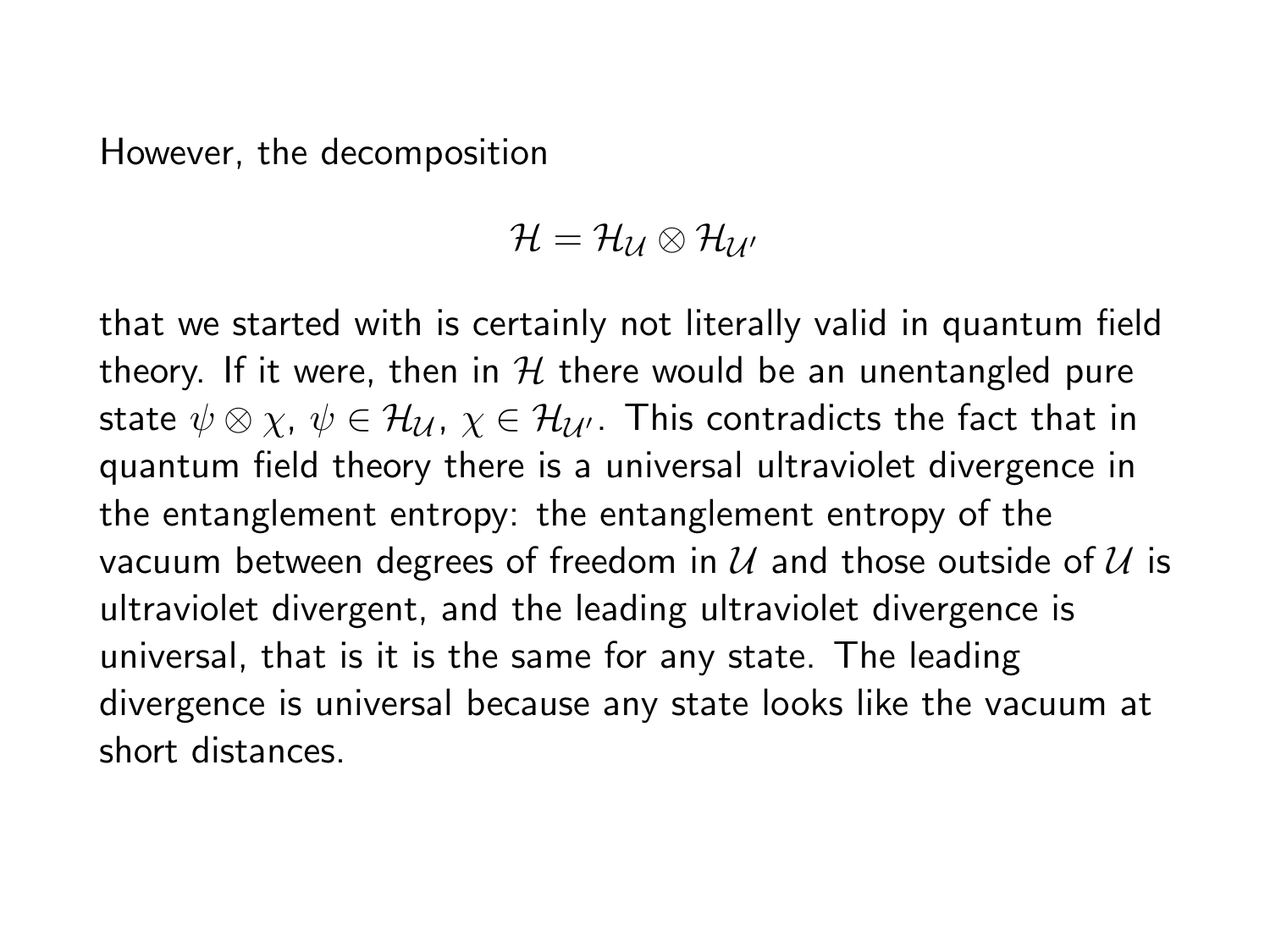However, the decomposition

$$\mathcal{H} = \mathcal{H}_{\mathcal{U}} \otimes \mathcal{H}_{\mathcal{U}'}$$

that we started with is certainly not literally valid in quantum field theory. If it were, then in $\mathcal{H}$ there would be an unentangled pure state $\psi \otimes \chi$, $\psi \in \mathcal{H}_{\mathcal{U}}$, $\chi \in \mathcal{H}_{\mathcal{U}'}$. This contradicts the fact that in quantum field theory there is a universal ultraviolet divergence in the entanglement entropy: the entanglement entropy of the vacuum between degrees of freedom in $\mathcal{U}$ and those outside of $\mathcal{U}$ is ultraviolet divergent, and the leading ultraviolet divergence is universal, that is it is the same for any state. The leading divergence is universal because any state looks like the vacuum at short distances.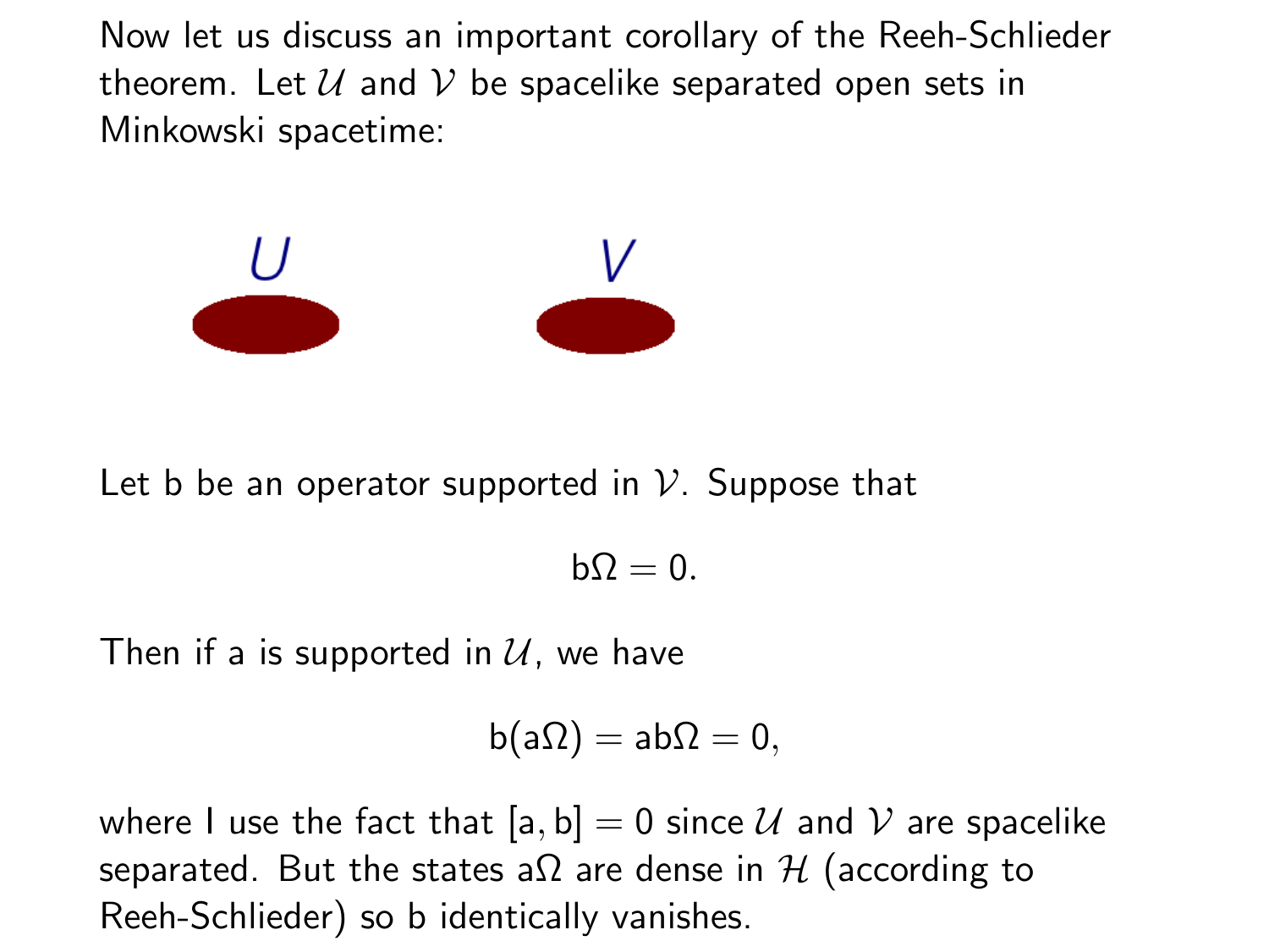Now let us discuss an important corollary of the Reeh-Schlieder theorem. Let $\mathcal{U}$ and $\mathcal{V}$ be spacelike separated open sets in Minkowski spacetime:

Let b be an operator supported in $\mathcal{V}$. Suppose that

$$\mathrm{b}\Omega = 0.$$

Then if a is supported in $\mathcal{U}$, we have

$$\mathrm{b}(\mathrm{a}\Omega) = \mathrm{ab}\Omega = 0,$$

where I use the fact that $[\mathrm{a}, \mathrm{b}] = 0$ since $\mathcal{U}$ and $\mathcal{V}$ are spacelike separated. But the states $\mathrm{a}\Omega$ are dense in $\mathcal{H}$ (according to Reeh-Schlieder) so b identically vanishes.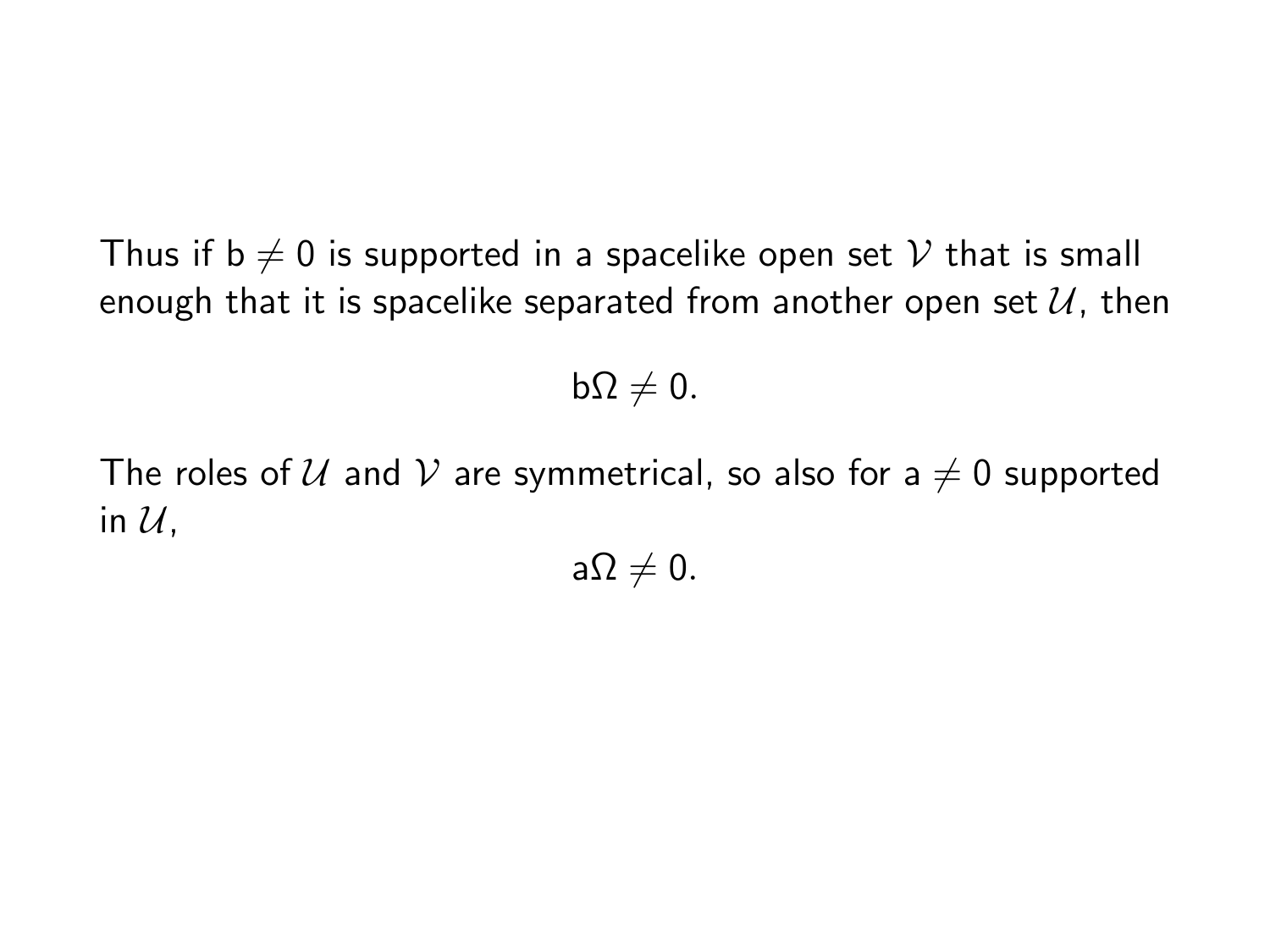Thus if $\mathsf{b} \neq 0$ is supported in a spacelike open set $\mathcal{V}$ that is small enough that it is spacelike separated from another open set $\mathcal{U}$, then

$$\mathsf{b}\Omega \neq 0.$$

The roles of $\mathcal{U}$ and $\mathcal{V}$ are symmetrical, so also for $\mathsf{a} \neq 0$ supported in $\mathcal{U}$,

$$\mathsf{a}\Omega \neq 0.$$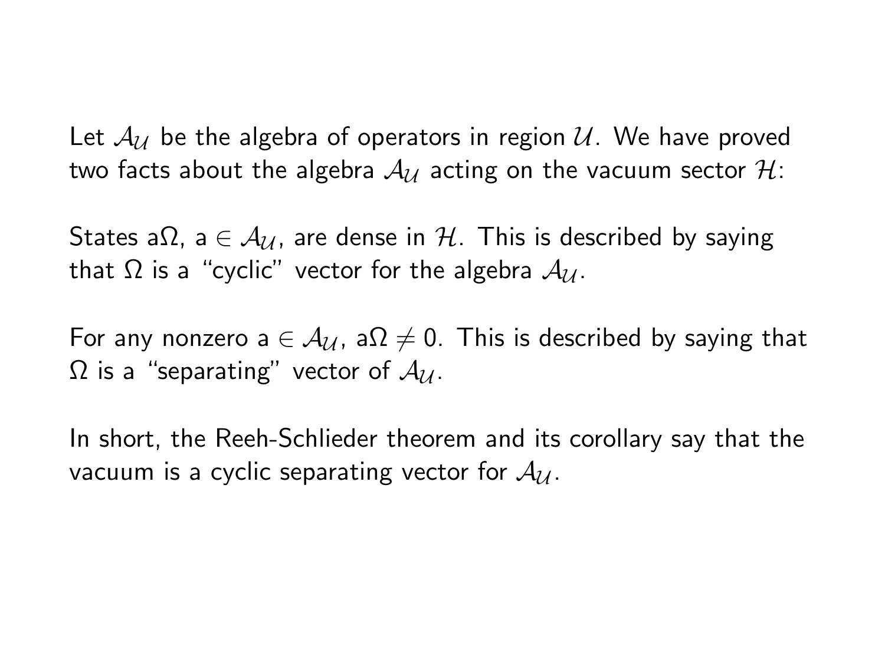Let $\mathcal{A}_{\mathcal{U}}$ be the algebra of operators in region $\mathcal{U}$. We have proved two facts about the algebra $\mathcal{A}_{\mathcal{U}}$ acting on the vacuum sector $\mathcal{H}$:

States $\mathsf{a}\Omega$, $\mathsf{a} \in \mathcal{A}_{\mathcal{U}}$, are dense in $\mathcal{H}$. This is described by saying that $\Omega$ is a "cyclic" vector for the algebra $\mathcal{A}_{\mathcal{U}}$.

For any nonzero $\mathsf{a} \in \mathcal{A}_{\mathcal{U}}$, $\mathsf{a}\Omega \neq 0$. This is described by saying that $\Omega$ is a "separating" vector of $\mathcal{A}_{\mathcal{U}}$.

In short, the Reeh-Schlieder theorem and its corollary say that the vacuum is a cyclic separating vector for $\mathcal{A}_{\mathcal{U}}$.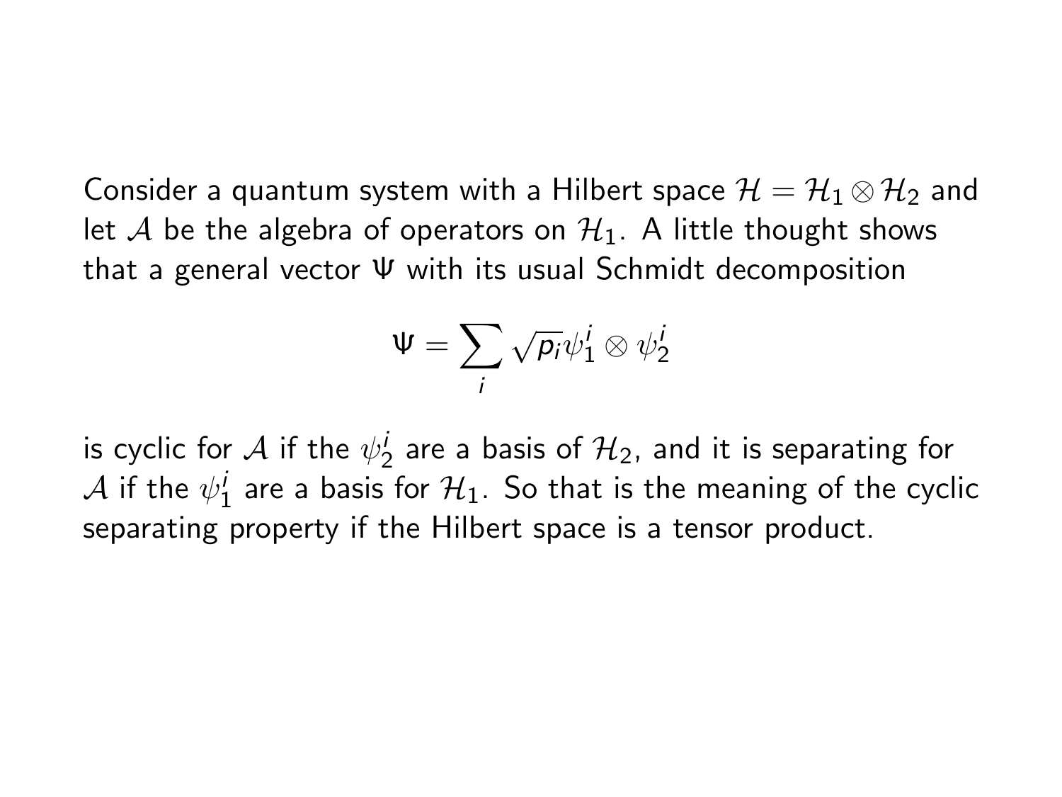Consider a quantum system with a Hilbert space $\mathcal{H} = \mathcal{H}_1 \otimes \mathcal{H}_2$ and let $\mathcal{A}$ be the algebra of operators on $\mathcal{H}_1$. A little thought shows that a general vector $\Psi$ with its usual Schmidt decomposition

$$\Psi = \sum_i \sqrt{p_i} \psi_1^i \otimes \psi_2^i$$

is cyclic for $\mathcal{A}$ if the $\psi_2^i$ are a basis of $\mathcal{H}_2$, and it is separating for $\mathcal{A}$ if the $\psi_1^i$ are a basis for $\mathcal{H}_1$. So that is the meaning of the cyclic separating property if the Hilbert space is a tensor product.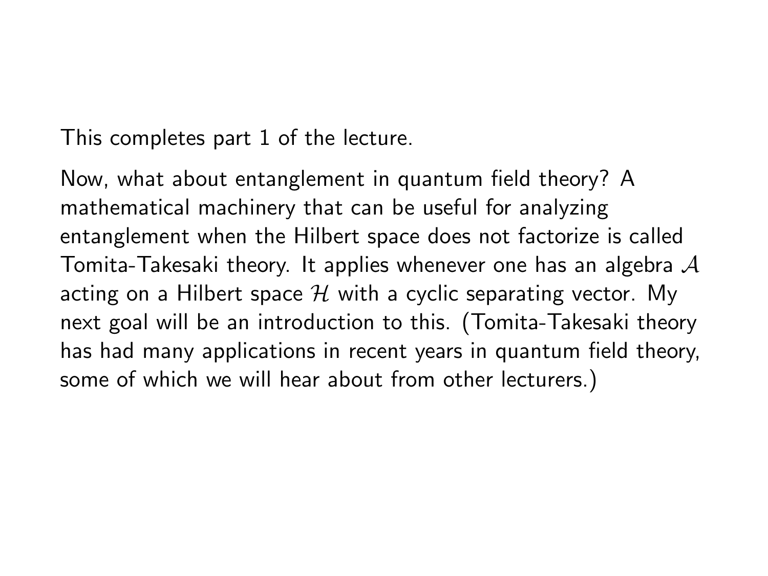This completes part 1 of the lecture.

Now, what about entanglement in quantum field theory? A mathematical machinery that can be useful for analyzing entanglement when the Hilbert space does not factorize is called Tomita-Takesaki theory. It applies whenever one has an algebra $\mathcal{A}$ acting on a Hilbert space $\mathcal{H}$ with a cyclic separating vector. My next goal will be an introduction to this. (Tomita-Takesaki theory has had many applications in recent years in quantum field theory, some of which we will hear about from other lecturers.)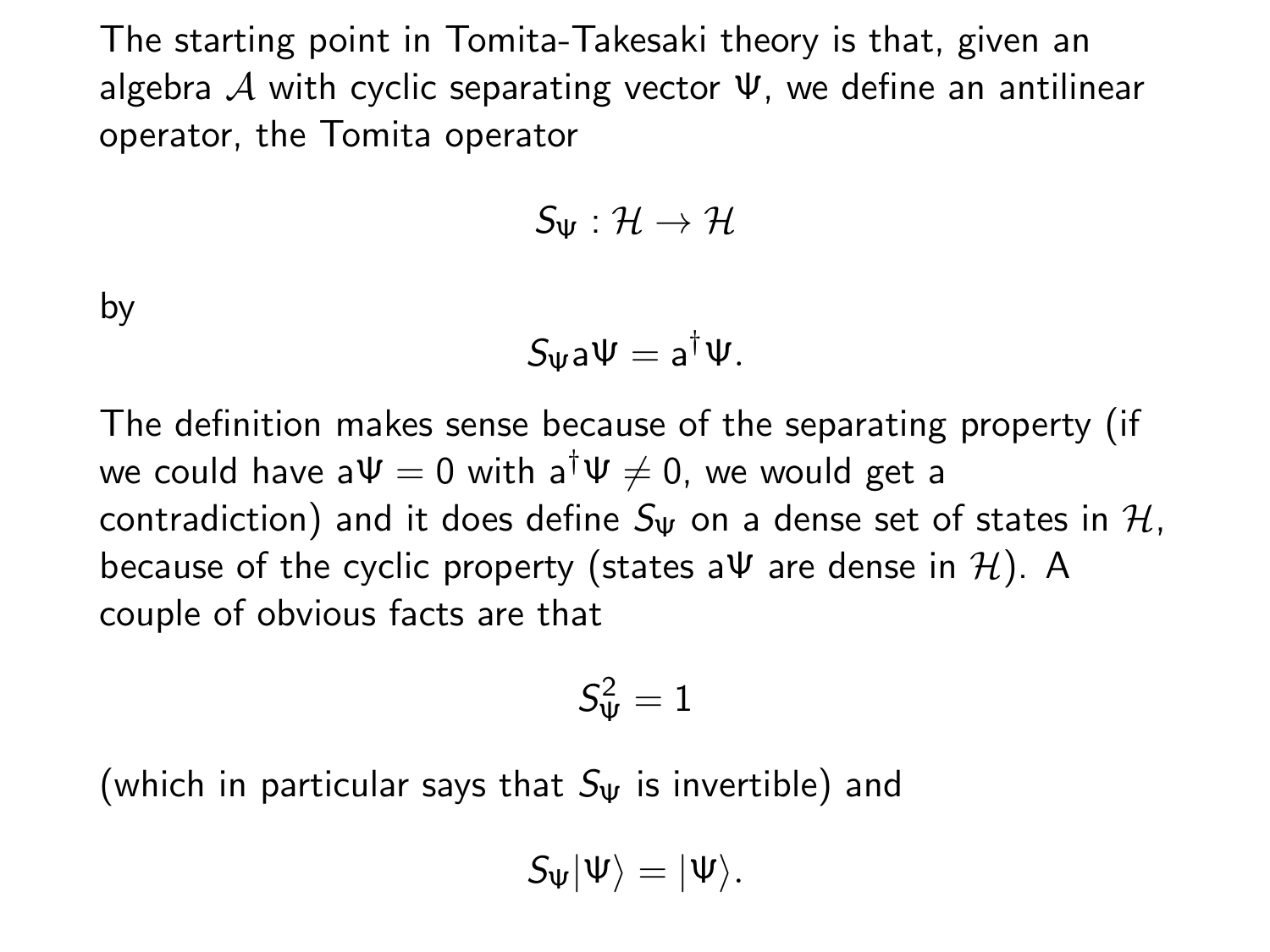The starting point in Tomita-Takesaki theory is that, given an algebra $\mathcal{A}$ with cyclic separating vector $\Psi$, we define an antilinear operator, the Tomita operator

$$S_\Psi : \mathcal{H} \to \mathcal{H}$$

by

$$S_\Psi \mathsf{a}\Psi = \mathsf{a}^\dagger \Psi.$$

The definition makes sense because of the separating property (if we could have $\mathsf{a}\Psi = 0$ with $\mathsf{a}^\dagger \Psi \neq 0$, we would get a contradiction) and it does define $S_\Psi$ on a dense set of states in $\mathcal{H}$, because of the cyclic property (states $\mathsf{a}\Psi$ are dense in $\mathcal{H}$). A couple of obvious facts are that

$$S_\Psi^2 = 1$$

(which in particular says that $S_\Psi$ is invertible) and

$$S_\Psi |\Psi\rangle = |\Psi\rangle.$$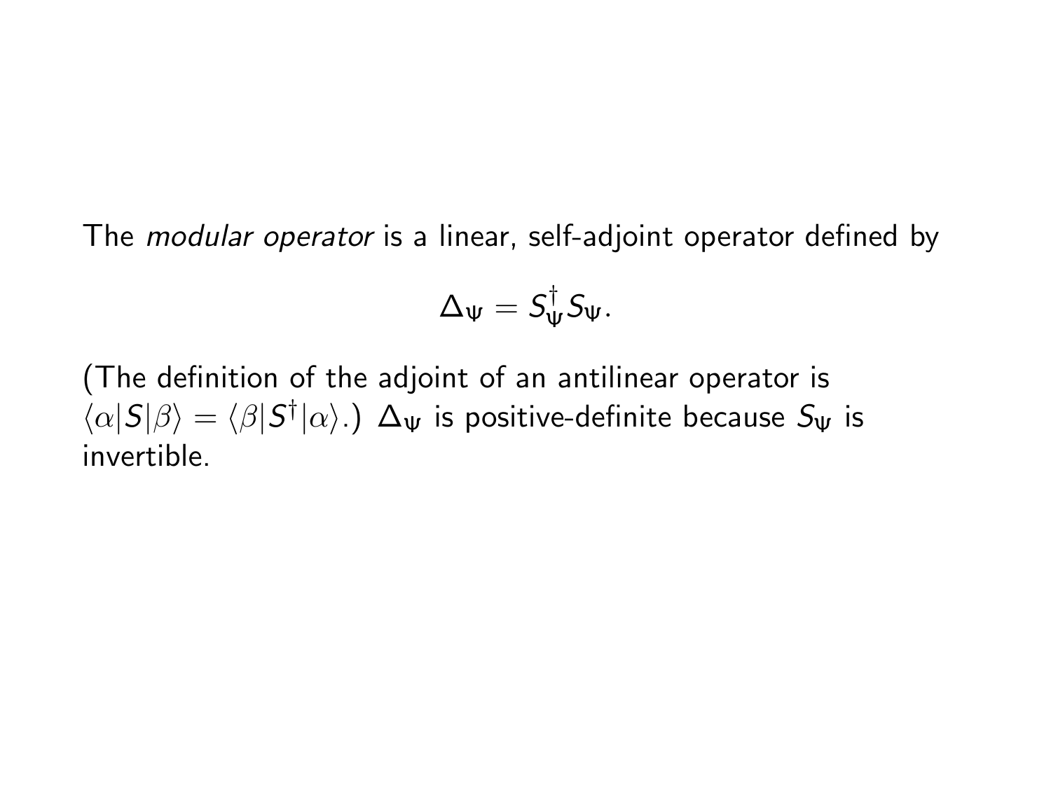The *modular operator* is a linear, self-adjoint operator defined by

$$\Delta_\Psi = S_\Psi^\dagger S_\Psi.$$

(The definition of the adjoint of an antilinear operator is $\langle\alpha|S|\beta\rangle = \langle\beta|S^\dagger|\alpha\rangle$.) $\Delta_\Psi$ is positive-definite because $S_\Psi$ is invertible.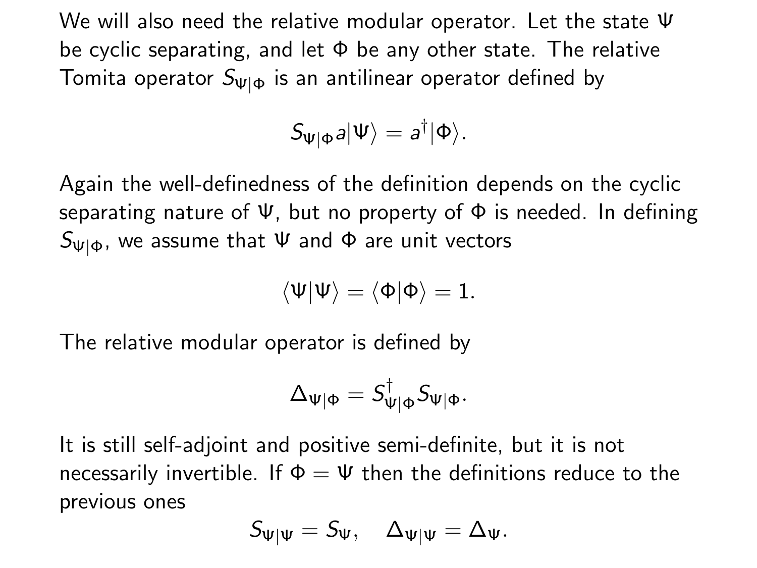We will also need the relative modular operator. Let the state $\Psi$ be cyclic separating, and let $\Phi$ be any other state. The relative Tomita operator $S_{\Psi|\Phi}$ is an antilinear operator defined by

$$S_{\Psi|\Phi} a|\Psi\rangle = a^\dagger|\Phi\rangle.$$

Again the well-definedness of the definition depends on the cyclic separating nature of $\Psi$, but no property of $\Phi$ is needed. In defining $S_{\Psi|\Phi}$, we assume that $\Psi$ and $\Phi$ are unit vectors

$$\langle\Psi|\Psi\rangle = \langle\Phi|\Phi\rangle = 1.$$

The relative modular operator is defined by

$$\Delta_{\Psi|\Phi} = S^\dagger_{\Psi|\Phi} S_{\Psi|\Phi}.$$

It is still self-adjoint and positive semi-definite, but it is not necessarily invertible. If $\Phi = \Psi$ then the definitions reduce to the previous ones

$$S_{\Psi|\Psi} = S_\Psi, \quad \Delta_{\Psi|\Psi} = \Delta_\Psi.$$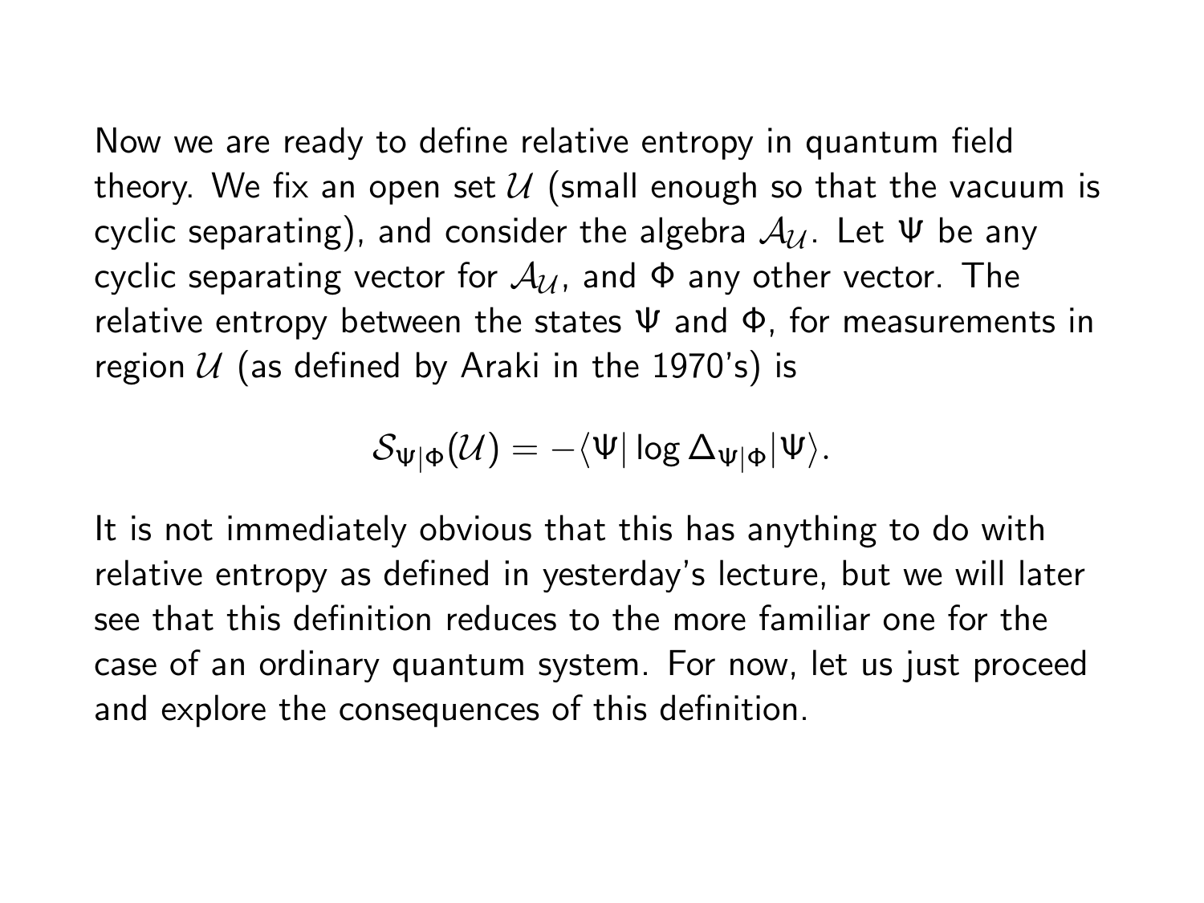Now we are ready to define relative entropy in quantum field theory. We fix an open set $\mathcal{U}$ (small enough so that the vacuum is cyclic separating), and consider the algebra $\mathcal{A}_{\mathcal{U}}$. Let $\Psi$ be any cyclic separating vector for $\mathcal{A}_{\mathcal{U}}$, and $\Phi$ any other vector. The relative entropy between the states $\Psi$ and $\Phi$, for measurements in region $\mathcal{U}$ (as defined by Araki in the 1970's) is

$$\mathcal{S}_{\Psi|\Phi}(\mathcal{U}) = -\langle\Psi|\log\Delta_{\Psi|\Phi}|\Psi\rangle.$$

It is not immediately obvious that this has anything to do with relative entropy as defined in yesterday's lecture, but we will later see that this definition reduces to the more familiar one for the case of an ordinary quantum system. For now, let us just proceed and explore the consequences of this definition.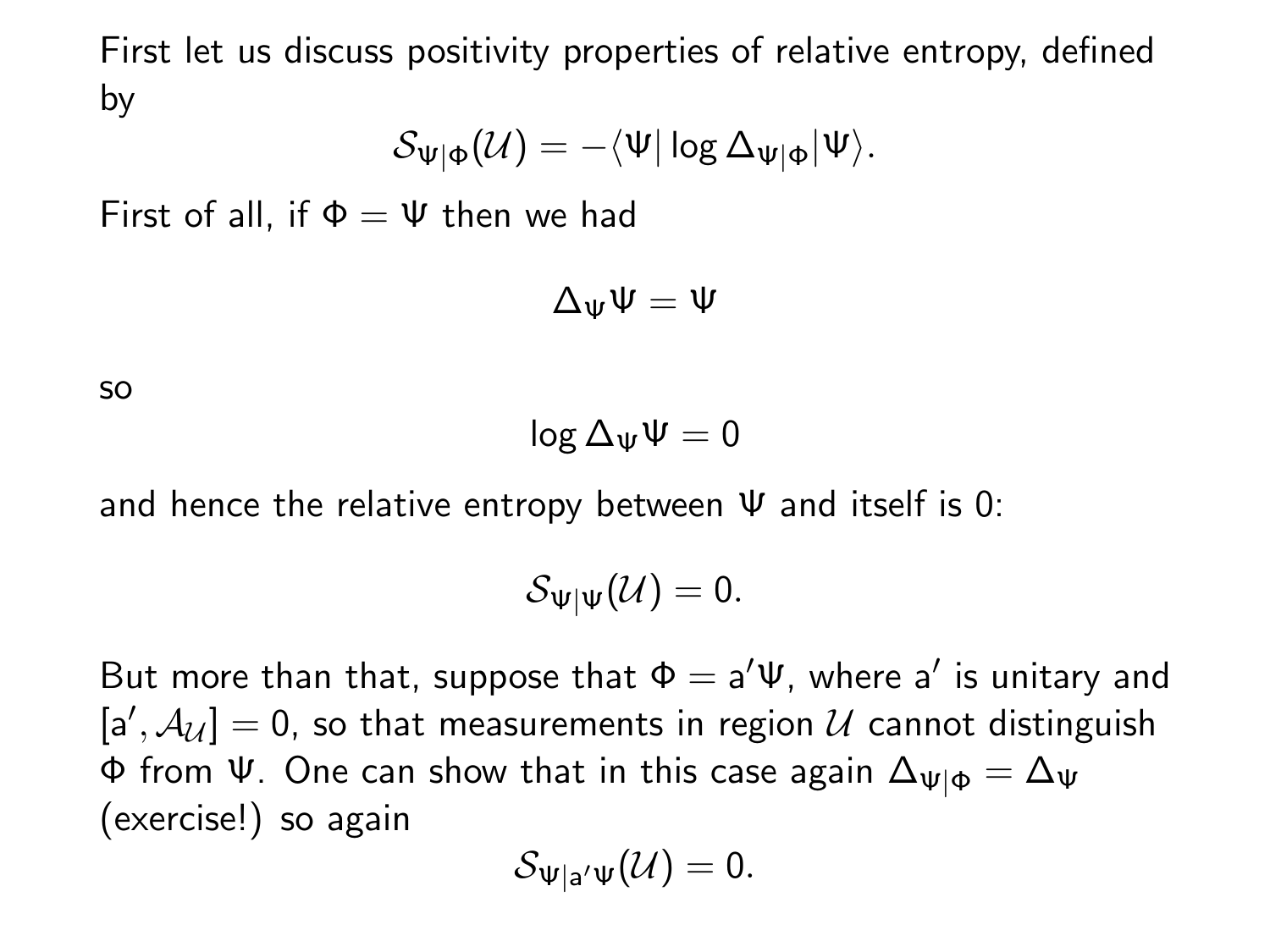First let us discuss positivity properties of relative entropy, defined by

$$\mathcal{S}_{\Psi|\Phi}(\mathcal{U}) = -\langle\Psi|\log\Delta_{\Psi|\Phi}|\Psi\rangle.$$

First of all, if $\Phi = \Psi$ then we had

$$\Delta_\Psi\Psi = \Psi$$

so

$$\log\Delta_\Psi\Psi = 0$$

and hence the relative entropy between $\Psi$ and itself is 0:

$$\mathcal{S}_{\Psi|\Psi}(\mathcal{U}) = 0.$$

But more than that, suppose that $\Phi = \mathsf{a}'\Psi$, where $\mathsf{a}'$ is unitary and $[\mathsf{a}', \mathcal{A}_\mathcal{U}] = 0$, so that measurements in region $\mathcal{U}$ cannot distinguish $\Phi$ from $\Psi$. One can show that in this case again $\Delta_{\Psi|\Phi} = \Delta_\Psi$ (exercise!) so again

$$\mathcal{S}_{\Psi|\mathsf{a}'\Psi}(\mathcal{U}) = 0.$$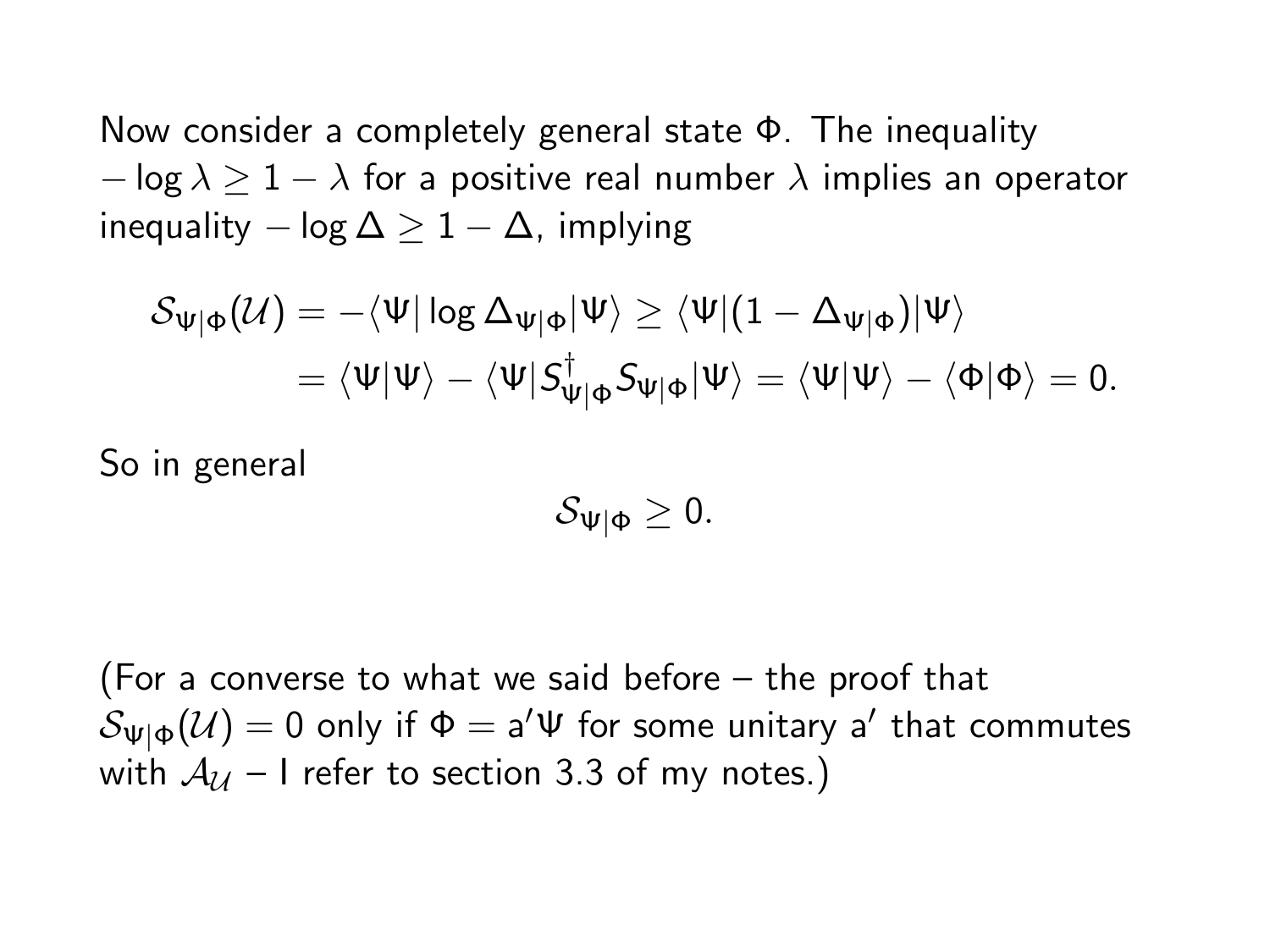Now consider a completely general state $\Phi$. The inequality $-\log\lambda \geq 1-\lambda$ for a positive real number $\lambda$ implies an operator inequality $-\log\Delta \geq 1-\Delta$, implying

$$\begin{aligned}
\mathcal{S}_{\Psi|\Phi}(\mathcal{U}) &= -\langle\Psi|\log\Delta_{\Psi|\Phi}|\Psi\rangle \geq \langle\Psi|(1-\Delta_{\Psi|\Phi})|\Psi\rangle \\
&= \langle\Psi|\Psi\rangle - \langle\Psi|S^\dagger_{\Psi|\Phi}S_{\Psi|\Phi}|\Psi\rangle = \langle\Psi|\Psi\rangle - \langle\Phi|\Phi\rangle = 0.
\end{aligned}$$

So in general

$$\mathcal{S}_{\Psi|\Phi} \geq 0.$$

(For a converse to what we said before – the proof that $\mathcal{S}_{\Psi|\Phi}(\mathcal{U}) = 0$ only if $\Phi = \mathrm{a}'\Psi$ for some unitary $\mathrm{a}'$ that commutes with $\mathcal{A}_\mathcal{U}$ – I refer to section 3.3 of my notes.)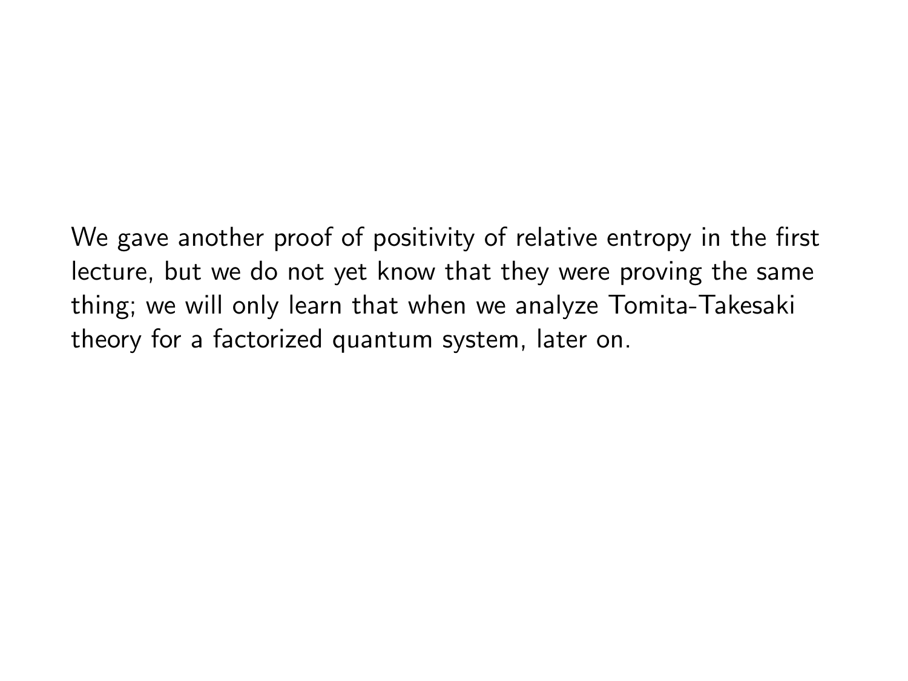We gave another proof of positivity of relative entropy in the first lecture, but we do not yet know that they were proving the same thing; we will only learn that when we analyze Tomita-Takesaki theory for a factorized quantum system, later on.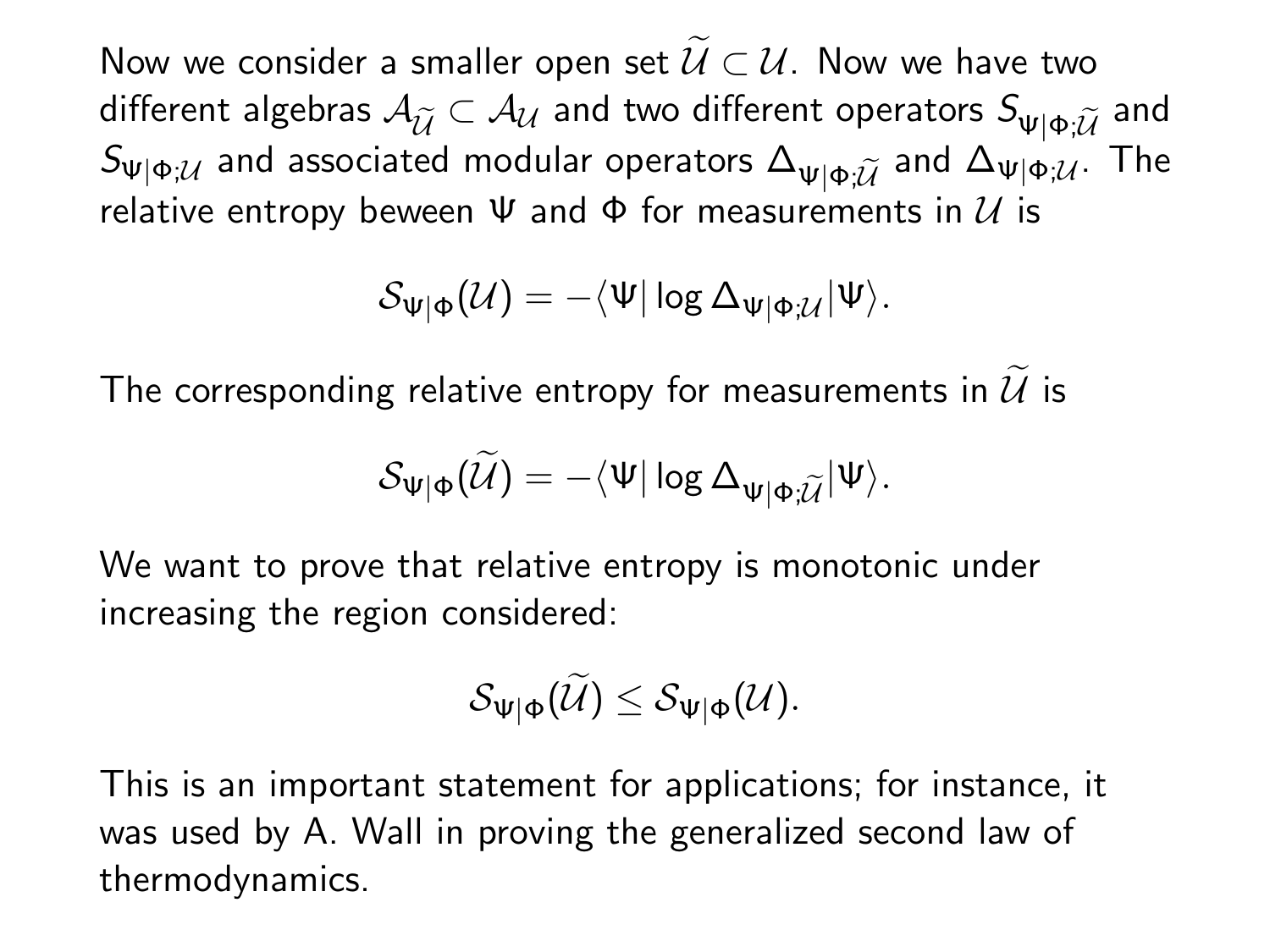Now we consider a smaller open set $\widetilde{\mathcal{U}} \subset \mathcal{U}$. Now we have two different algebras $\mathcal{A}_{\widetilde{\mathcal{U}}} \subset \mathcal{A}_{\mathcal{U}}$ and two different operators $S_{\Psi|\Phi;\widetilde{\mathcal{U}}}$ and $S_{\Psi|\Phi;\mathcal{U}}$ and associated modular operators $\Delta_{\Psi|\Phi;\widetilde{\mathcal{U}}}$ and $\Delta_{\Psi|\Phi;\mathcal{U}}$. The relative entropy beween $\Psi$ and $\Phi$ for measurements in $\mathcal{U}$ is

$$\mathcal{S}_{\Psi|\Phi}(\mathcal{U}) = -\langle\Psi| \log \Delta_{\Psi|\Phi;\mathcal{U}} |\Psi\rangle.$$

The corresponding relative entropy for measurements in $\widetilde{\mathcal{U}}$ is

$$\mathcal{S}_{\Psi|\Phi}(\widetilde{\mathcal{U}}) = -\langle\Psi| \log \Delta_{\Psi|\Phi;\widetilde{\mathcal{U}}} |\Psi\rangle.$$

We want to prove that relative entropy is monotonic under increasing the region considered:

$$\mathcal{S}_{\Psi|\Phi}(\widetilde{\mathcal{U}}) \leq \mathcal{S}_{\Psi|\Phi}(\mathcal{U}).$$

This is an important statement for applications; for instance, it was used by A. Wall in proving the generalized second law of thermodynamics.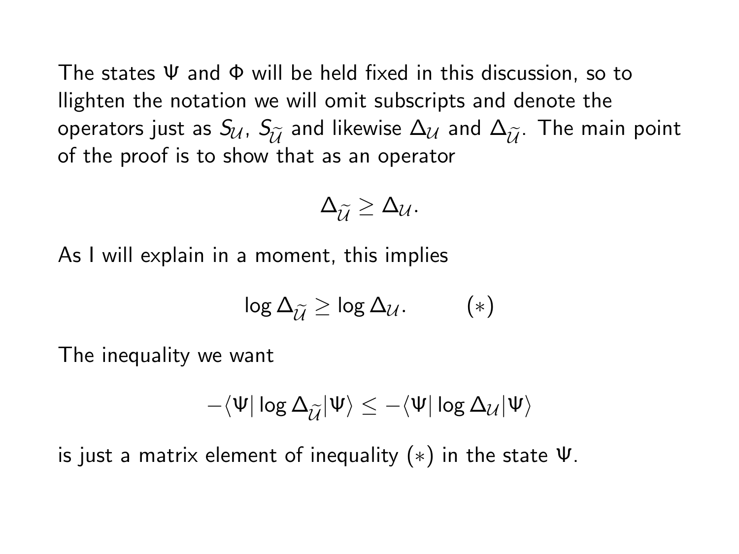The states $\Psi$ and $\Phi$ will be held fixed in this discussion, so to llighten the notation we will omit subscripts and denote the operators just as $S_{\mathcal{U}}$, $S_{\widetilde{\mathcal{U}}}$ and likewise $\Delta_{\mathcal{U}}$ and $\Delta_{\widetilde{\mathcal{U}}}$. The main point of the proof is to show that as an operator

$$\Delta_{\widetilde{\mathcal{U}}} \geq \Delta_{\mathcal{U}}.$$

As I will explain in a moment, this implies

$$\log \Delta_{\widetilde{\mathcal{U}}} \geq \log \Delta_{\mathcal{U}}. \qquad (*)$$

The inequality we want

$$-\langle \Psi | \log \Delta_{\widetilde{\mathcal{U}}} | \Psi \rangle \leq -\langle \Psi | \log \Delta_{\mathcal{U}} | \Psi \rangle$$

is just a matrix element of inequality $(*)$ in the state $\Psi$.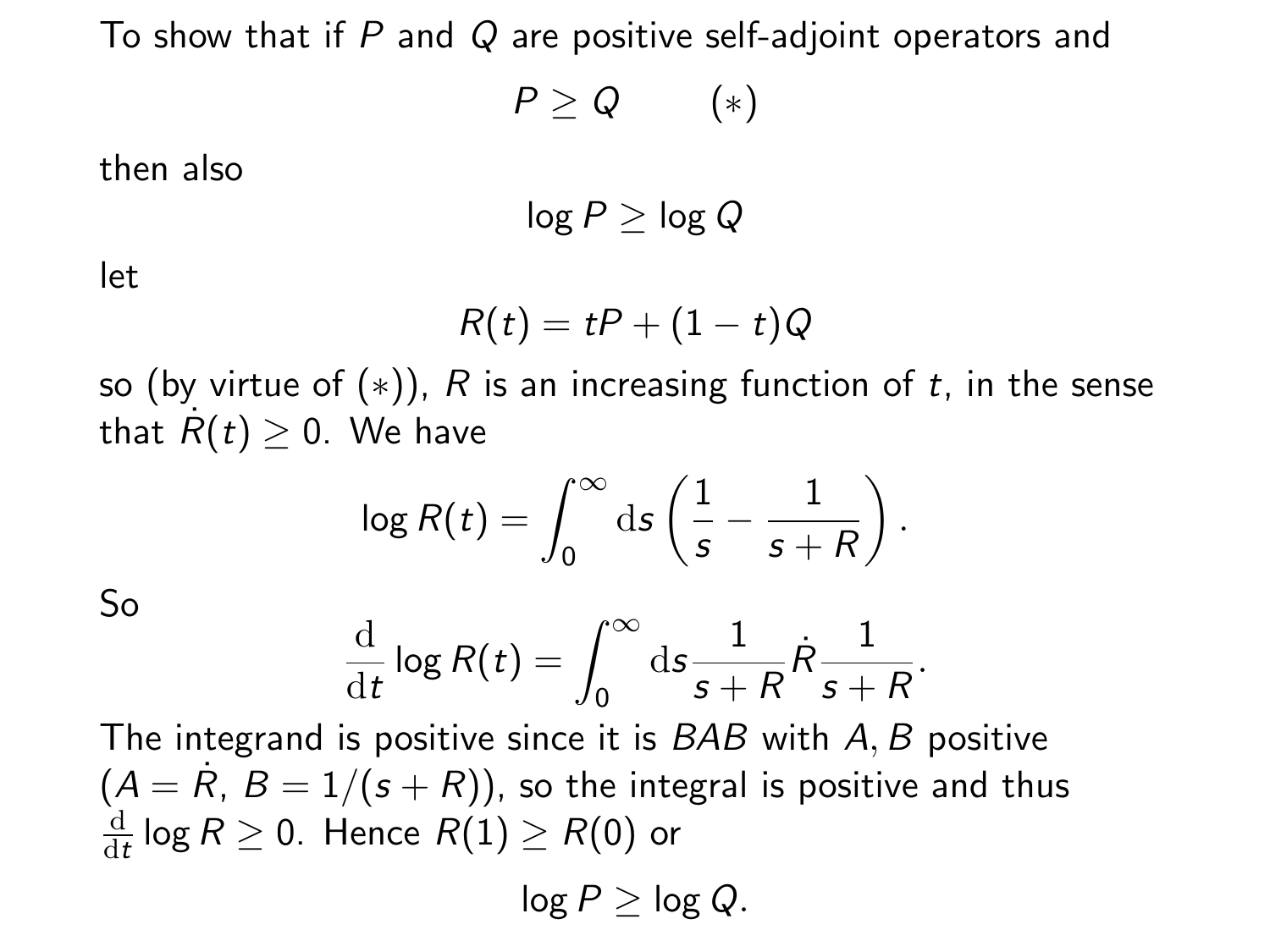To show that if $P$ and $Q$ are positive self-adjoint operators and

$$P \geq Q \qquad (*)$$

then also

$$\log P \geq \log Q$$

let

$$R(t) = tP + (1-t)Q$$

so (by virtue of $(*)$), $R$ is an increasing function of $t$, in the sense that $\dot{R}(t) \geq 0$. We have

$$\log R(t) = \int_0^\infty \mathrm{d}s \left( \frac{1}{s} - \frac{1}{s+R} \right).$$

So

$$\frac{\mathrm{d}}{\mathrm{d}t} \log R(t) = \int_0^\infty \mathrm{d}s \frac{1}{s+R} \dot{R} \frac{1}{s+R}.$$

The integrand is positive since it is $BAB$ with $A, B$ positive ($A = \dot{R}$, $B = 1/(s+R)$), so the integral is positive and thus $\frac{\mathrm{d}}{\mathrm{d}t} \log R \geq 0$. Hence $R(1) \geq R(0)$ or

$$\log P \geq \log Q.$$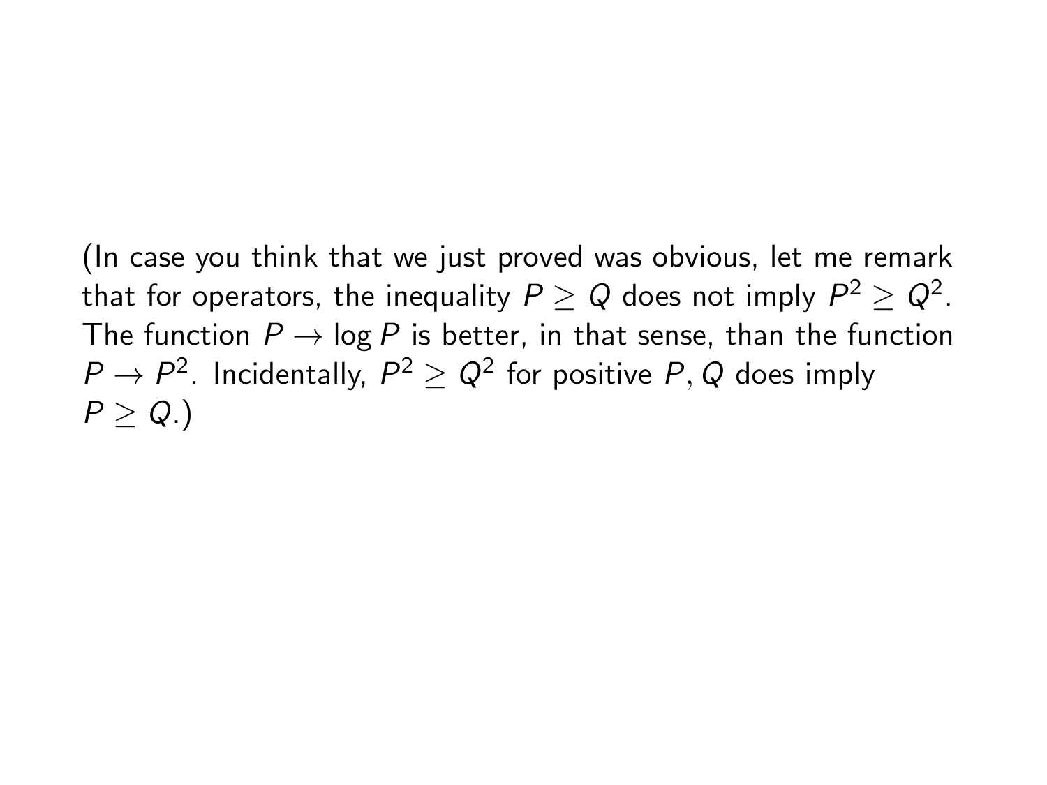(In case you think that we just proved was obvious, let me remark that for operators, the inequality $P \geq Q$ does not imply $P^2 \geq Q^2$. The function $P \to \log P$ is better, in that sense, than the function $P \to P^2$. Incidentally, $P^2 \geq Q^2$ for positive $P, Q$ does imply $P \geq Q$.)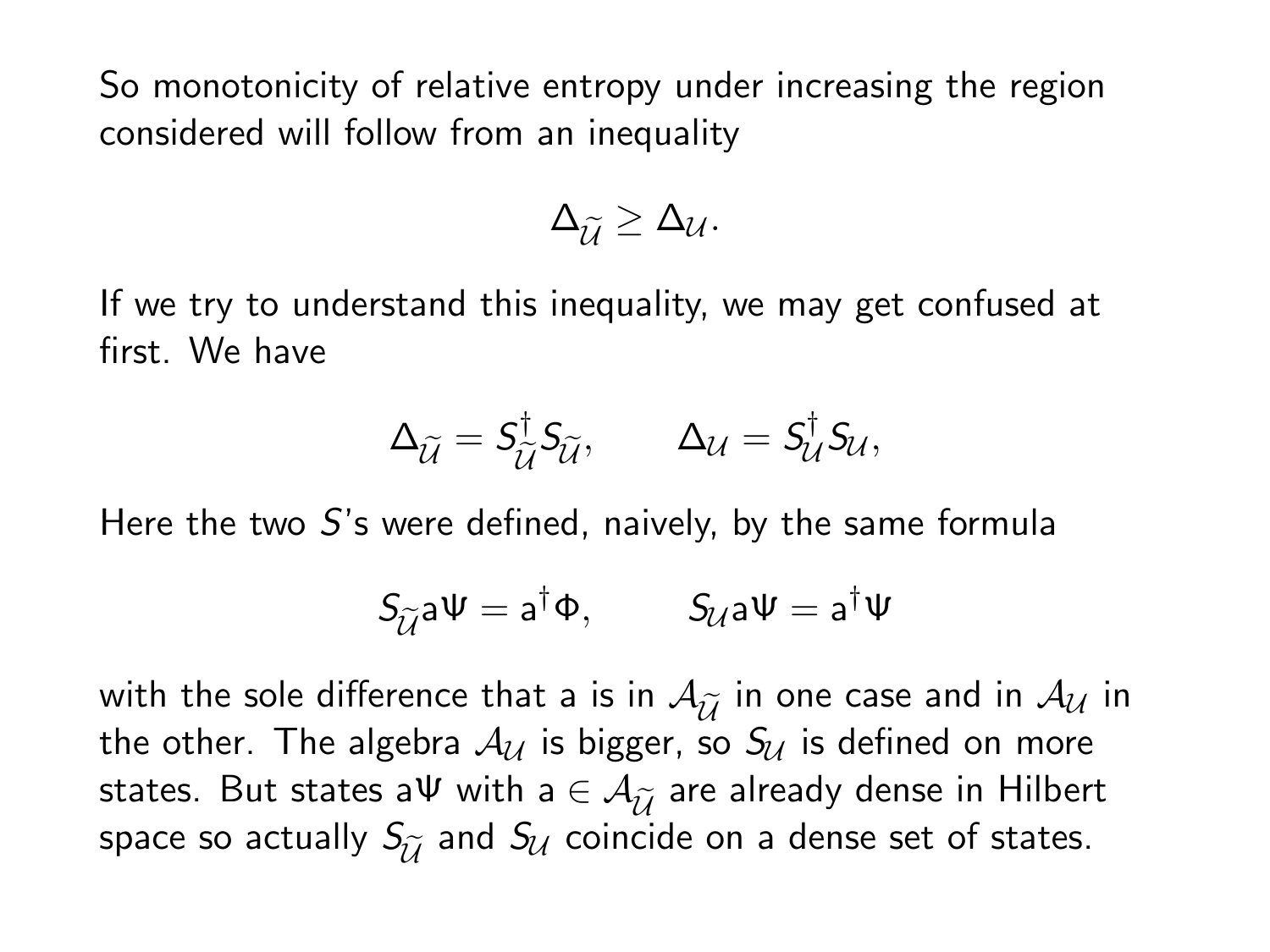So monotonicity of relative entropy under increasing the region considered will follow from an inequality

$$\Delta_{\widetilde{\mathcal{U}}} \geq \Delta_{\mathcal{U}}.$$

If we try to understand this inequality, we may get confused at first. We have

$$\Delta_{\widetilde{\mathcal{U}}} = S^{\dagger}_{\widetilde{\mathcal{U}}} S_{\widetilde{\mathcal{U}}}, \qquad \Delta_{\mathcal{U}} = S^{\dagger}_{\mathcal{U}} S_{\mathcal{U}},$$

Here the two $S$'s were defined, naively, by the same formula

$$S_{\widetilde{\mathcal{U}}} \mathsf{a}\Psi = \mathsf{a}^{\dagger}\Phi, \qquad S_{\mathcal{U}} \mathsf{a}\Psi = \mathsf{a}^{\dagger}\Psi$$

with the sole difference that $\mathsf{a}$ is in $\mathcal{A}_{\widetilde{\mathcal{U}}}$ in one case and in $\mathcal{A}_{\mathcal{U}}$ in the other. The algebra $\mathcal{A}_{\mathcal{U}}$ is bigger, so $S_{\mathcal{U}}$ is defined on more states. But states $\mathsf{a}\Psi$ with $\mathsf{a} \in \mathcal{A}_{\widetilde{\mathcal{U}}}$ are already dense in Hilbert space so actually $S_{\widetilde{\mathcal{U}}}$ and $S_{\mathcal{U}}$ coincide on a dense set of states.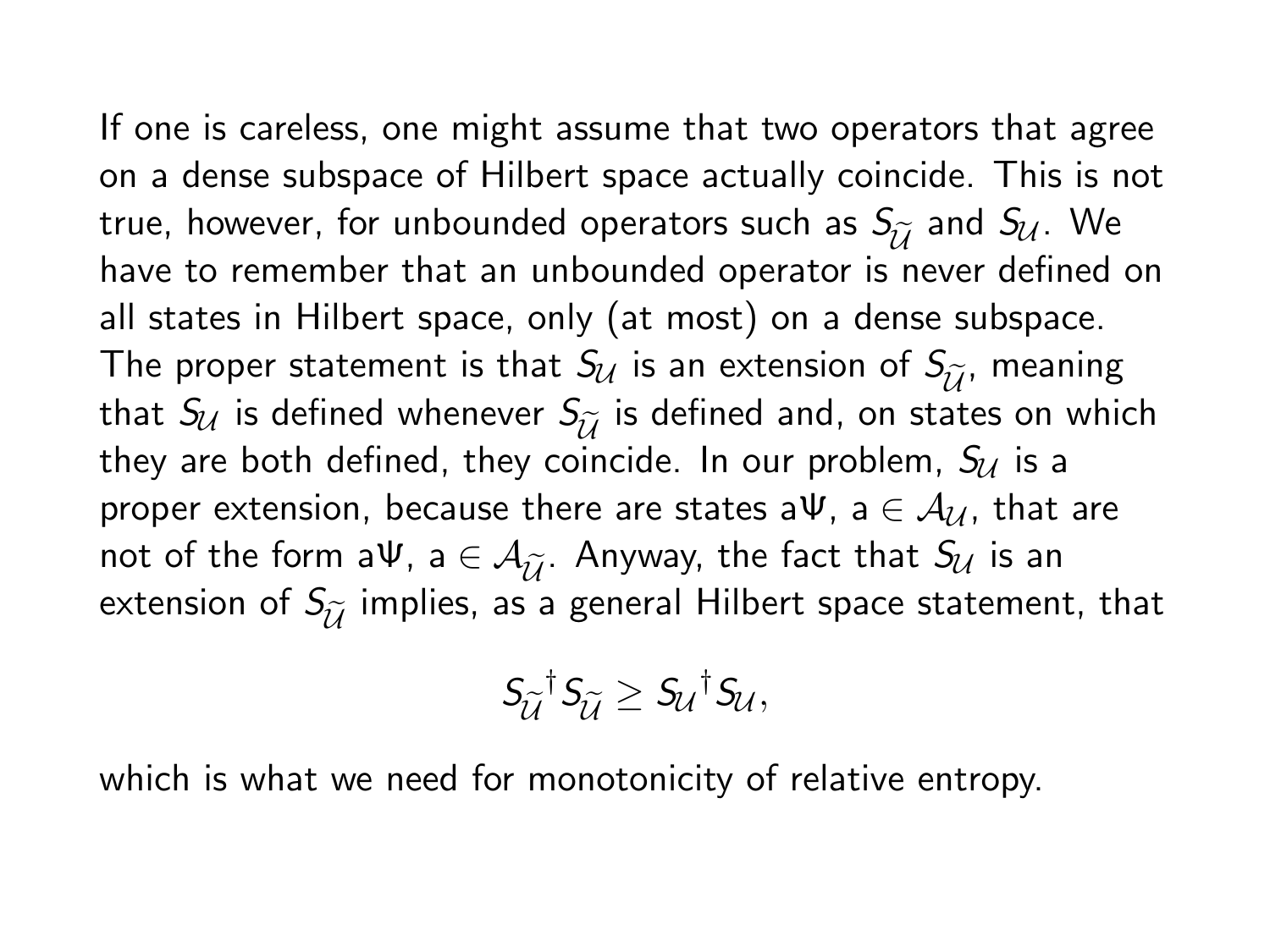If one is careless, one might assume that two operators that agree on a dense subspace of Hilbert space actually coincide. This is not true, however, for unbounded operators such as $S_{\widetilde{\mathcal{U}}}$ and $S_{\mathcal{U}}$. We have to remember that an unbounded operator is never defined on all states in Hilbert space, only (at most) on a dense subspace. The proper statement is that $S_{\mathcal{U}}$ is an extension of $S_{\widetilde{\mathcal{U}}}$, meaning that $S_{\mathcal{U}}$ is defined whenever $S_{\widetilde{\mathcal{U}}}$ is defined and, on states on which they are both defined, they coincide. In our problem, $S_{\mathcal{U}}$ is a proper extension, because there are states $\mathsf{a}\Psi$, $\mathsf{a} \in \mathcal{A}_{\mathcal{U}}$, that are not of the form $\mathsf{a}\Psi$, $\mathsf{a} \in \mathcal{A}_{\widetilde{\mathcal{U}}}$. Anyway, the fact that $S_{\mathcal{U}}$ is an extension of $S_{\widetilde{\mathcal{U}}}$ implies, as a general Hilbert space statement, that

$$S_{\widetilde{\mathcal{U}}}{}^{\dagger} S_{\widetilde{\mathcal{U}}} \geq S_{\mathcal{U}}{}^{\dagger} S_{\mathcal{U}},$$

which is what we need for monotonicity of relative entropy.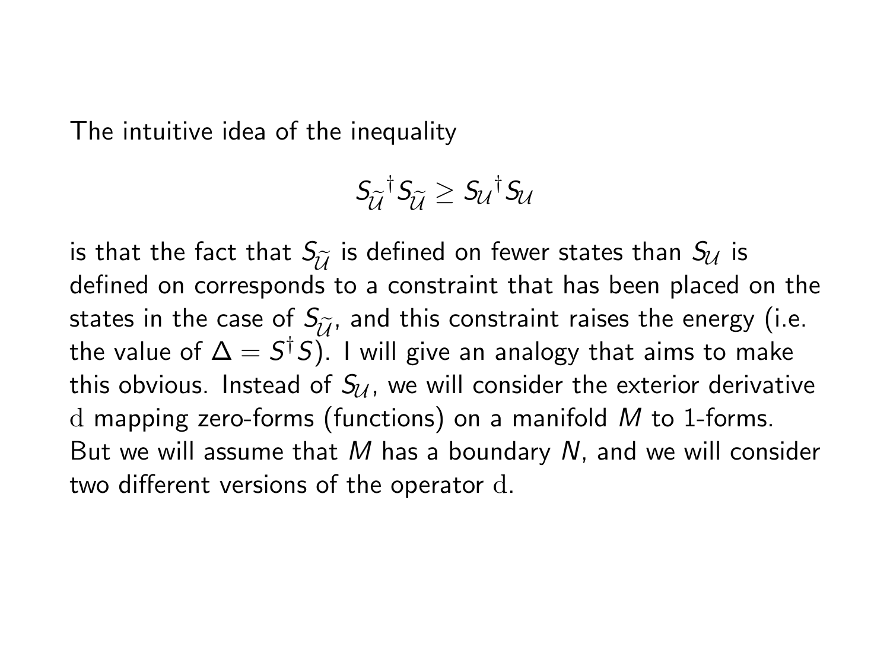The intuitive idea of the inequality

$$S_{\widetilde{\mathcal{U}}}{}^{\dagger} S_{\widetilde{\mathcal{U}}} \geq S_{\mathcal{U}}{}^{\dagger} S_{\mathcal{U}}$$

is that the fact that $S_{\widetilde{\mathcal{U}}}$ is defined on fewer states than $S_{\mathcal{U}}$ is defined on corresponds to a constraint that has been placed on the states in the case of $S_{\widetilde{\mathcal{U}}}$, and this constraint raises the energy (i.e. the value of $\Delta = S^{\dagger} S$). I will give an analogy that aims to make this obvious. Instead of $S_{\mathcal{U}}$, we will consider the exterior derivative $\mathrm{d}$ mapping zero-forms (functions) on a manifold $M$ to 1-forms. But we will assume that $M$ has a boundary $N$, and we will consider two different versions of the operator $\mathrm{d}$.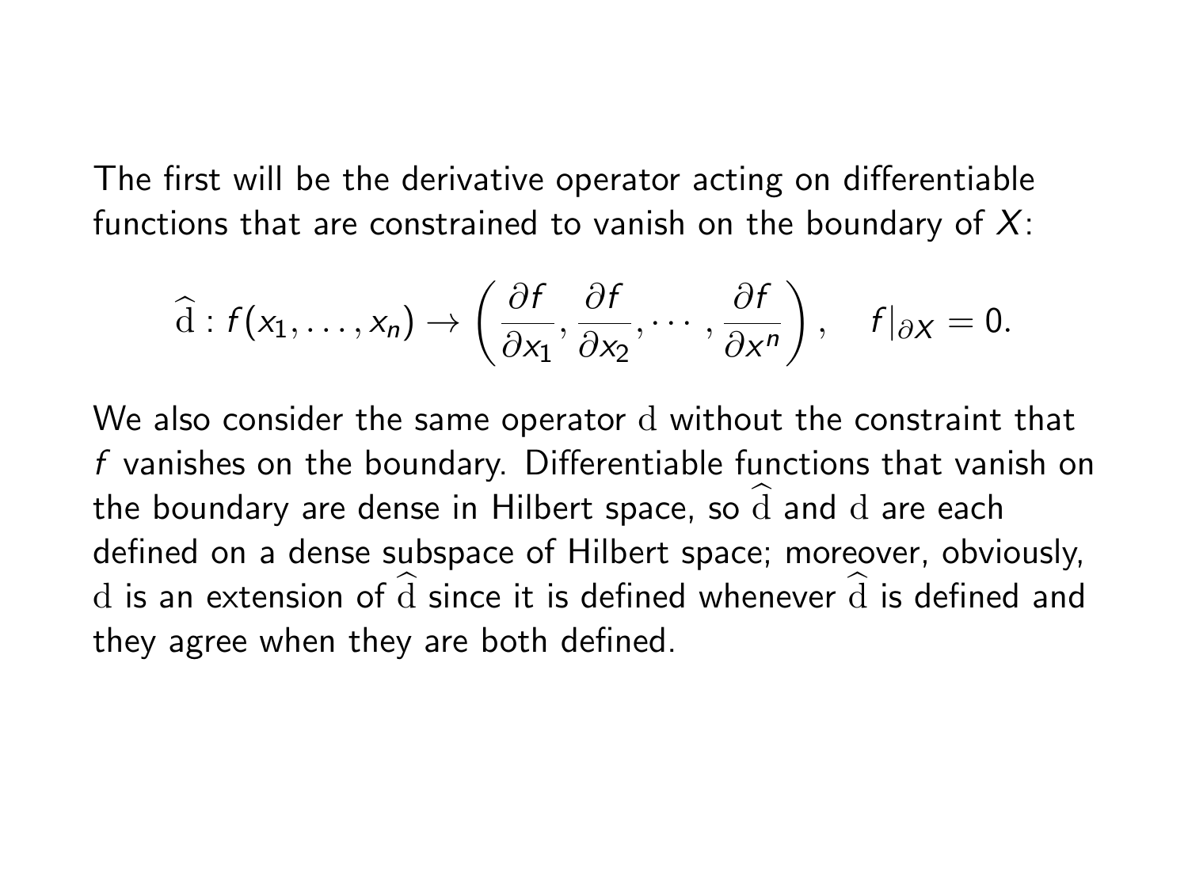The first will be the derivative operator acting on differentiable functions that are constrained to vanish on the boundary of $X$:

$$\widehat{\mathrm{d}} : f(x_1, \ldots, x_n) \to \left( \frac{\partial f}{\partial x_1}, \frac{\partial f}{\partial x_2}, \cdots, \frac{\partial f}{\partial x^n} \right), \quad f|_{\partial X} = 0.$$

We also consider the same operator $\mathrm{d}$ without the constraint that $f$ vanishes on the boundary. Differentiable functions that vanish on the boundary are dense in Hilbert space, so $\widehat{\mathrm{d}}$ and $\mathrm{d}$ are each defined on a dense subspace of Hilbert space; moreover, obviously, $\mathrm{d}$ is an extension of $\widehat{\mathrm{d}}$ since it is defined whenever $\widehat{\mathrm{d}}$ is defined and they agree when they are both defined.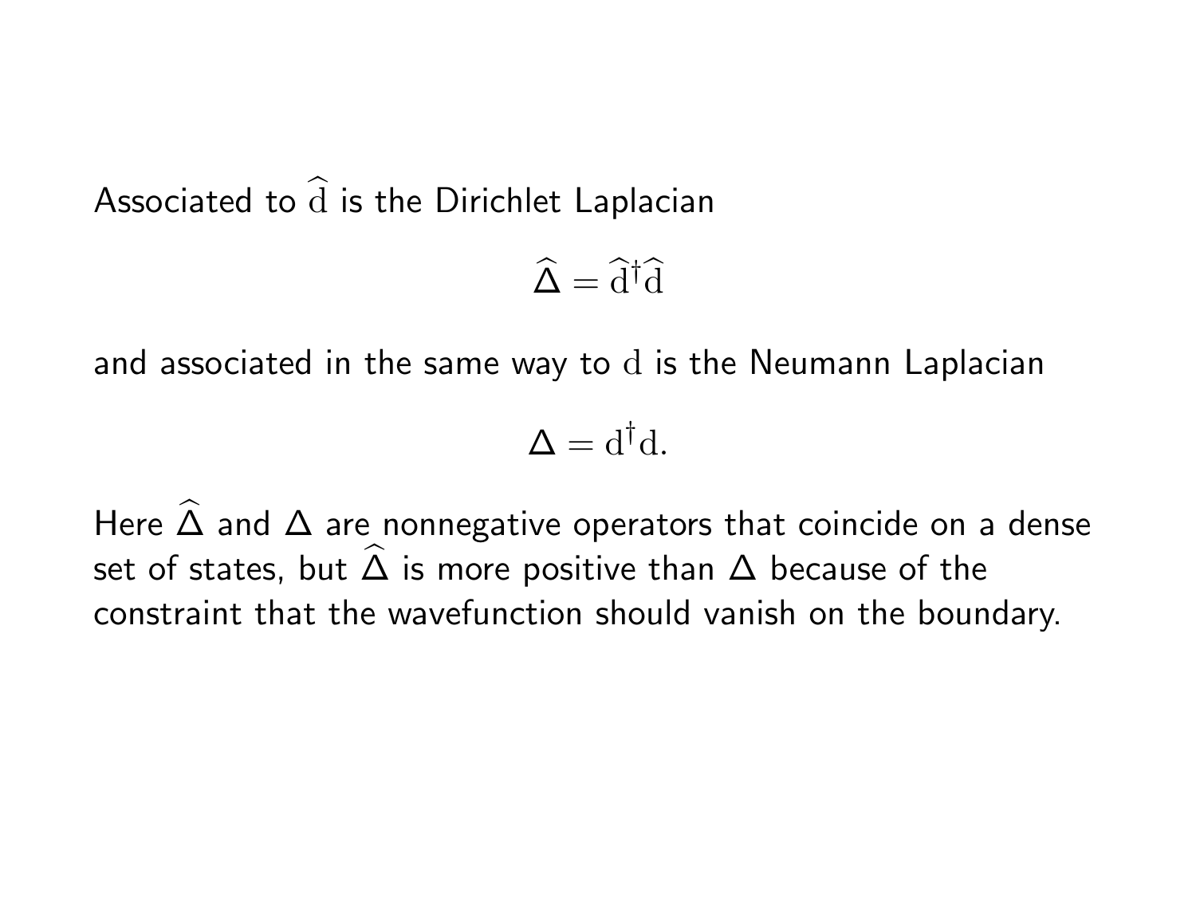Associated to $\widehat{\mathrm{d}}$ is the Dirichlet Laplacian

$$\widehat{\Delta} = \widehat{\mathrm{d}}^{\dagger}\widehat{\mathrm{d}}$$

and associated in the same way to $\mathrm{d}$ is the Neumann Laplacian

$$\Delta = \mathrm{d}^{\dagger}\mathrm{d}.$$

Here $\widehat{\Delta}$ and $\Delta$ are nonnegative operators that coincide on a dense set of states, but $\widehat{\Delta}$ is more positive than $\Delta$ because of the constraint that the wavefunction should vanish on the boundary.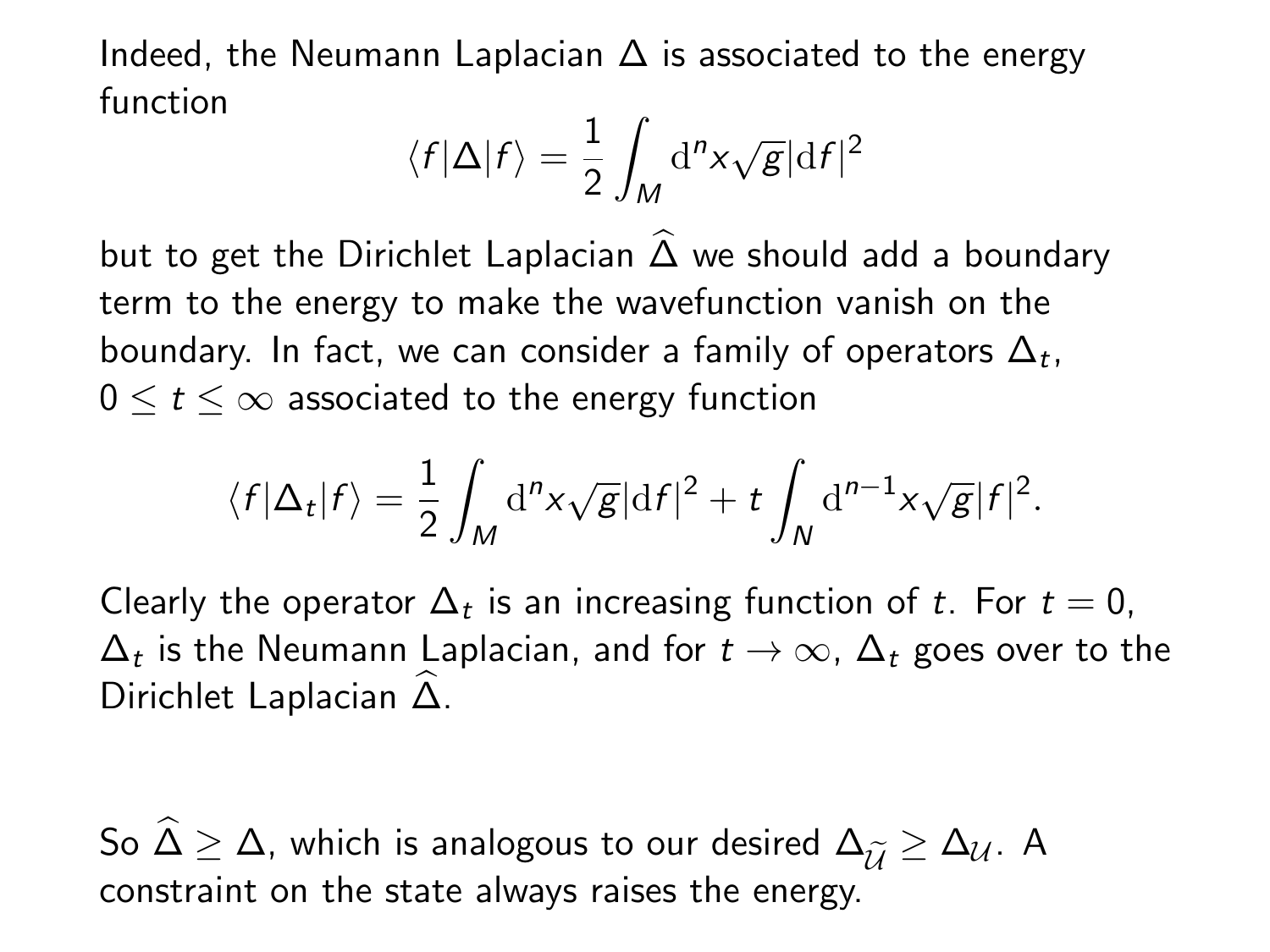Indeed, the Neumann Laplacian $\Delta$ is associated to the energy function

$$\langle f|\Delta|f\rangle = \frac{1}{2}\int_M \mathrm{d}^n x\sqrt{g}|\mathrm{d}f|^2$$

but to get the Dirichlet Laplacian $\widehat{\Delta}$ we should add a boundary term to the energy to make the wavefunction vanish on the boundary. In fact, we can consider a family of operators $\Delta_t$, $0 \leq t \leq \infty$ associated to the energy function

$$\langle f|\Delta_t|f\rangle = \frac{1}{2}\int_M \mathrm{d}^n x\sqrt{g}|\mathrm{d}f|^2 + t\int_N \mathrm{d}^{n-1}x\sqrt{g}|f|^2.$$

Clearly the operator $\Delta_t$ is an increasing function of $t$. For $t = 0$, $\Delta_t$ is the Neumann Laplacian, and for $t \to \infty$, $\Delta_t$ goes over to the Dirichlet Laplacian $\widehat{\Delta}$.

So $\widehat{\Delta} \geq \Delta$, which is analogous to our desired $\Delta_{\widetilde{\mathcal{U}}} \geq \Delta_{\mathcal{U}}$. A constraint on the state always raises the energy.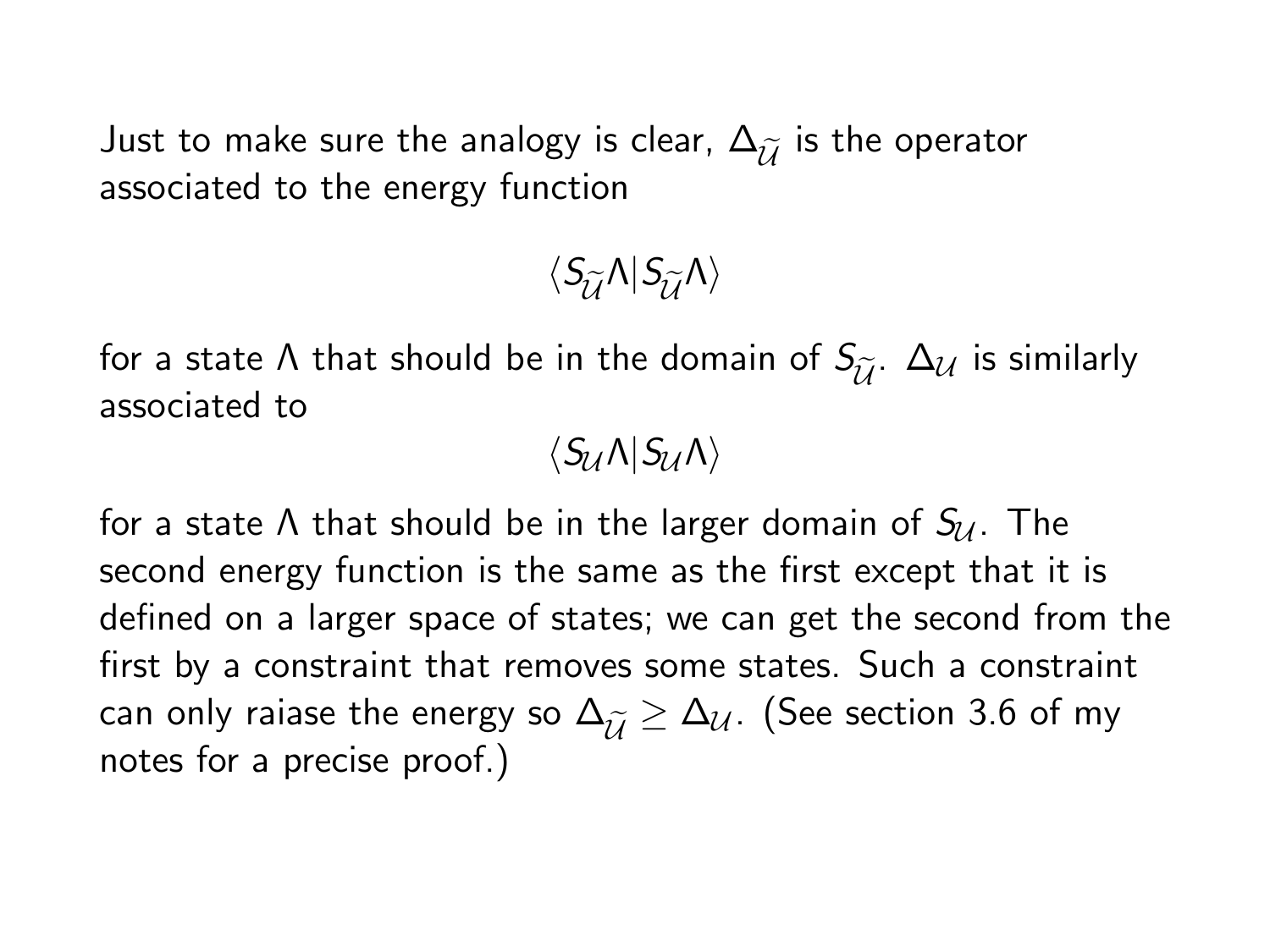Just to make sure the analogy is clear, $\Delta_{\widetilde{\mathcal{U}}}$ is the operator associated to the energy function

$$\langle S_{\widetilde{\mathcal{U}}}\Lambda | S_{\widetilde{\mathcal{U}}}\Lambda\rangle$$

for a state $\Lambda$ that should be in the domain of $S_{\widetilde{\mathcal{U}}}$. $\Delta_{\mathcal{U}}$ is similarly associated to

$$\langle S_{\mathcal{U}}\Lambda | S_{\mathcal{U}}\Lambda\rangle$$

for a state $\Lambda$ that should be in the larger domain of $S_{\mathcal{U}}$. The second energy function is the same as the first except that it is defined on a larger space of states; we can get the second from the first by a constraint that removes some states. Such a constraint can only raiase the energy so $\Delta_{\widetilde{\mathcal{U}}} \geq \Delta_{\mathcal{U}}$. (See section 3.6 of my notes for a precise proof.)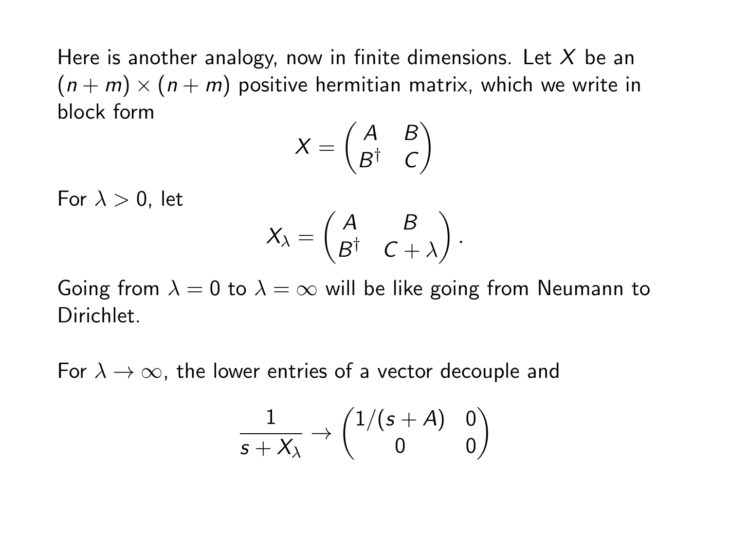Here is another analogy, now in finite dimensions. Let $X$ be an $(n+m) \times (n+m)$ positive hermitian matrix, which we write in block form

$$X = \begin{pmatrix} A & B \\ B^\dagger & C \end{pmatrix}$$

For $\lambda > 0$, let

$$X_\lambda = \begin{pmatrix} A & B \\ B^\dagger & C + \lambda \end{pmatrix}.$$

Going from $\lambda = 0$ to $\lambda = \infty$ will be like going from Neumann to Dirichlet.

For $\lambda \to \infty$, the lower entries of a vector decouple and

$$\frac{1}{s + X_\lambda} \to \begin{pmatrix} 1/(s+A) & 0 \\ 0 & 0 \end{pmatrix}$$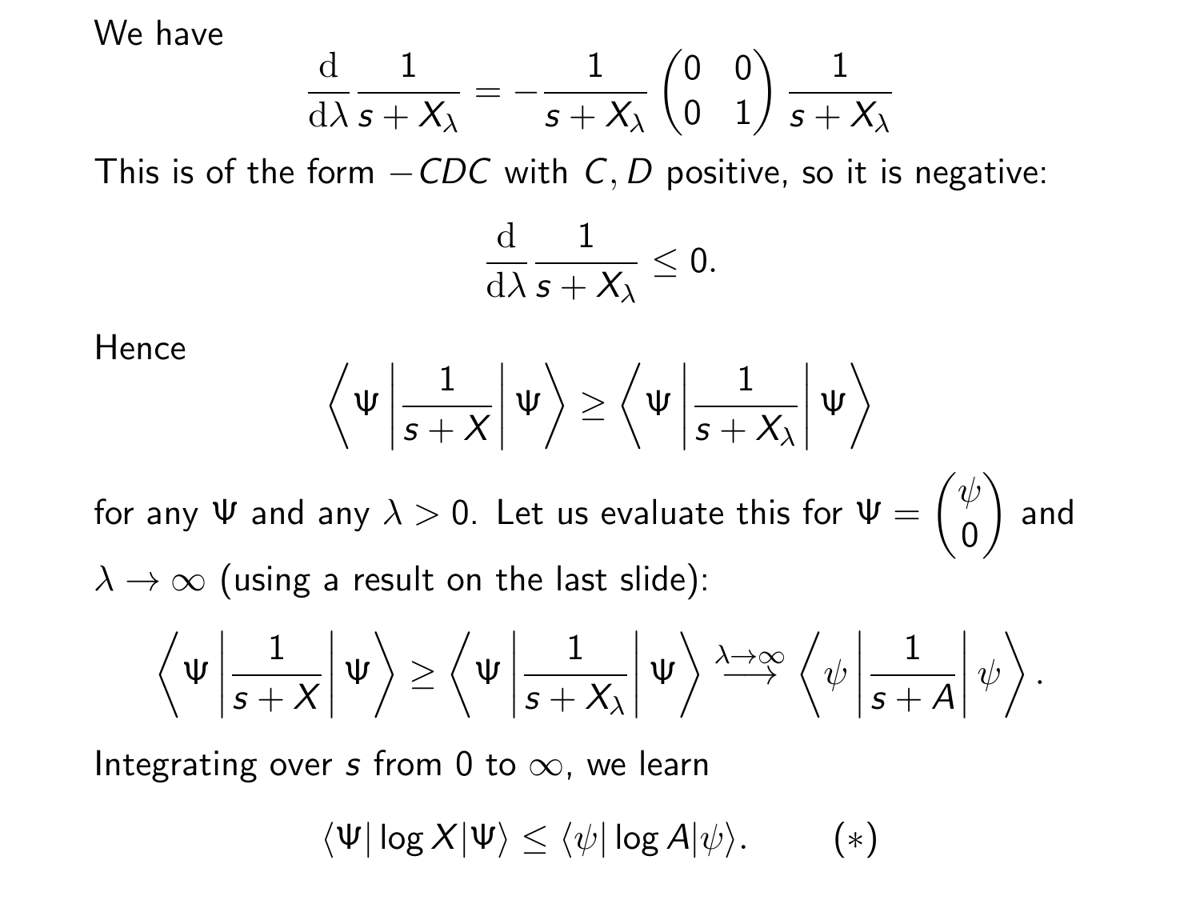We have

$$\frac{\mathrm{d}}{\mathrm{d}\lambda}\frac{1}{s+X_\lambda} = -\frac{1}{s+X_\lambda}\begin{pmatrix}0 & 0\\ 0 & 1\end{pmatrix}\frac{1}{s+X_\lambda}$$

This is of the form $-CDC$ with $C, D$ positive, so it is negative:

$$\frac{\mathrm{d}}{\mathrm{d}\lambda}\frac{1}{s+X_\lambda} \leq 0.$$

Hence

$$\left\langle \Psi \left| \frac{1}{s+X} \right| \Psi \right\rangle \geq \left\langle \Psi \left| \frac{1}{s+X_\lambda} \right| \Psi \right\rangle$$

for any $\Psi$ and any $\lambda > 0$. Let us evaluate this for $\Psi = \begin{pmatrix}\psi\\ 0\end{pmatrix}$ and $\lambda \to \infty$ (using a result on the last slide):

$$\left\langle \Psi \left| \frac{1}{s+X} \right| \Psi \right\rangle \geq \left\langle \Psi \left| \frac{1}{s+X_\lambda} \right| \Psi \right\rangle \overset{\lambda\to\infty}{\longrightarrow} \left\langle \psi \left| \frac{1}{s+A} \right| \psi \right\rangle.$$

Integrating over $s$ from 0 to $\infty$, we learn

$$\langle \Psi | \log X | \Psi \rangle \leq \langle \psi | \log A | \psi \rangle. \qquad (*)$$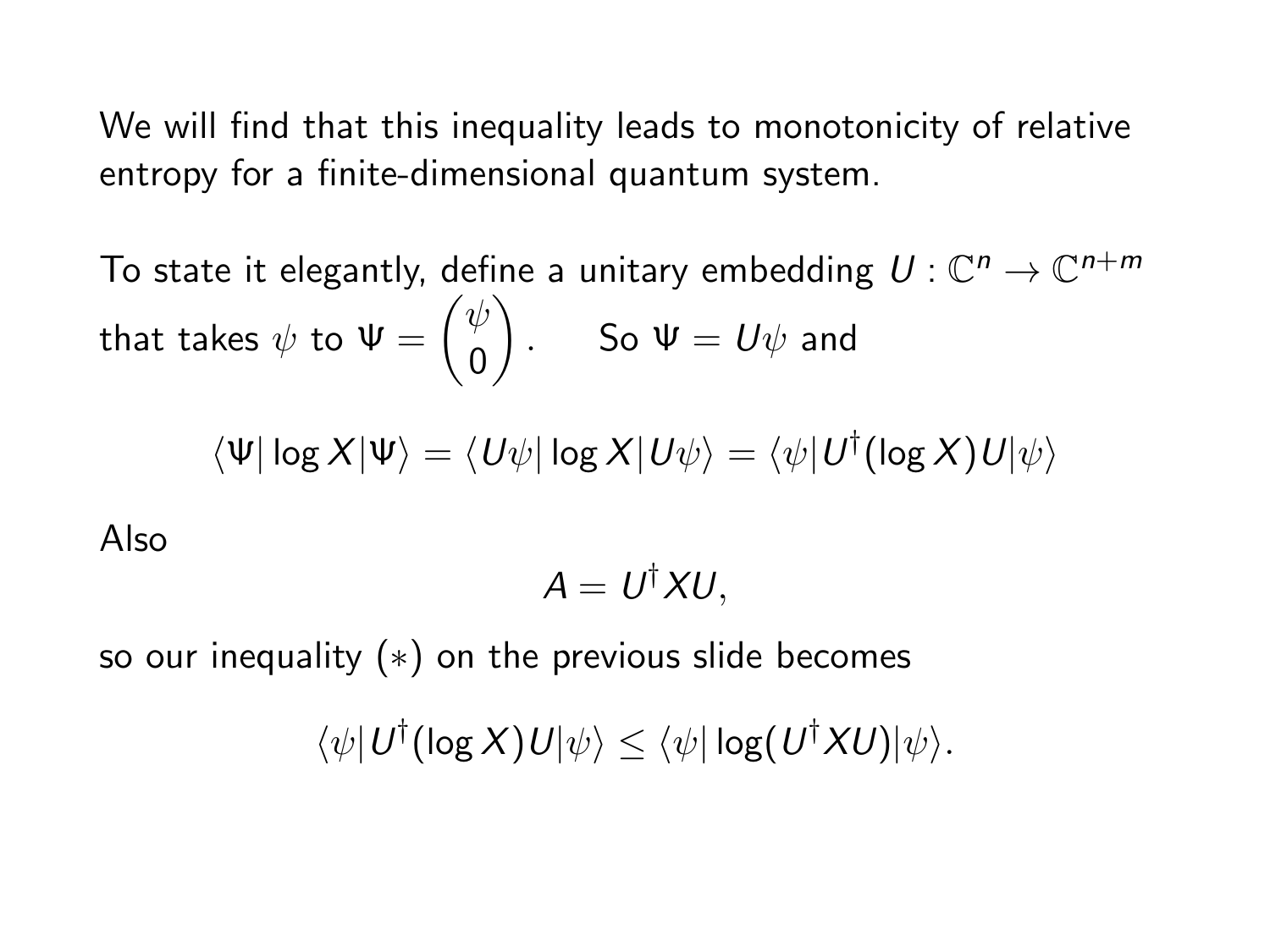We will find that this inequality leads to monotonicity of relative entropy for a finite-dimensional quantum system.

To state it elegantly, define a unitary embedding $U : \mathbb{C}^n \to \mathbb{C}^{n+m}$ that takes $\psi$ to $\Psi = \begin{pmatrix} \psi \\ 0 \end{pmatrix}$. So $\Psi = U\psi$ and

$$\langle \Psi | \log X | \Psi \rangle = \langle U\psi | \log X | U\psi \rangle = \langle \psi | U^\dagger (\log X) U | \psi \rangle$$

Also

$$A = U^\dagger X U,$$

so our inequality $(*)$ on the previous slide becomes

$$\langle \psi | U^\dagger (\log X) U | \psi \rangle \leq \langle \psi | \log(U^\dagger X U) | \psi \rangle.$$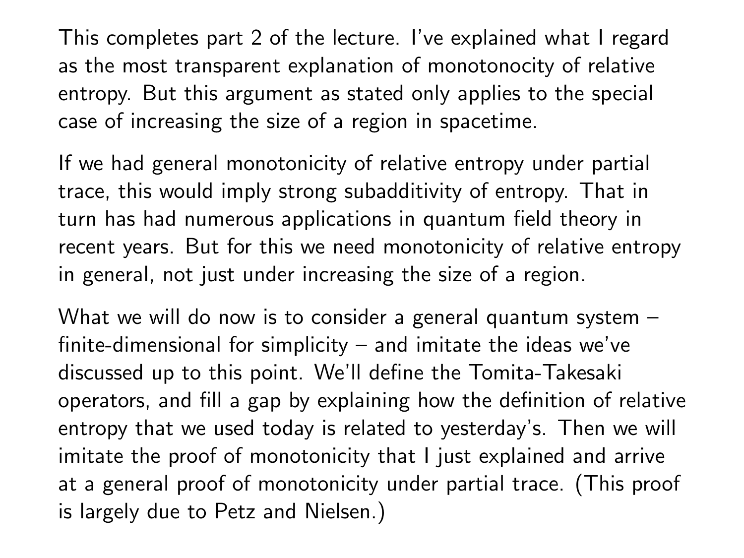This completes part 2 of the lecture. I've explained what I regard as the most transparent explanation of monotonocity of relative entropy. But this argument as stated only applies to the special case of increasing the size of a region in spacetime.

If we had general monotonicity of relative entropy under partial trace, this would imply strong subadditivity of entropy. That in turn has had numerous applications in quantum field theory in recent years. But for this we need monotonicity of relative entropy in general, not just under increasing the size of a region.

What we will do now is to consider a general quantum system – finite-dimensional for simplicity – and imitate the ideas we've discussed up to this point. We'll define the Tomita-Takesaki operators, and fill a gap by explaining how the definition of relative entropy that we used today is related to yesterday's. Then we will imitate the proof of monotonicity that I just explained and arrive at a general proof of monotonicity under partial trace. (This proof is largely due to Petz and Nielsen.)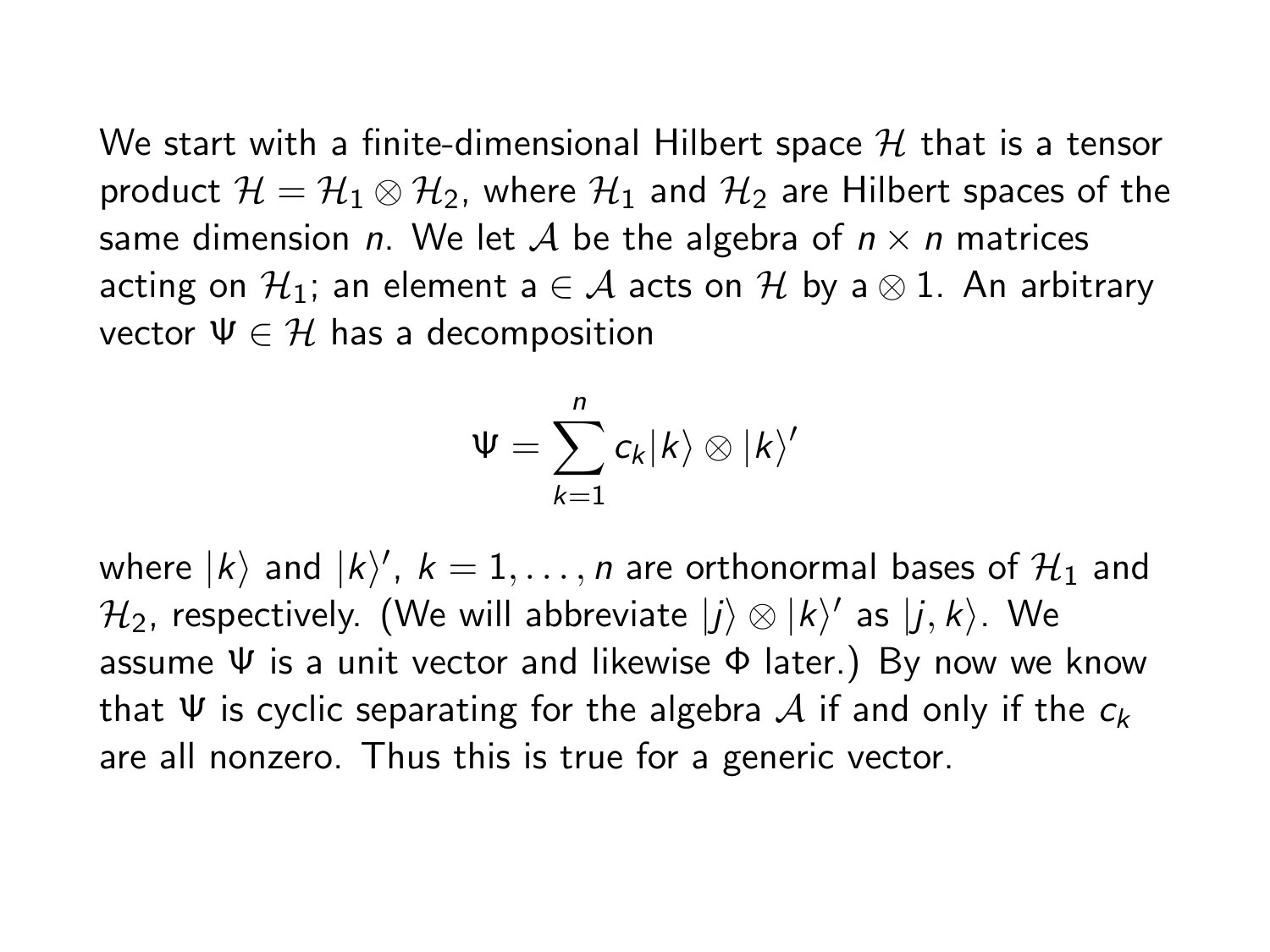We start with a finite-dimensional Hilbert space $\mathcal{H}$ that is a tensor product $\mathcal{H} = \mathcal{H}_1 \otimes \mathcal{H}_2$, where $\mathcal{H}_1$ and $\mathcal{H}_2$ are Hilbert spaces of the same dimension $n$. We let $\mathcal{A}$ be the algebra of $n \times n$ matrices acting on $\mathcal{H}_1$; an element $\mathrm{a} \in \mathcal{A}$ acts on $\mathcal{H}$ by $\mathrm{a} \otimes 1$. An arbitrary vector $\Psi \in \mathcal{H}$ has a decomposition

$$\Psi = \sum_{k=1}^{n} c_k |k\rangle \otimes |k\rangle'$$

where $|k\rangle$ and $|k\rangle'$, $k = 1, \ldots, n$ are orthonormal bases of $\mathcal{H}_1$ and $\mathcal{H}_2$, respectively. (We will abbreviate $|j\rangle \otimes |k\rangle'$ as $|j,k\rangle$. We assume $\Psi$ is a unit vector and likewise $\Phi$ later.) By now we know that $\Psi$ is cyclic separating for the algebra $\mathcal{A}$ if and only if the $c_k$ are all nonzero. Thus this is true for a generic vector.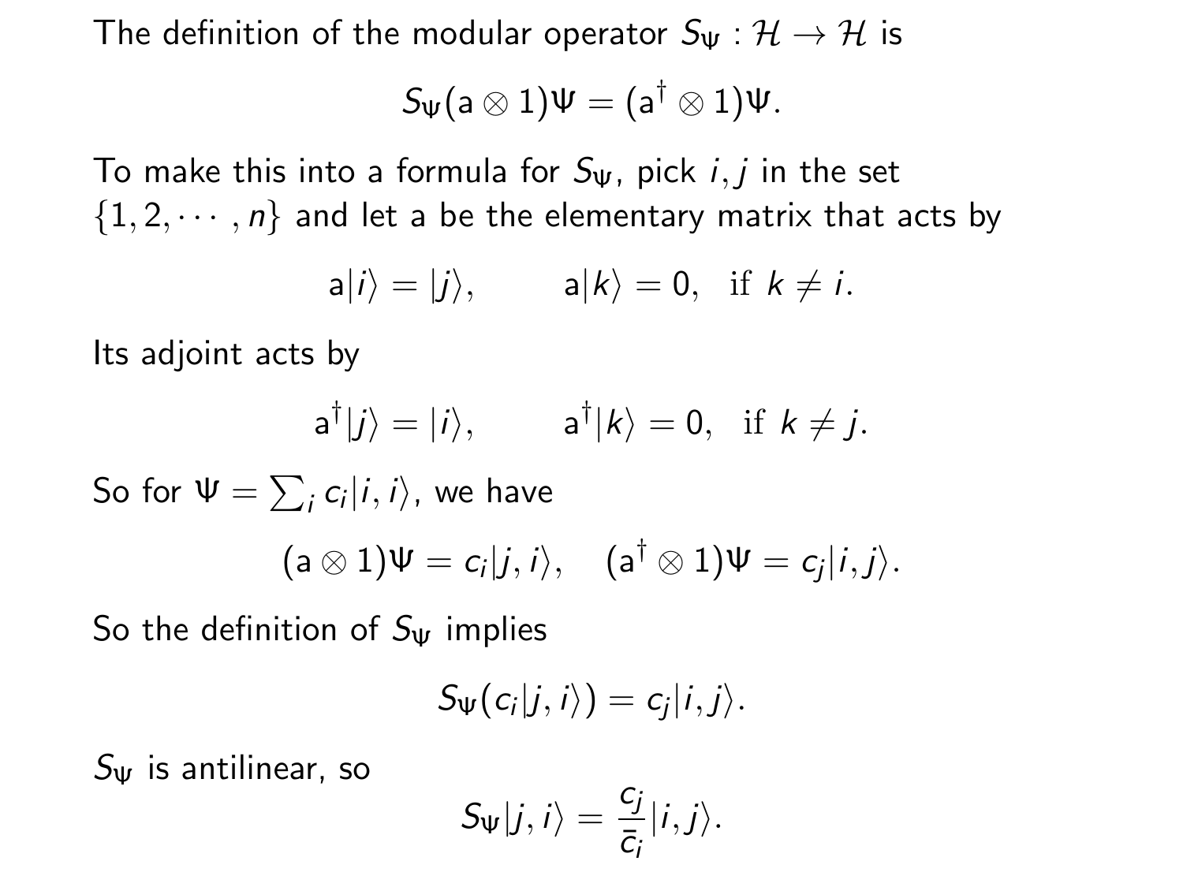The definition of the modular operator $S_\Psi : \mathcal{H} \to \mathcal{H}$ is

$$S_\Psi (\mathsf{a} \otimes 1)\Psi = (\mathsf{a}^\dagger \otimes 1)\Psi.$$

To make this into a formula for $S_\Psi$, pick $i, j$ in the set $\{1, 2, \cdots, n\}$ and let a be the elementary matrix that acts by

$$\mathsf{a}|i\rangle = |j\rangle, \qquad \mathsf{a}|k\rangle = 0, \ \text{ if } k \neq i.$$

Its adjoint acts by

$$\mathsf{a}^\dagger|j\rangle = |i\rangle, \qquad \mathsf{a}^\dagger|k\rangle = 0, \ \text{ if } k \neq j.$$

So for $\Psi = \sum_i c_i |i, i\rangle$, we have

$$(\mathsf{a} \otimes 1)\Psi = c_i|j, i\rangle, \quad (\mathsf{a}^\dagger \otimes 1)\Psi = c_j|i, j\rangle.$$

So the definition of $S_\Psi$ implies

$$S_\Psi(c_i|j, i\rangle) = c_j|i, j\rangle.$$

$S_\Psi$ is antilinear, so

$$S_\Psi|j, i\rangle = \frac{c_j}{\bar{c}_i}|i, j\rangle.$$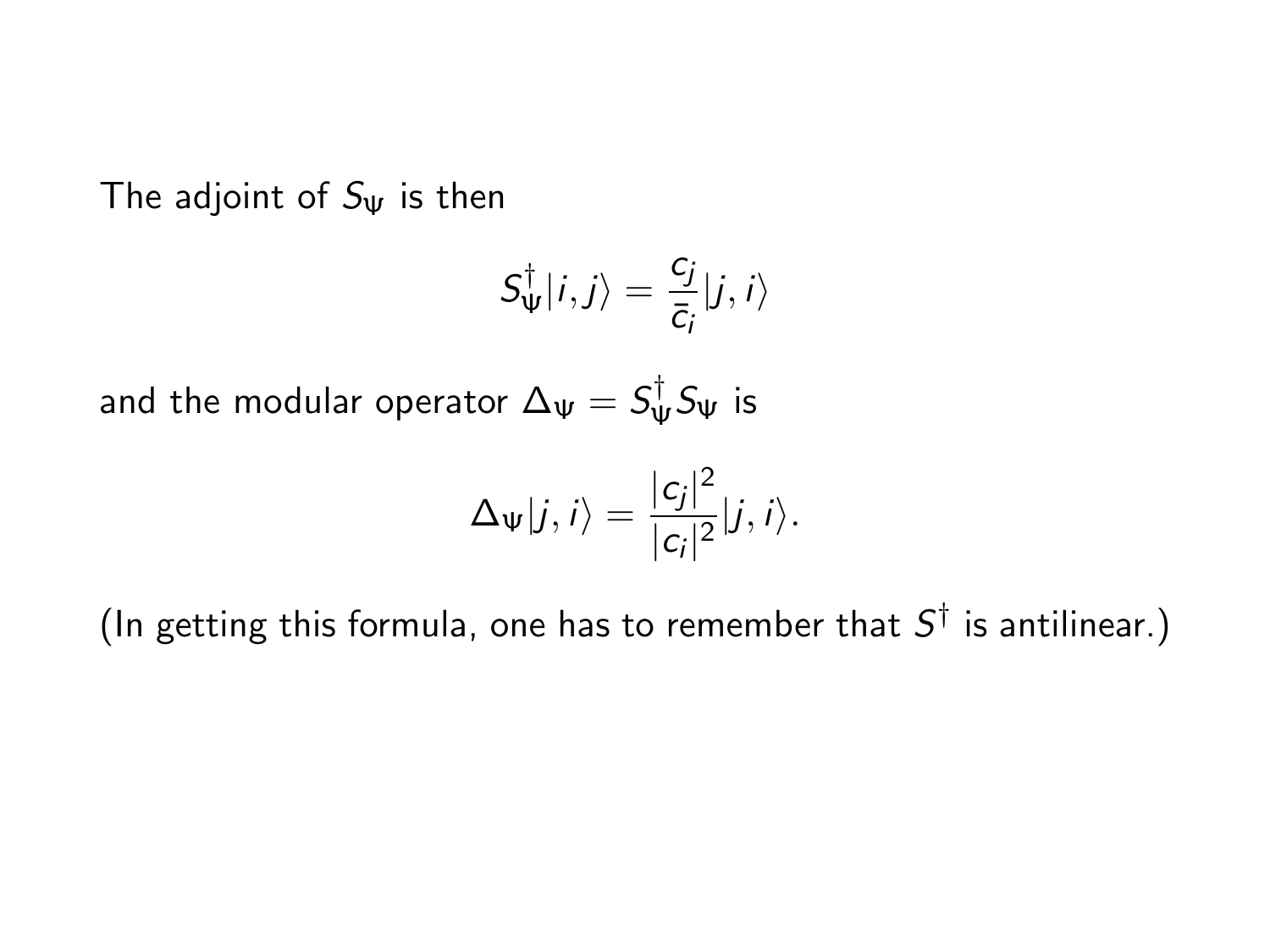The adjoint of $S_\Psi$ is then

$$S_\Psi^\dagger|i,j\rangle = \frac{c_j}{\bar{c}_i}|j,i\rangle$$

and the modular operator $\Delta_\Psi = S_\Psi^\dagger S_\Psi$ is

$$\Delta_\Psi|j,i\rangle = \frac{|c_j|^2}{|c_i|^2}|j,i\rangle.$$

(In getting this formula, one has to remember that $S^\dagger$ is antilinear.)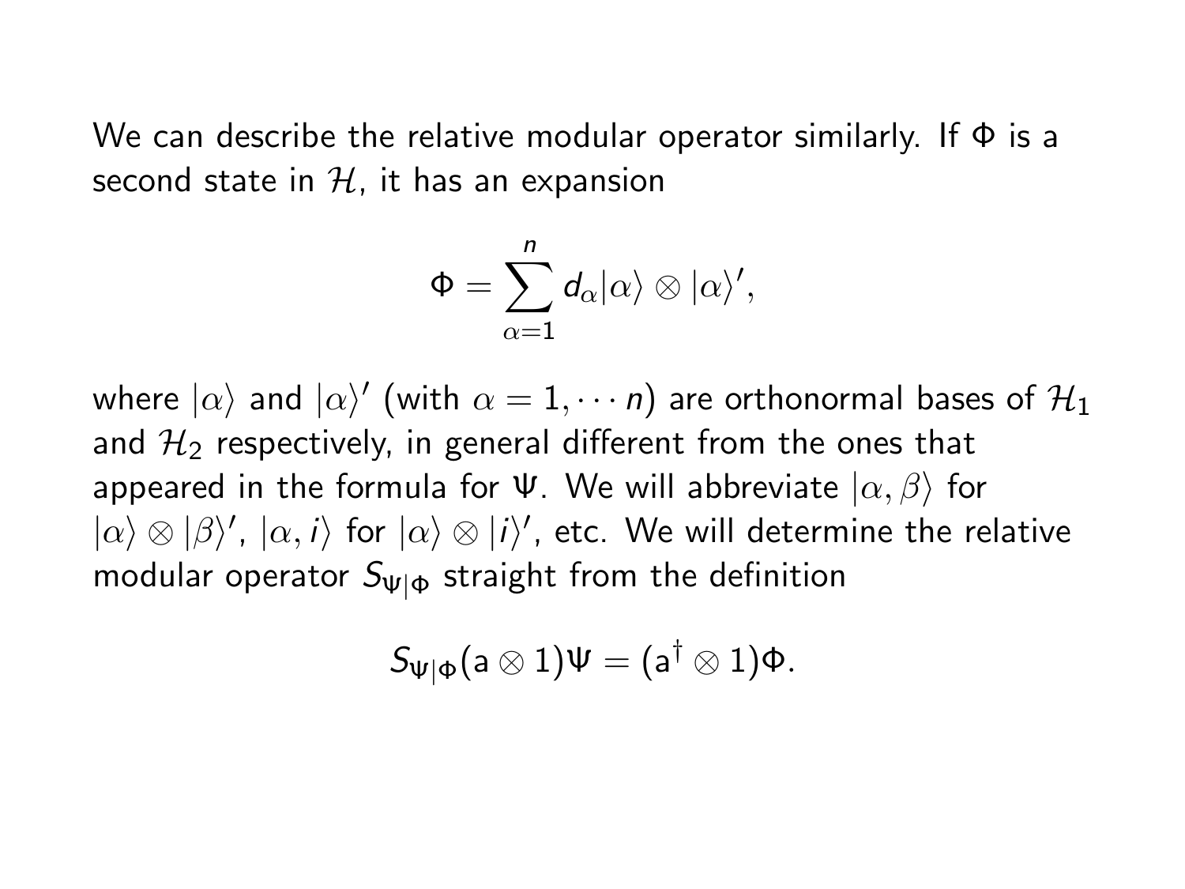We can describe the relative modular operator similarly. If $\Phi$ is a second state in $\mathcal{H}$, it has an expansion

$$\Phi = \sum_{\alpha=1}^{n} d_\alpha |\alpha\rangle \otimes |\alpha\rangle',$$

where $|\alpha\rangle$ and $|\alpha\rangle'$ (with $\alpha = 1, \cdots n$) are orthonormal bases of $\mathcal{H}_1$ and $\mathcal{H}_2$ respectively, in general different from the ones that appeared in the formula for $\Psi$. We will abbreviate $|\alpha, \beta\rangle$ for $|\alpha\rangle \otimes |\beta\rangle'$, $|\alpha, i\rangle$ for $|\alpha\rangle \otimes |i\rangle'$, etc. We will determine the relative modular operator $S_{\Psi|\Phi}$ straight from the definition

$$S_{\Psi|\Phi}(\mathrm{a} \otimes 1)\Psi = (\mathrm{a}^\dagger \otimes 1)\Phi.$$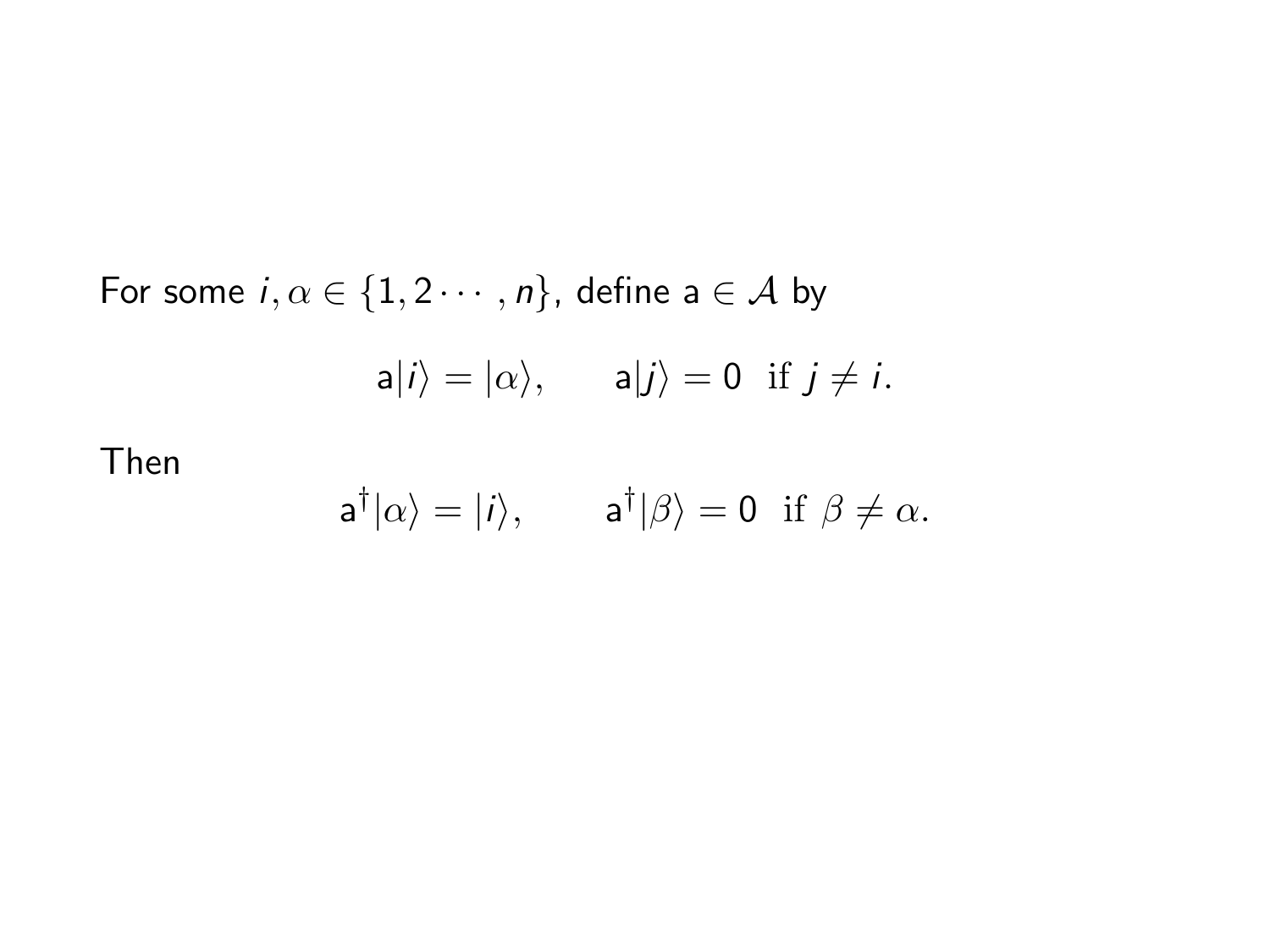For some $i, \alpha \in \{1, 2 \cdots, n\}$, define $\mathsf{a} \in \mathcal{A}$ by

$$\mathsf{a}|i\rangle = |\alpha\rangle, \qquad \mathsf{a}|j\rangle = 0 \;\; \text{if } j \neq i.$$

Then

$$\mathsf{a}^\dagger|\alpha\rangle = |i\rangle, \qquad \mathsf{a}^\dagger|\beta\rangle = 0 \;\; \text{if } \beta \neq \alpha.$$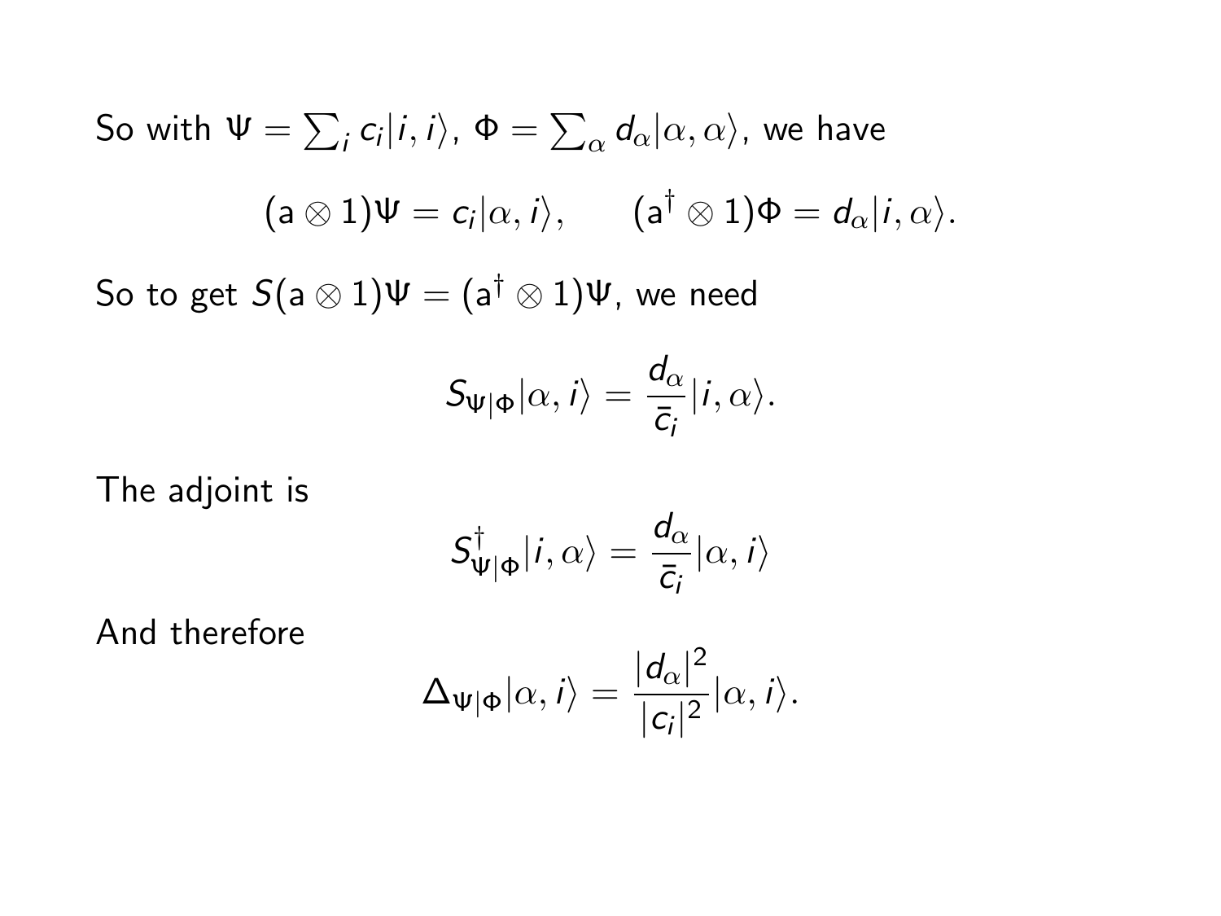So with $\Psi = \sum_i c_i|i,i\rangle$, $\Phi = \sum_\alpha d_\alpha|\alpha,\alpha\rangle$, we have

$$(\mathsf{a} \otimes 1)\Psi = c_i|\alpha, i\rangle, \qquad (\mathsf{a}^\dagger \otimes 1)\Phi = d_\alpha|i, \alpha\rangle.$$

So to get $S(\mathsf{a} \otimes 1)\Psi = (\mathsf{a}^\dagger \otimes 1)\Psi$, we need

$$S_{\Psi|\Phi}|\alpha, i\rangle = \frac{d_\alpha}{\bar{c}_i}|i, \alpha\rangle.$$

The adjoint is

$$S^\dagger_{\Psi|\Phi}|i, \alpha\rangle = \frac{d_\alpha}{\bar{c}_i}|\alpha, i\rangle$$

And therefore

$$\Delta_{\Psi|\Phi}|\alpha, i\rangle = \frac{|d_\alpha|^2}{|c_i|^2}|\alpha, i\rangle.$$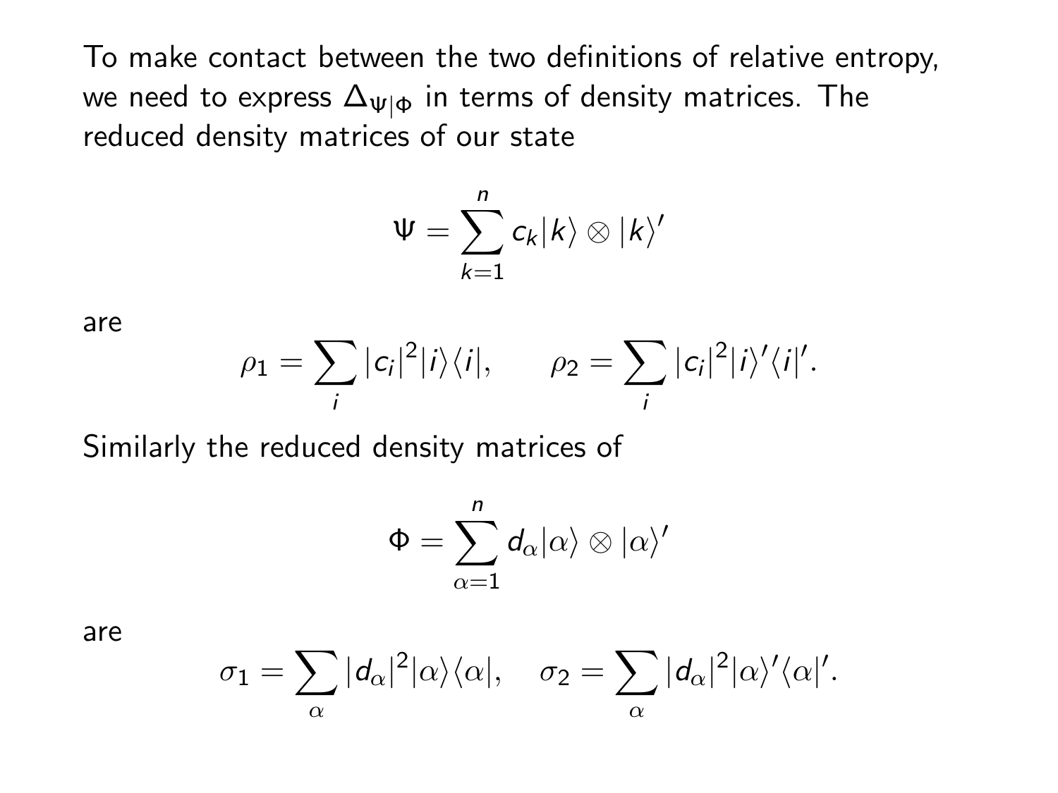To make contact between the two definitions of relative entropy, we need to express $\Delta_{\Psi|\Phi}$ in terms of density matrices. The reduced density matrices of our state

$$\Psi = \sum_{k=1}^{n} c_k |k\rangle \otimes |k\rangle'$$

are

$$\rho_1 = \sum_i |c_i|^2 |i\rangle\langle i|, \qquad \rho_2 = \sum_i |c_i|^2 |i\rangle'\langle i|'.$$

Similarly the reduced density matrices of

$$\Phi = \sum_{\alpha=1}^{n} d_\alpha |\alpha\rangle \otimes |\alpha\rangle'$$

are

$$\sigma_1 = \sum_\alpha |d_\alpha|^2 |\alpha\rangle\langle\alpha|, \quad \sigma_2 = \sum_\alpha |d_\alpha|^2 |\alpha\rangle'\langle\alpha|'.$$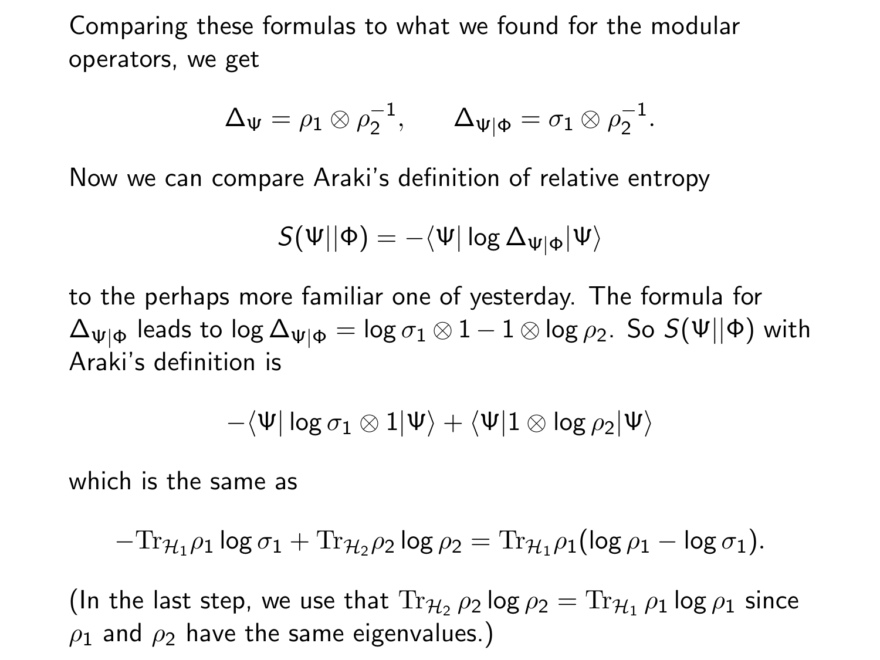Comparing these formulas to what we found for the modular operators, we get

$$\Delta_\Psi = \rho_1 \otimes \rho_2^{-1}, \qquad \Delta_{\Psi|\Phi} = \sigma_1 \otimes \rho_2^{-1}.$$

Now we can compare Araki's definition of relative entropy

$$S(\Psi||\Phi) = -\langle\Psi|\log \Delta_{\Psi|\Phi}|\Psi\rangle$$

to the perhaps more familiar one of yesterday. The formula for $\Delta_{\Psi|\Phi}$ leads to $\log \Delta_{\Psi|\Phi} = \log \sigma_1 \otimes 1 - 1 \otimes \log \rho_2$. So $S(\Psi||\Phi)$ with Araki's definition is

$$-\langle\Psi|\log \sigma_1 \otimes 1|\Psi\rangle + \langle\Psi|1 \otimes \log \rho_2|\Psi\rangle$$

which is the same as

$$-\mathrm{Tr}_{\mathcal{H}_1}\rho_1 \log \sigma_1 + \mathrm{Tr}_{\mathcal{H}_2}\rho_2 \log \rho_2 = \mathrm{Tr}_{\mathcal{H}_1}\rho_1(\log \rho_1 - \log \sigma_1).$$

(In the last step, we use that $\mathrm{Tr}_{\mathcal{H}_2}\,\rho_2 \log \rho_2 = \mathrm{Tr}_{\mathcal{H}_1}\,\rho_1 \log \rho_1$ since $\rho_1$ and $\rho_2$ have the same eigenvalues.)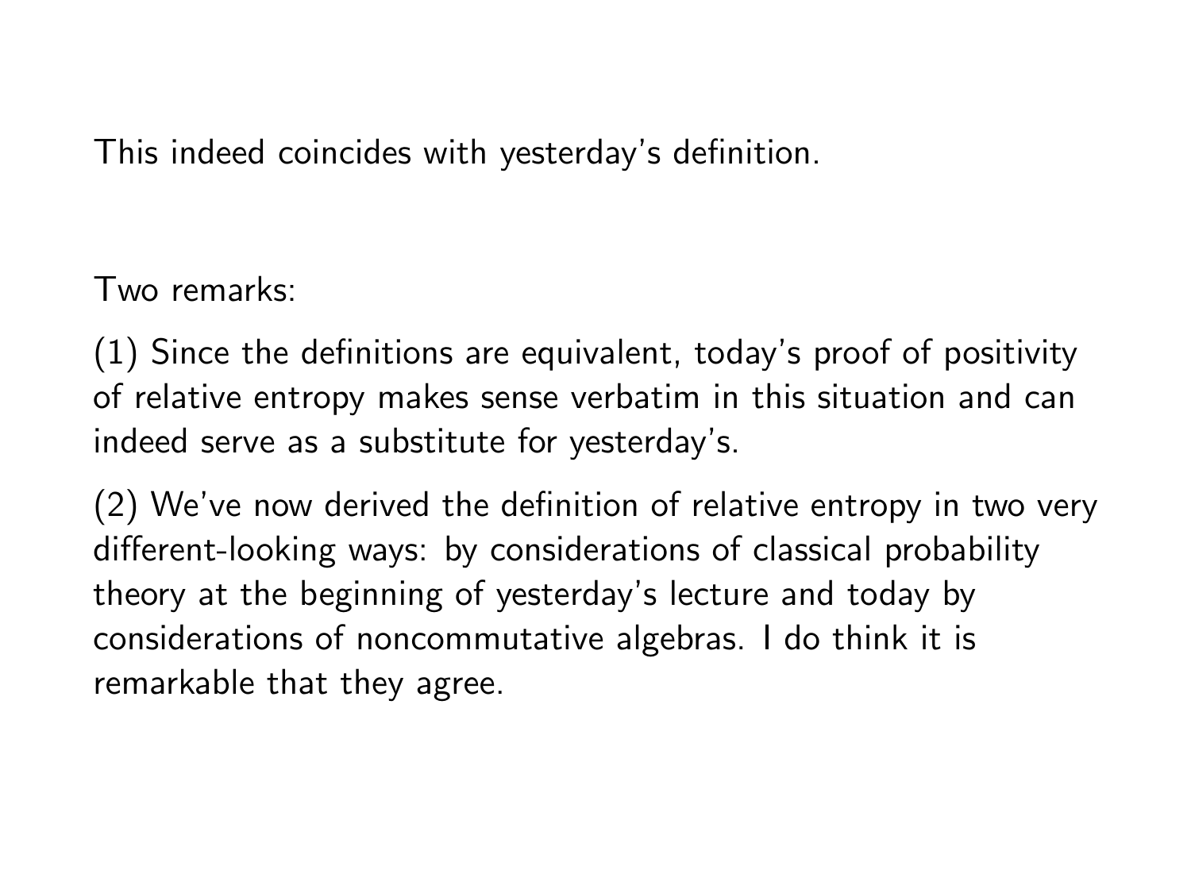This indeed coincides with yesterday's definition.

Two remarks:

(1) Since the definitions are equivalent, today's proof of positivity of relative entropy makes sense verbatim in this situation and can indeed serve as a substitute for yesterday's.

(2) We've now derived the definition of relative entropy in two very different-looking ways: by considerations of classical probability theory at the beginning of yesterday's lecture and today by considerations of noncommutative algebras. I do think it is remarkable that they agree.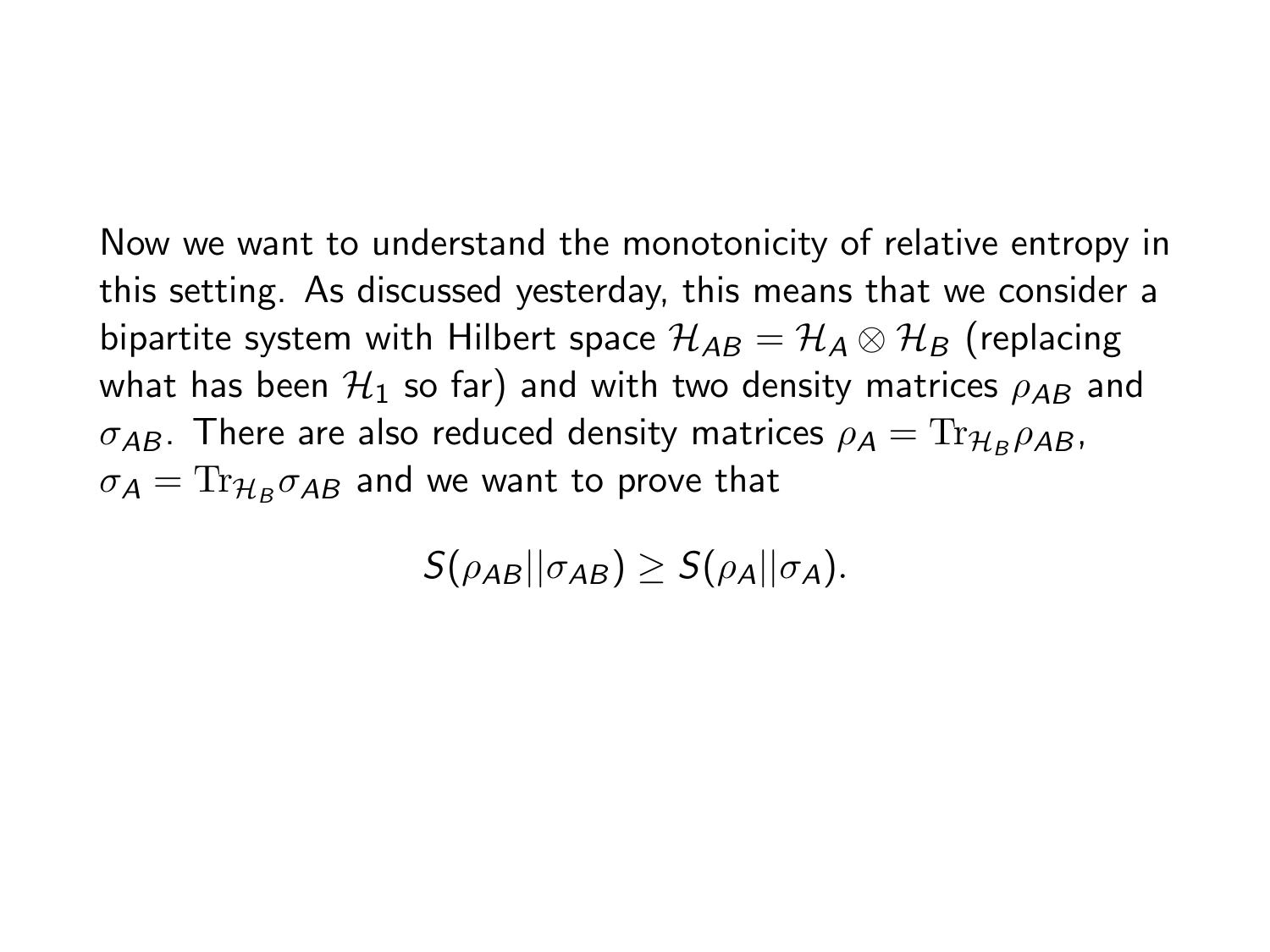Now we want to understand the monotonicity of relative entropy in this setting. As discussed yesterday, this means that we consider a bipartite system with Hilbert space $\mathcal{H}_{AB} = \mathcal{H}_A \otimes \mathcal{H}_B$ (replacing what has been $\mathcal{H}_1$ so far) and with two density matrices $\rho_{AB}$ and $\sigma_{AB}$. There are also reduced density matrices $\rho_A = \mathrm{Tr}_{\mathcal{H}_B} \rho_{AB}$, $\sigma_A = \mathrm{Tr}_{\mathcal{H}_B} \sigma_{AB}$ and we want to prove that

$$S(\rho_{AB}||\sigma_{AB}) \geq S(\rho_A||\sigma_A).$$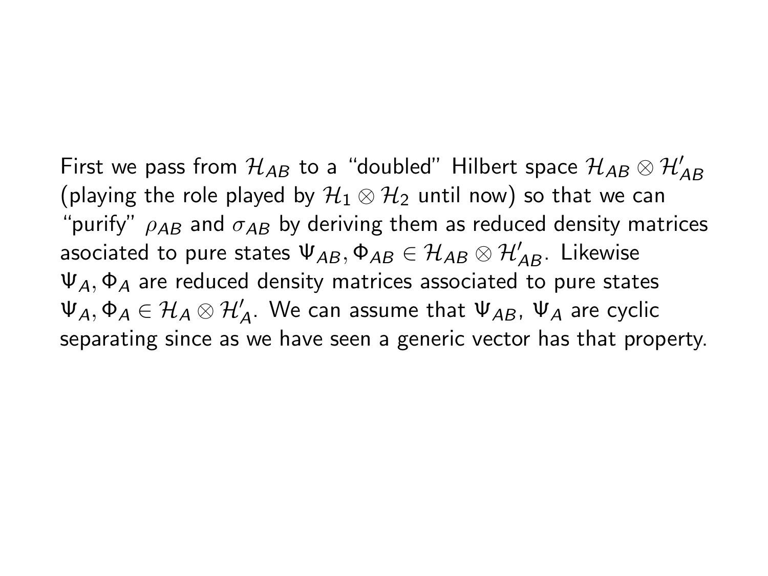First we pass from $\mathcal{H}_{AB}$ to a "doubled" Hilbert space $\mathcal{H}_{AB} \otimes \mathcal{H}'_{AB}$ (playing the role played by $\mathcal{H}_1 \otimes \mathcal{H}_2$ until now) so that we can "purify" $\rho_{AB}$ and $\sigma_{AB}$ by deriving them as reduced density matrices asociated to pure states $\Psi_{AB}, \Phi_{AB} \in \mathcal{H}_{AB} \otimes \mathcal{H}'_{AB}$. Likewise $\Psi_A, \Phi_A$ are reduced density matrices associated to pure states $\Psi_A, \Phi_A \in \mathcal{H}_A \otimes \mathcal{H}'_A$. We can assume that $\Psi_{AB}$, $\Psi_A$ are cyclic separating since as we have seen a generic vector has that property.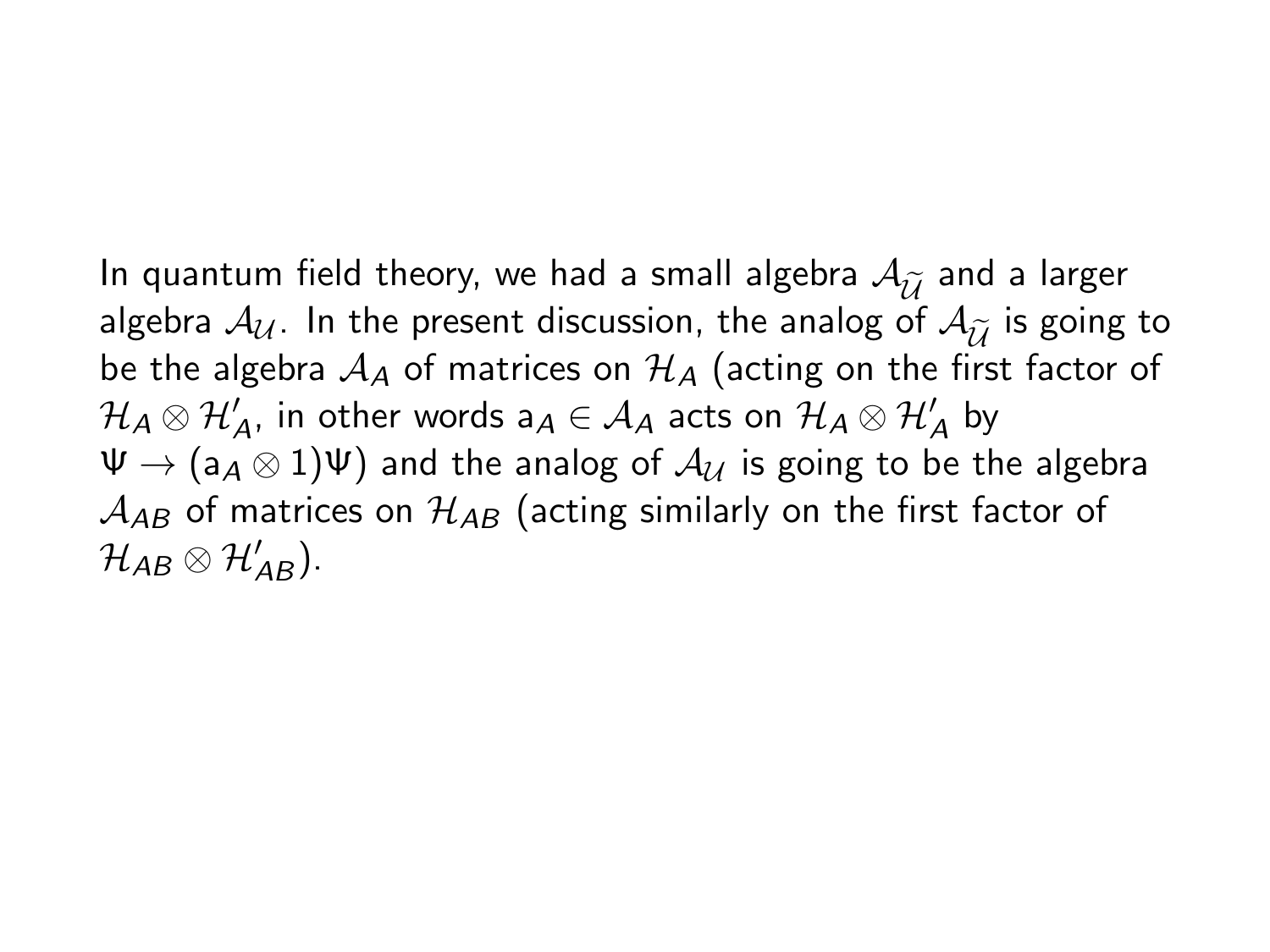In quantum field theory, we had a small algebra $\mathcal{A}_{\widetilde{\mathcal{U}}}$ and a larger algebra $\mathcal{A}_{\mathcal{U}}$. In the present discussion, the analog of $\mathcal{A}_{\widetilde{\mathcal{U}}}$ is going to be the algebra $\mathcal{A}_A$ of matrices on $\mathcal{H}_A$ (acting on the first factor of $\mathcal{H}_A \otimes \mathcal{H}'_A$, in other words $\mathsf{a}_A \in \mathcal{A}_A$ acts on $\mathcal{H}_A \otimes \mathcal{H}'_A$ by $\Psi \to (\mathsf{a}_A \otimes 1)\Psi$) and the analog of $\mathcal{A}_{\mathcal{U}}$ is going to be the algebra $\mathcal{A}_{AB}$ of matrices on $\mathcal{H}_{AB}$ (acting similarly on the first factor of $\mathcal{H}_{AB} \otimes \mathcal{H}'_{AB}$).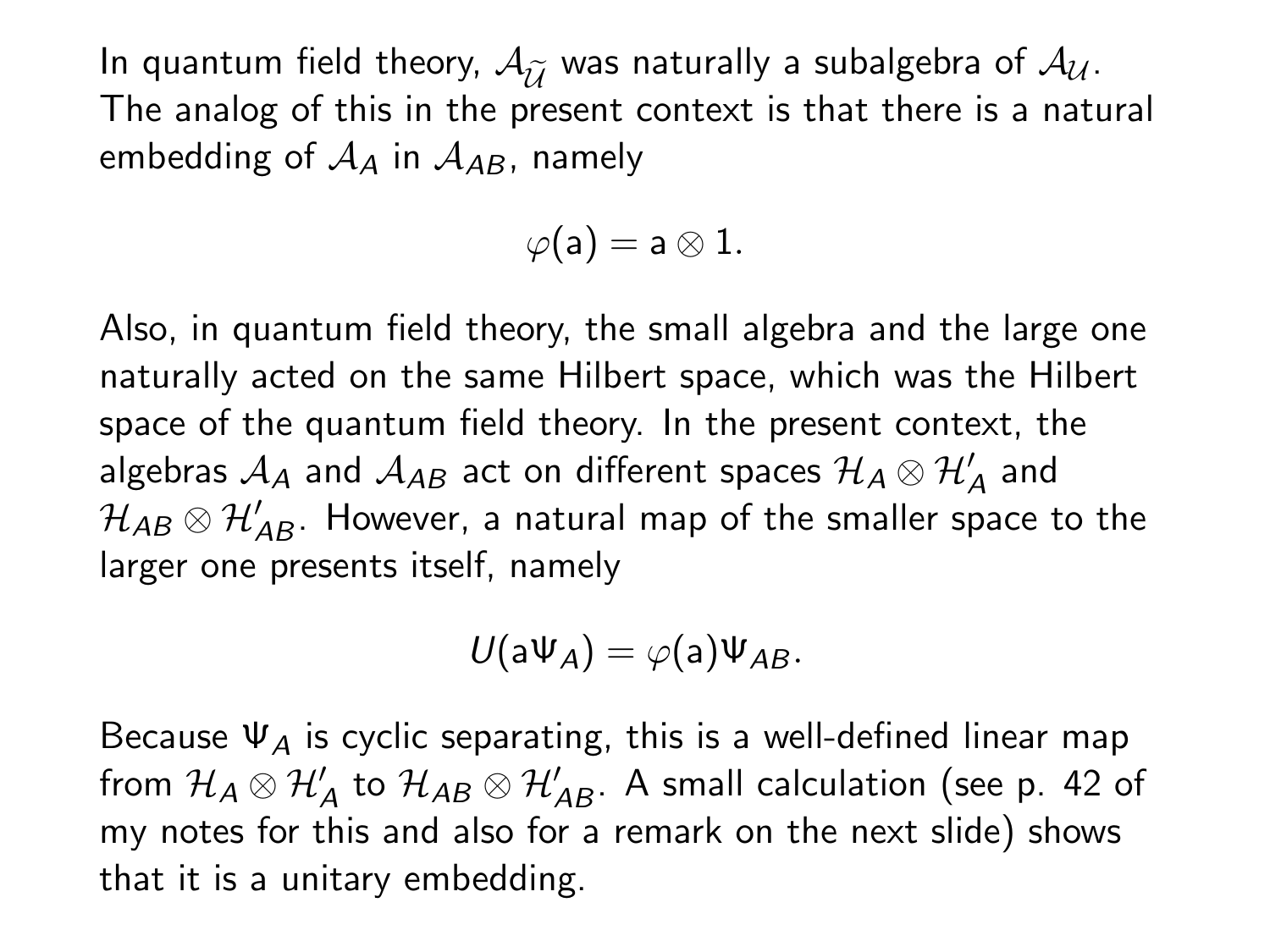In quantum field theory, $\mathcal{A}_{\widetilde{\mathcal{U}}}$ was naturally a subalgebra of $\mathcal{A}_{\mathcal{U}}$. The analog of this in the present context is that there is a natural embedding of $\mathcal{A}_A$ in $\mathcal{A}_{AB}$, namely

$$\varphi(\mathsf{a}) = \mathsf{a} \otimes 1.$$

Also, in quantum field theory, the small algebra and the large one naturally acted on the same Hilbert space, which was the Hilbert space of the quantum field theory. In the present context, the algebras $\mathcal{A}_A$ and $\mathcal{A}_{AB}$ act on different spaces $\mathcal{H}_A \otimes \mathcal{H}'_A$ and $\mathcal{H}_{AB} \otimes \mathcal{H}'_{AB}$. However, a natural map of the smaller space to the larger one presents itself, namely

$$U(\mathsf{a}\Psi_A) = \varphi(\mathsf{a})\Psi_{AB}.$$

Because $\Psi_A$ is cyclic separating, this is a well-defined linear map from $\mathcal{H}_A \otimes \mathcal{H}'_A$ to $\mathcal{H}_{AB} \otimes \mathcal{H}'_{AB}$. A small calculation (see p. 42 of my notes for this and also for a remark on the next slide) shows that it is a unitary embedding.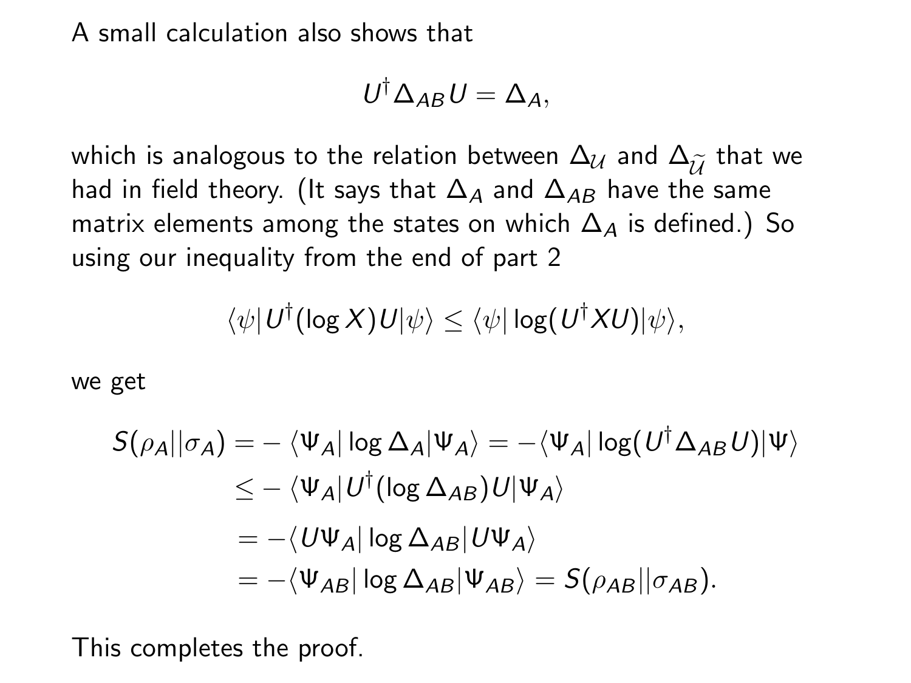A small calculation also shows that

$$U^\dagger \Delta_{AB} U = \Delta_A,$$

which is analogous to the relation between $\Delta_{\mathcal{U}}$ and $\Delta_{\widetilde{\mathcal{U}}}$ that we had in field theory. (It says that $\Delta_A$ and $\Delta_{AB}$ have the same matrix elements among the states on which $\Delta_A$ is defined.) So using our inequality from the end of part 2

$$\langle\psi|U^\dagger(\log X)U|\psi\rangle \leq \langle\psi|\log(U^\dagger X U)|\psi\rangle,$$

we get

$$\begin{aligned}
S(\rho_A||\sigma_A) &= -\langle\Psi_A|\log\Delta_A|\Psi_A\rangle = -\langle\Psi_A|\log(U^\dagger\Delta_{AB}U)|\Psi\rangle \\
&\leq -\langle\Psi_A|U^\dagger(\log\Delta_{AB})U|\Psi_A\rangle \\
&= -\langle U\Psi_A|\log\Delta_{AB}|U\Psi_A\rangle \\
&= -\langle\Psi_{AB}|\log\Delta_{AB}|\Psi_{AB}\rangle = S(\rho_{AB}||\sigma_{AB}).
\end{aligned}$$

This completes the proof.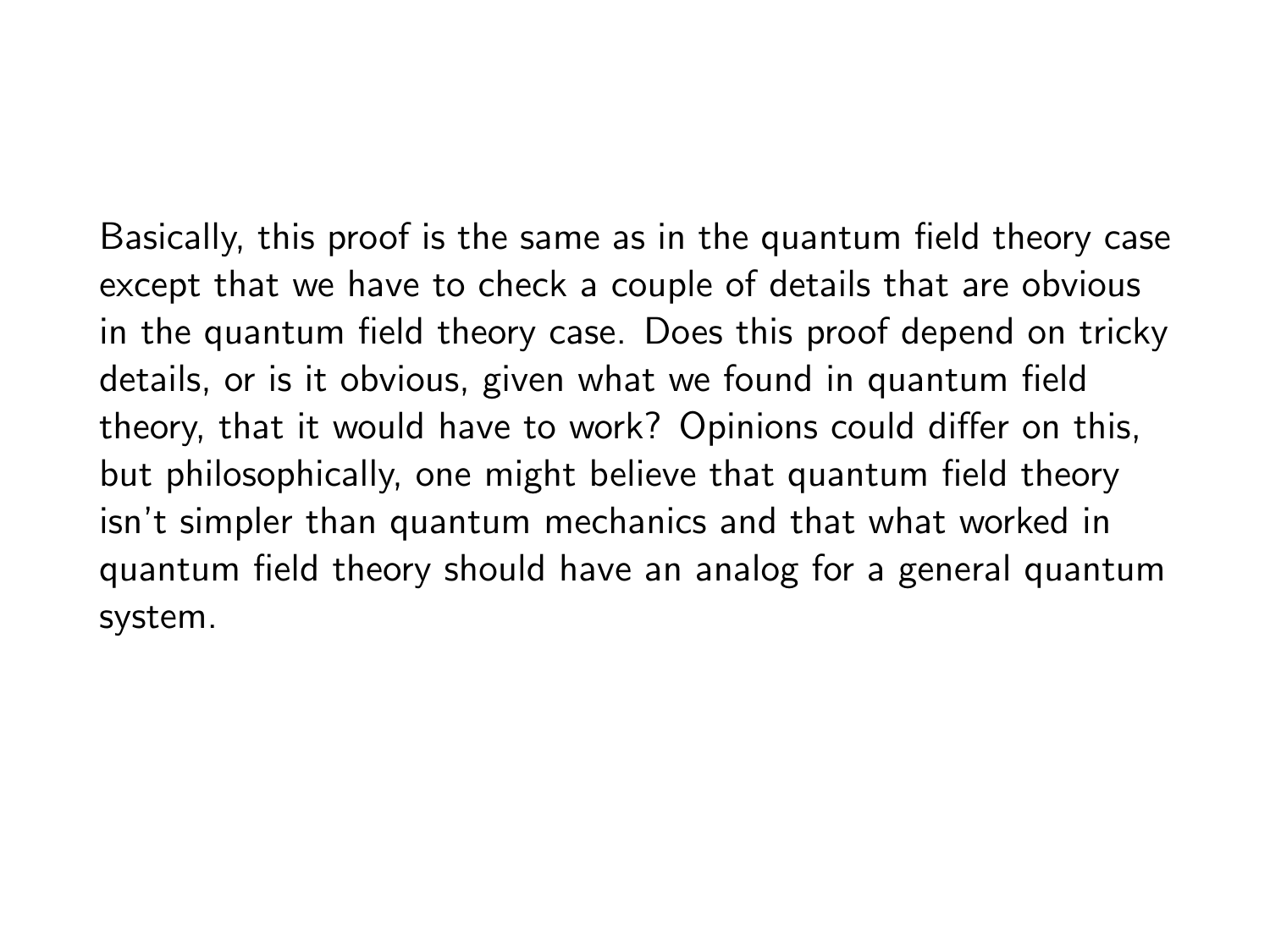Basically, this proof is the same as in the quantum field theory case except that we have to check a couple of details that are obvious in the quantum field theory case. Does this proof depend on tricky details, or is it obvious, given what we found in quantum field theory, that it would have to work? Opinions could differ on this, but philosophically, one might believe that quantum field theory isn't simpler than quantum mechanics and that what worked in quantum field theory should have an analog for a general quantum system.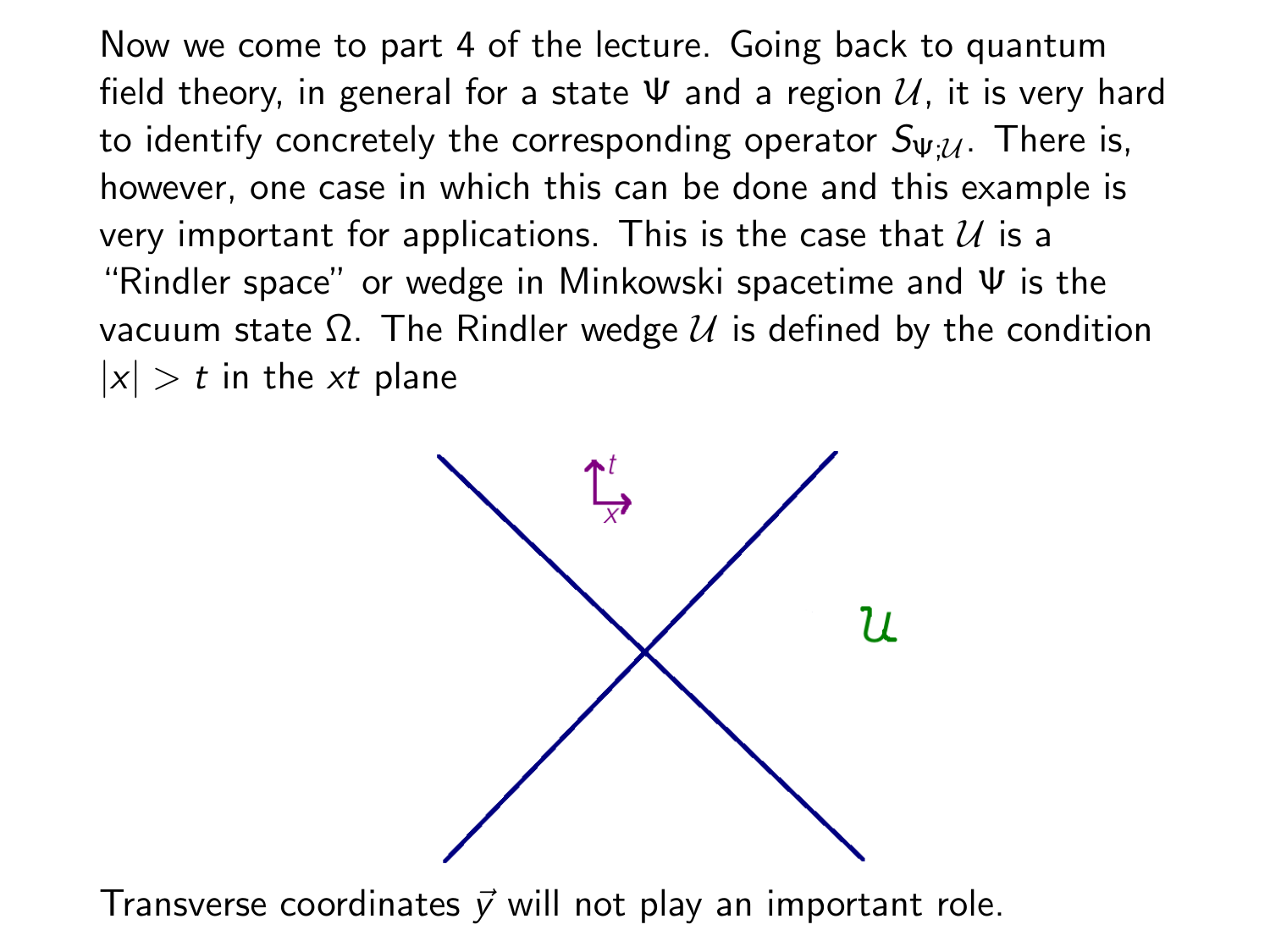Now we come to part 4 of the lecture. Going back to quantum field theory, in general for a state $\Psi$ and a region $\mathcal{U}$, it is very hard to identify concretely the corresponding operator $S_{\Psi;\mathcal{U}}$. There is, however, one case in which this can be done and this example is very important for applications. This is the case that $\mathcal{U}$ is a "Rindler space" or wedge in Minkowski spacetime and $\Psi$ is the vacuum state $\Omega$. The Rindler wedge $\mathcal{U}$ is defined by the condition $|x| > t$ in the $xt$ plane

Transverse coordinates $\vec{y}$ will not play an important role.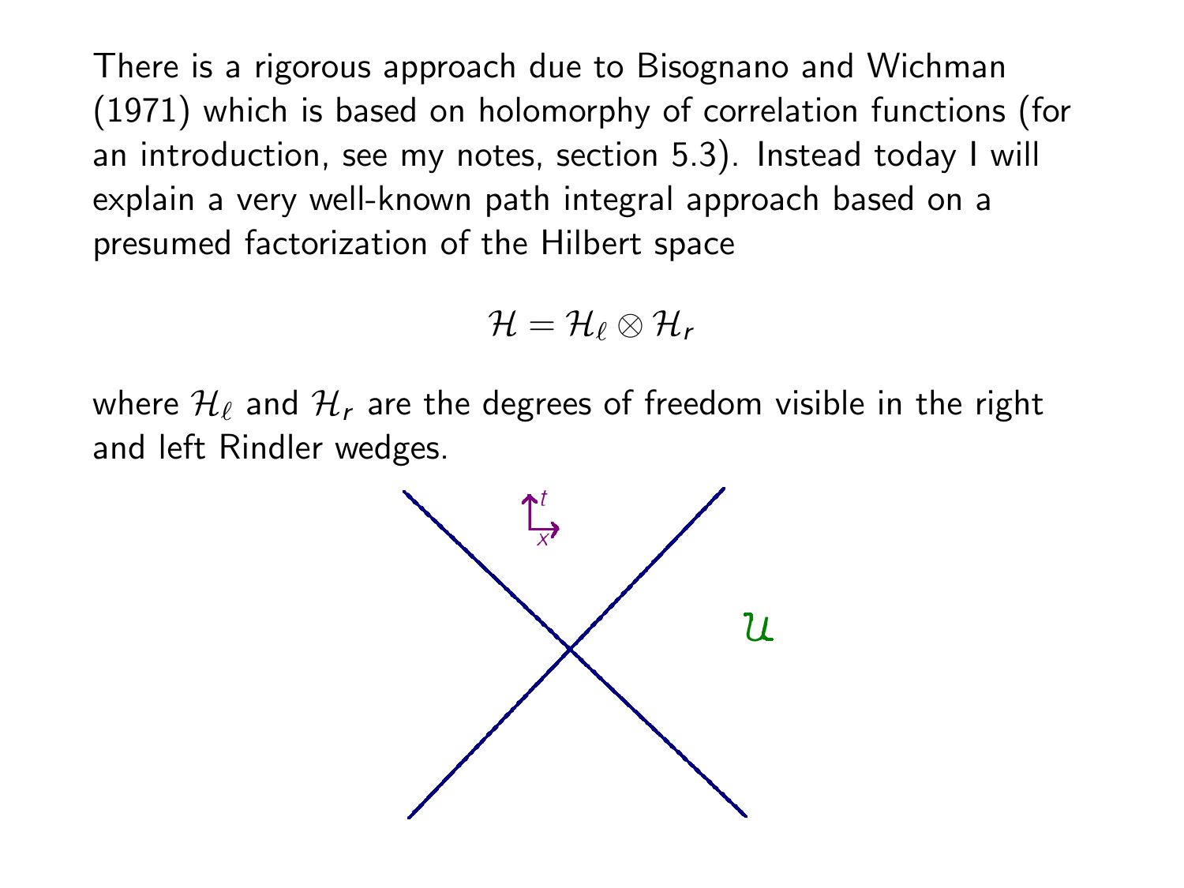There is a rigorous approach due to Bisognano and Wichman (1971) which is based on holomorphy of correlation functions (for an introduction, see my notes, section 5.3). Instead today I will explain a very well-known path integral approach based on a presumed factorization of the Hilbert space

$$\mathcal{H} = \mathcal{H}_\ell \otimes \mathcal{H}_r$$

where $\mathcal{H}_\ell$ and $\mathcal{H}_r$ are the degrees of freedom visible in the right and left Rindler wedges.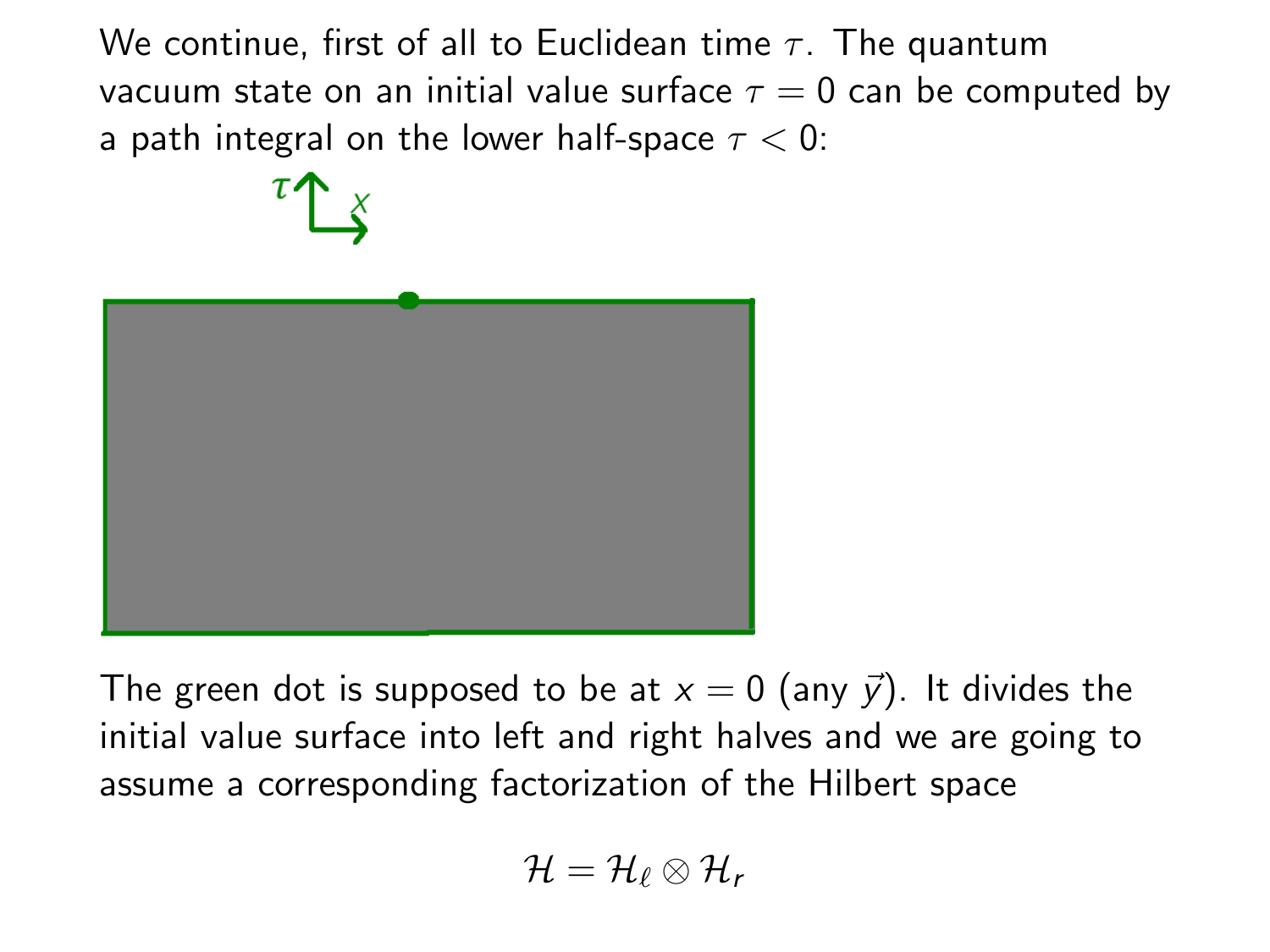We continue, first of all to Euclidean time $\tau$. The quantum vacuum state on an initial value surface $\tau = 0$ can be computed by a path integral on the lower half-space $\tau < 0$:

The green dot is supposed to be at $x = 0$ (any $\vec{y}$). It divides the initial value surface into left and right halves and we are going to assume a corresponding factorization of the Hilbert space

$$\mathcal{H} = \mathcal{H}_\ell \otimes \mathcal{H}_r$$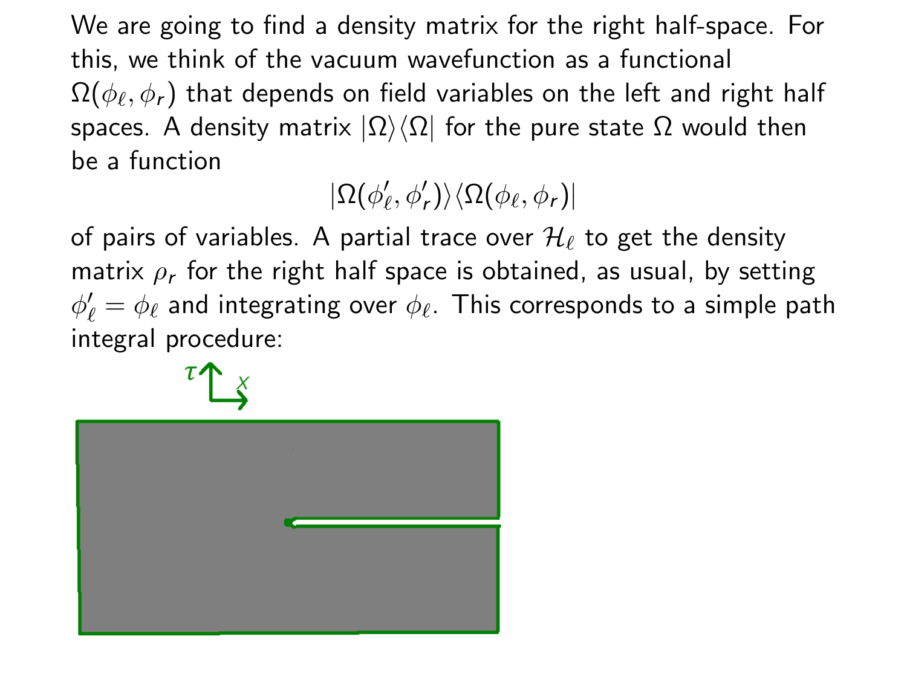We are going to find a density matrix for the right half-space. For this, we think of the vacuum wavefunction as a functional $\Omega(\phi_\ell, \phi_r)$ that depends on field variables on the left and right half spaces. A density matrix $|\Omega\rangle\langle\Omega|$ for the pure state $\Omega$ would then be a function

$$|\Omega(\phi'_\ell, \phi'_r)\rangle\langle\Omega(\phi_\ell, \phi_r)|$$

of pairs of variables. A partial trace over $\mathcal{H}_\ell$ to get the density matrix $\rho_r$ for the right half space is obtained, as usual, by setting $\phi'_\ell = \phi_\ell$ and integrating over $\phi_\ell$. This corresponds to a simple path integral procedure: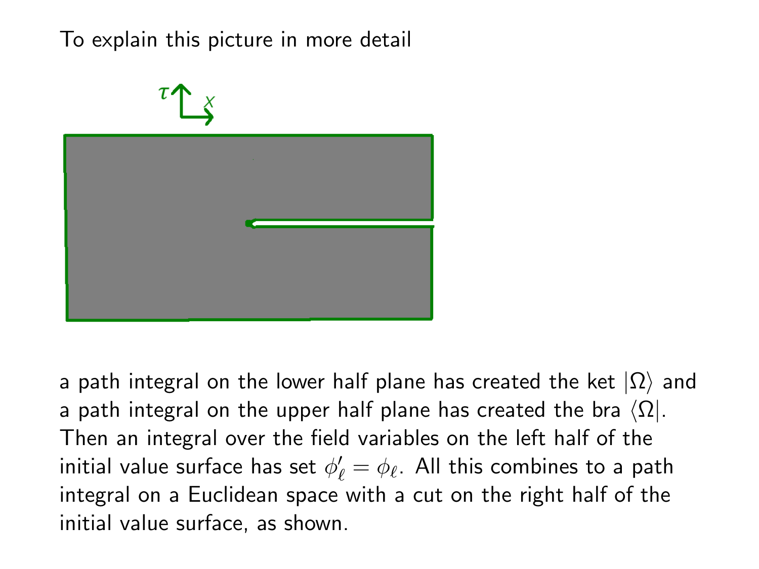To explain this picture in more detail

a path integral on the lower half plane has created the ket $|\Omega\rangle$ and a path integral on the upper half plane has created the bra $\langle\Omega|$. Then an integral over the field variables on the left half of the initial value surface has set $\phi'_\ell = \phi_\ell$. All this combines to a path integral on a Euclidean space with a cut on the right half of the initial value surface, as shown.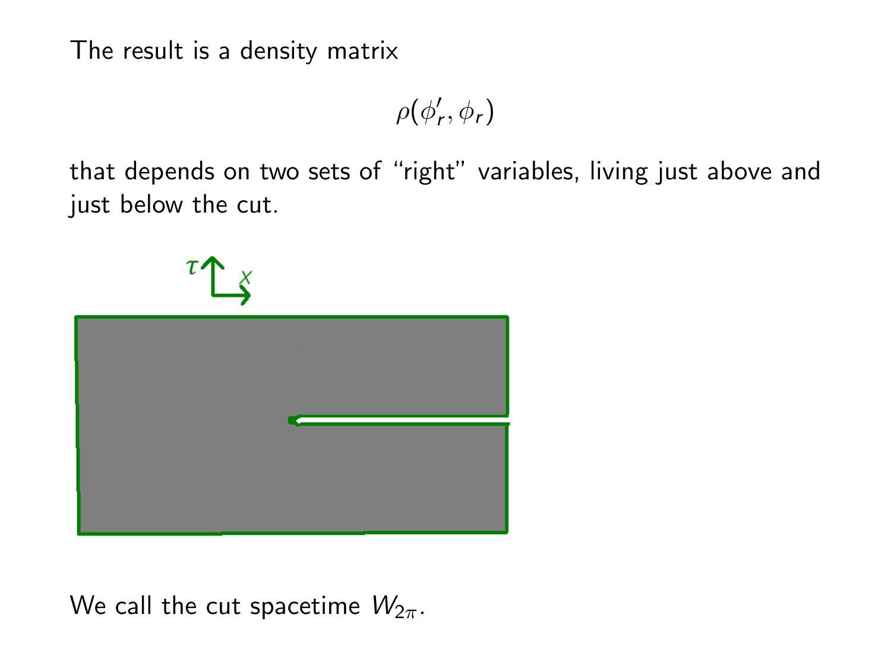The result is a density matrix

$$\rho(\phi_r', \phi_r)$$

that depends on two sets of "right" variables, living just above and just below the cut.

We call the cut spacetime $W_{2\pi}$.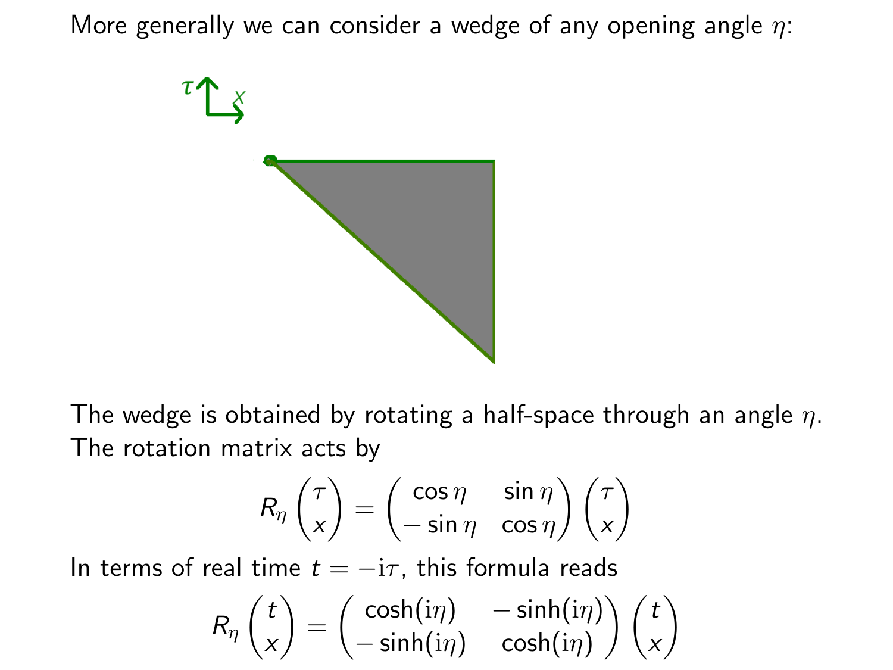More generally we can consider a wedge of any opening angle $\eta$:

The wedge is obtained by rotating a half-space through an angle $\eta$. The rotation matrix acts by

$$R_\eta \begin{pmatrix} \tau \\ x \end{pmatrix} = \begin{pmatrix} \cos\eta & \sin\eta \\ -\sin\eta & \cos\eta \end{pmatrix} \begin{pmatrix} \tau \\ x \end{pmatrix}$$

In terms of real time $t = -\mathrm{i}\tau$, this formula reads

$$R_\eta \begin{pmatrix} t \\ x \end{pmatrix} = \begin{pmatrix} \cosh(\mathrm{i}\eta) & -\sinh(\mathrm{i}\eta) \\ -\sinh(\mathrm{i}\eta) & \cosh(\mathrm{i}\eta) \end{pmatrix} \begin{pmatrix} t \\ x \end{pmatrix}$$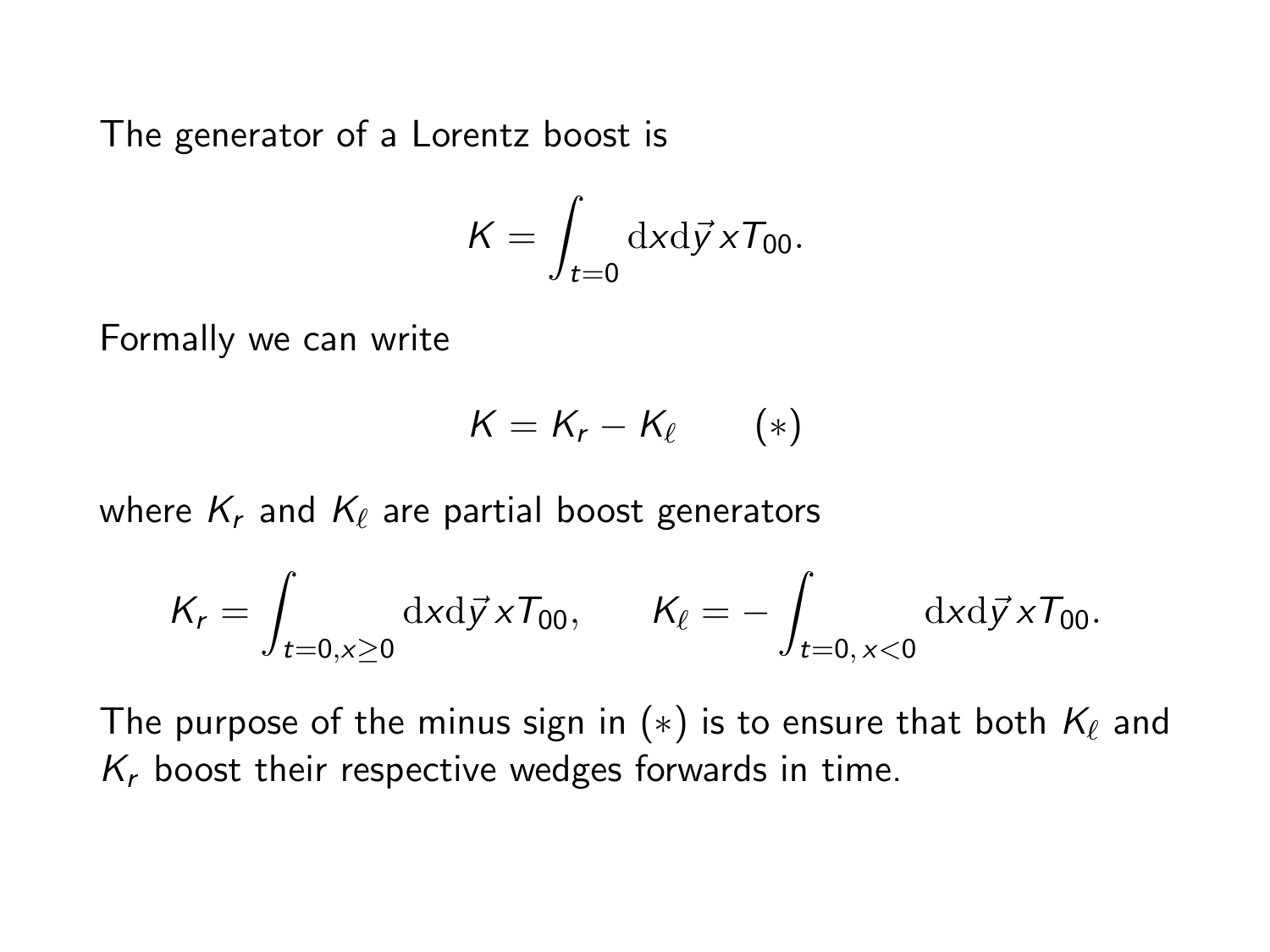The generator of a Lorentz boost is

$$K = \int_{t=0} \mathrm{d}x\mathrm{d}\vec{y}\, x T_{00}.$$

Formally we can write

$$K = K_r - K_\ell \qquad (*)$$

where $K_r$ and $K_\ell$ are partial boost generators

$$K_r = \int_{t=0, x \geq 0} \mathrm{d}x\mathrm{d}\vec{y}\, x T_{00}, \qquad K_\ell = -\int_{t=0,\, x<0} \mathrm{d}x\mathrm{d}\vec{y}\, x T_{00}.$$

The purpose of the minus sign in $(*)$ is to ensure that both $K_\ell$ and $K_r$ boost their respective wedges forwards in time.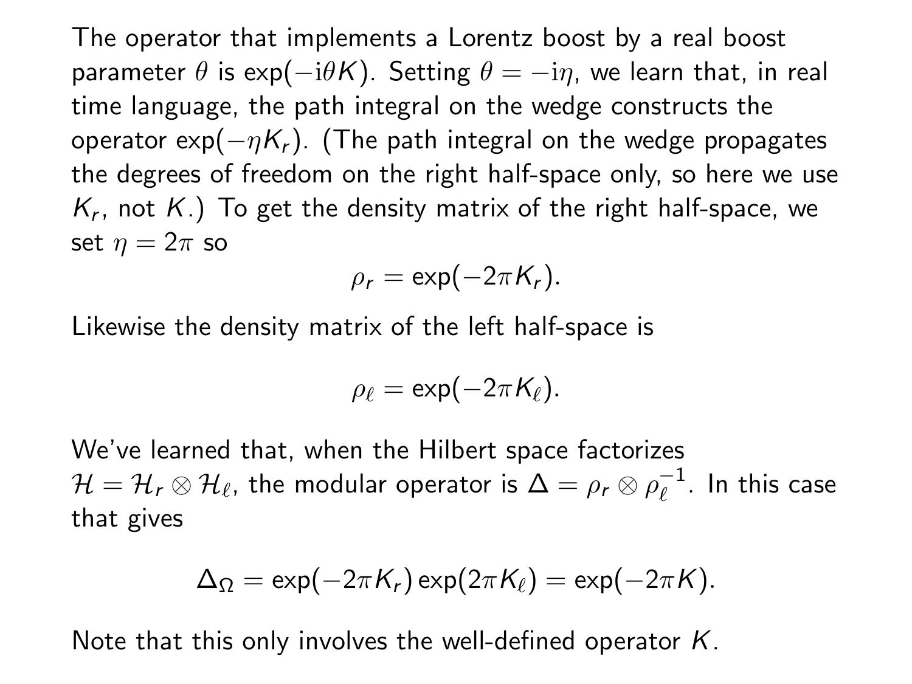The operator that implements a Lorentz boost by a real boost parameter $\theta$ is $\exp(-\mathrm{i}\theta K)$. Setting $\theta = -\mathrm{i}\eta$, we learn that, in real time language, the path integral on the wedge constructs the operator $\exp(-\eta K_r)$. (The path integral on the wedge propagates the degrees of freedom on the right half-space only, so here we use $K_r$, not $K$.) To get the density matrix of the right half-space, we set $\eta = 2\pi$ so

$$\rho_r = \exp(-2\pi K_r).$$

Likewise the density matrix of the left half-space is

$$\rho_\ell = \exp(-2\pi K_\ell).$$

We've learned that, when the Hilbert space factorizes $\mathcal{H} = \mathcal{H}_r \otimes \mathcal{H}_\ell$, the modular operator is $\Delta = \rho_r \otimes \rho_\ell^{-1}$. In this case that gives

$$\Delta_\Omega = \exp(-2\pi K_r) \exp(2\pi K_\ell) = \exp(-2\pi K).$$

Note that this only involves the well-defined operator $K$.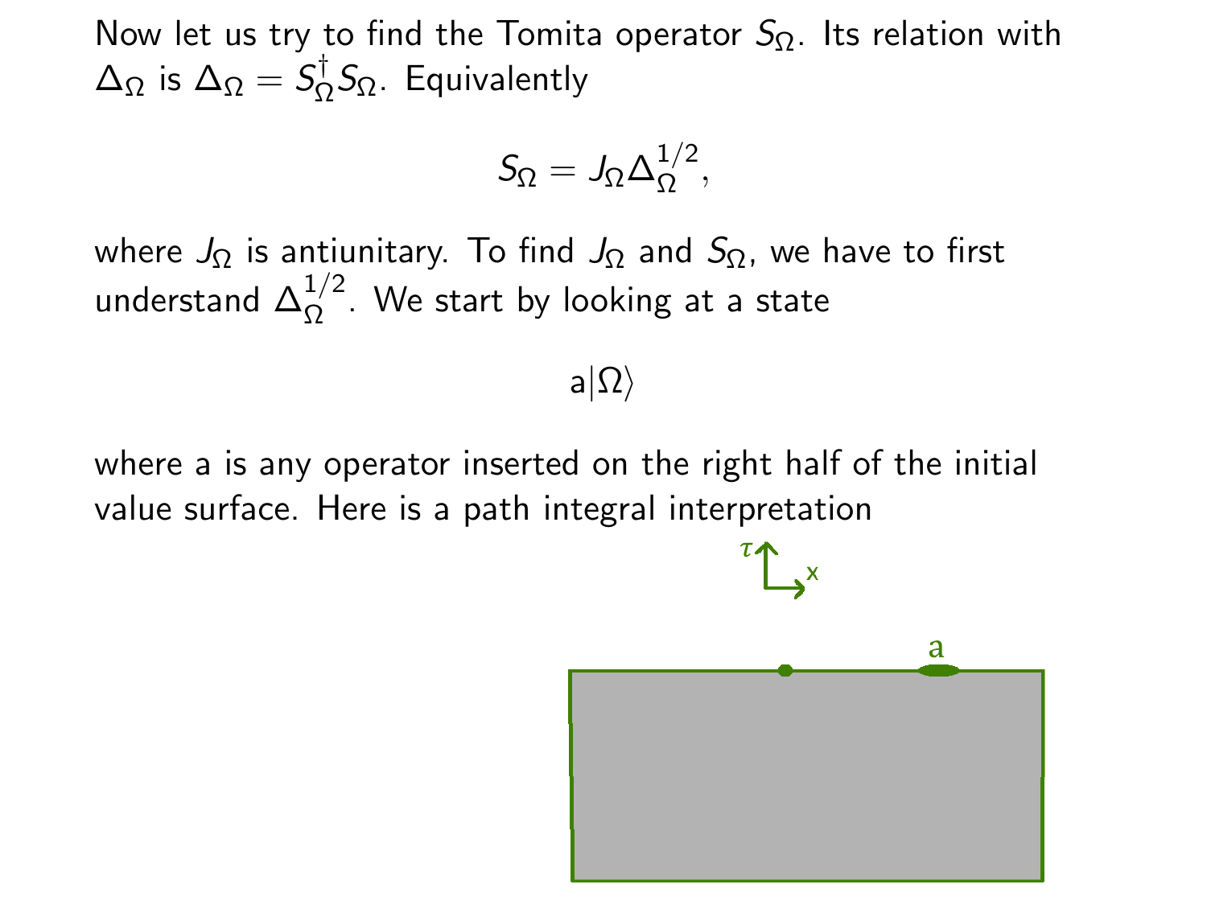Now let us try to find the Tomita operator $S_\Omega$. Its relation with $\Delta_\Omega$ is $\Delta_\Omega = S_\Omega^\dagger S_\Omega$. Equivalently

$$S_\Omega = J_\Omega \Delta_\Omega^{1/2},$$

where $J_\Omega$ is antiunitary. To find $J_\Omega$ and $S_\Omega$, we have to first understand $\Delta_\Omega^{1/2}$. We start by looking at a state

$$\mathsf{a}|\Omega\rangle$$

where a is any operator inserted on the right half of the initial value surface. Here is a path integral interpretation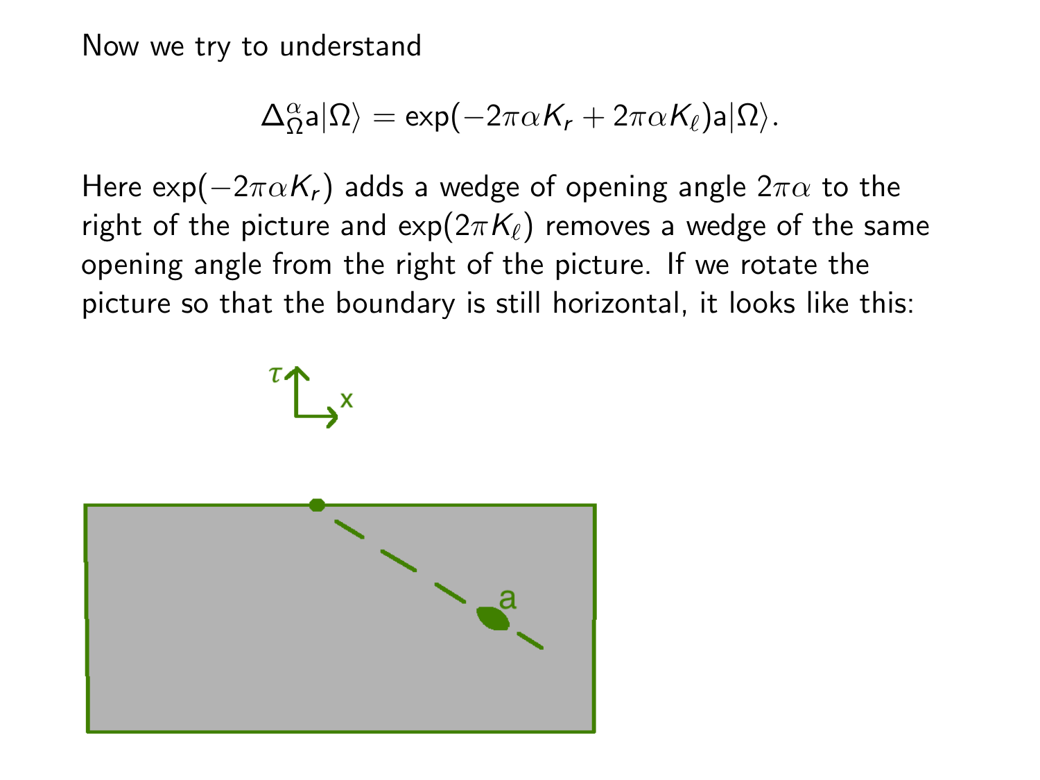Now we try to understand

$$\Delta_{\Omega}^{\alpha}\mathsf{a}|\Omega\rangle = \exp(-2\pi\alpha K_r + 2\pi\alpha K_\ell)\mathsf{a}|\Omega\rangle.$$

Here $\exp(-2\pi\alpha K_r)$ adds a wedge of opening angle $2\pi\alpha$ to the right of the picture and $\exp(2\pi K_\ell)$ removes a wedge of the same opening angle from the right of the picture. If we rotate the picture so that the boundary is still horizontal, it looks like this: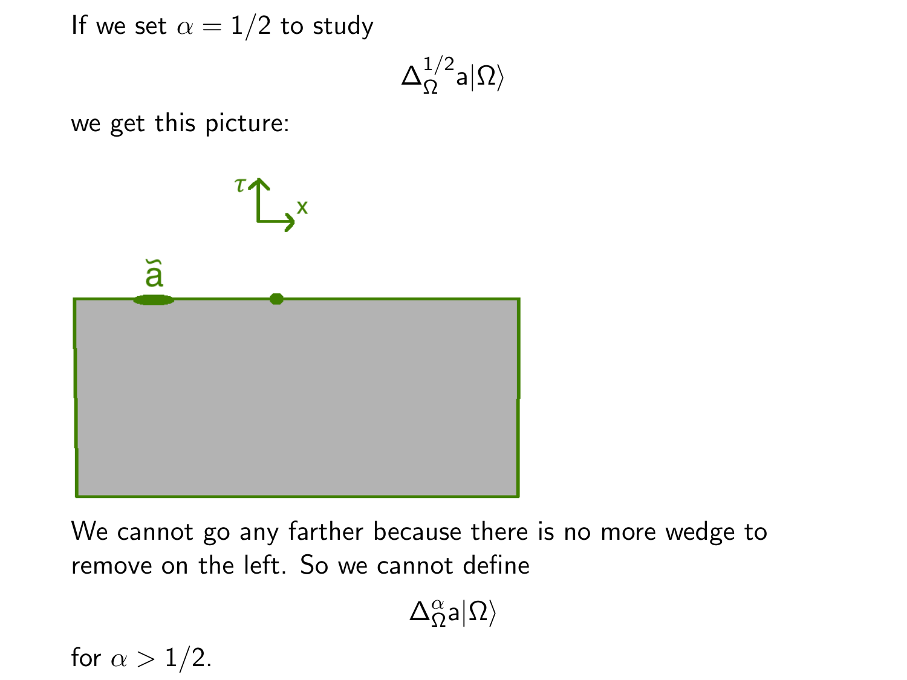If we set $\alpha = 1/2$ to study

$$\Delta_\Omega^{1/2} \mathsf{a}|\Omega\rangle$$

we get this picture:

We cannot go any farther because there is no more wedge to remove on the left. So we cannot define

$$\Delta_\Omega^{\alpha} \mathsf{a}|\Omega\rangle$$

for $\alpha > 1/2$.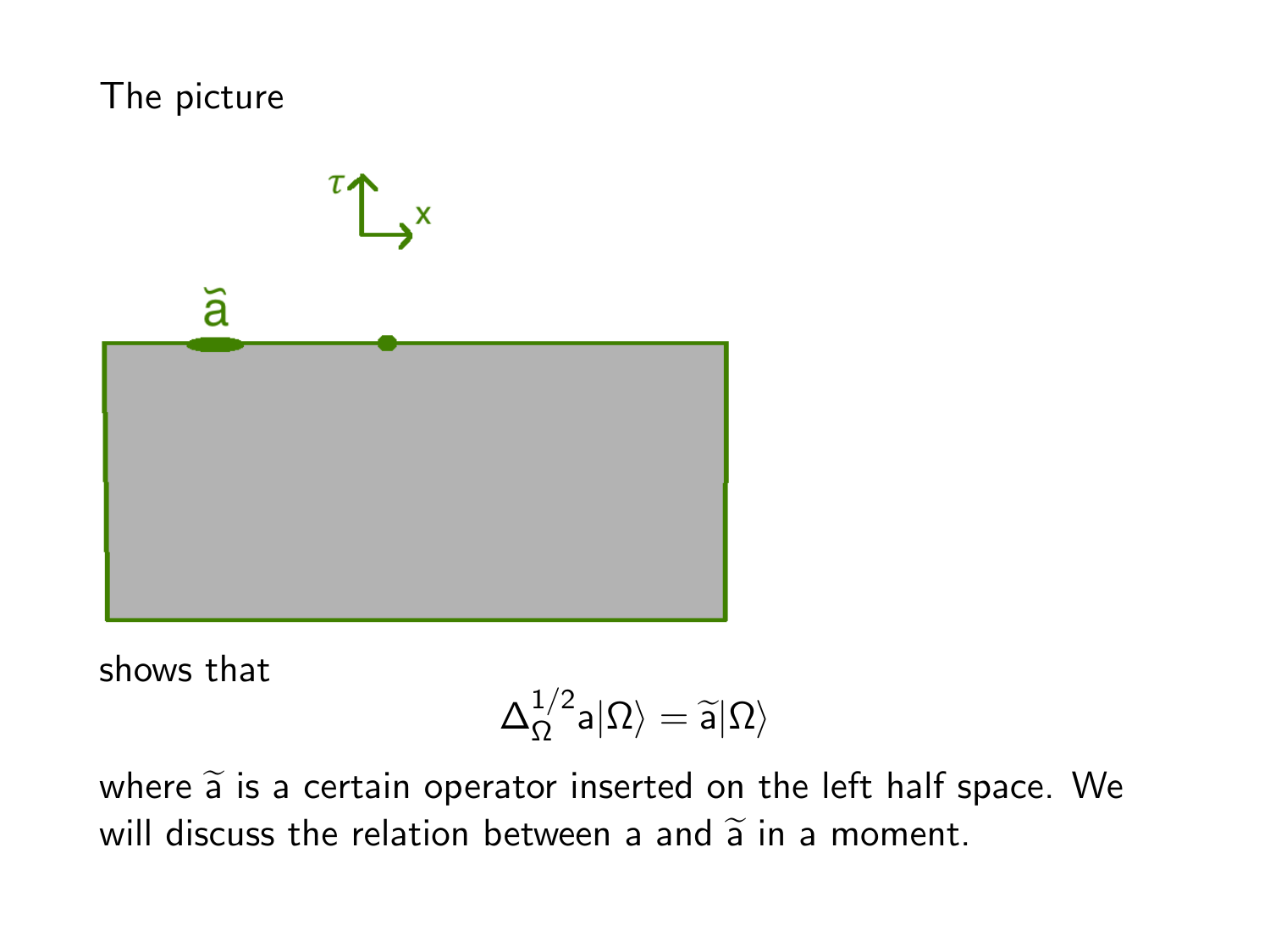The picture

shows that

$$\Delta_{\Omega}^{1/2} \mathsf{a} |\Omega\rangle = \widetilde{\mathsf{a}} |\Omega\rangle$$

where $\widetilde{\mathsf{a}}$ is a certain operator inserted on the left half space. We will discuss the relation between $\mathsf{a}$ and $\widetilde{\mathsf{a}}$ in a moment.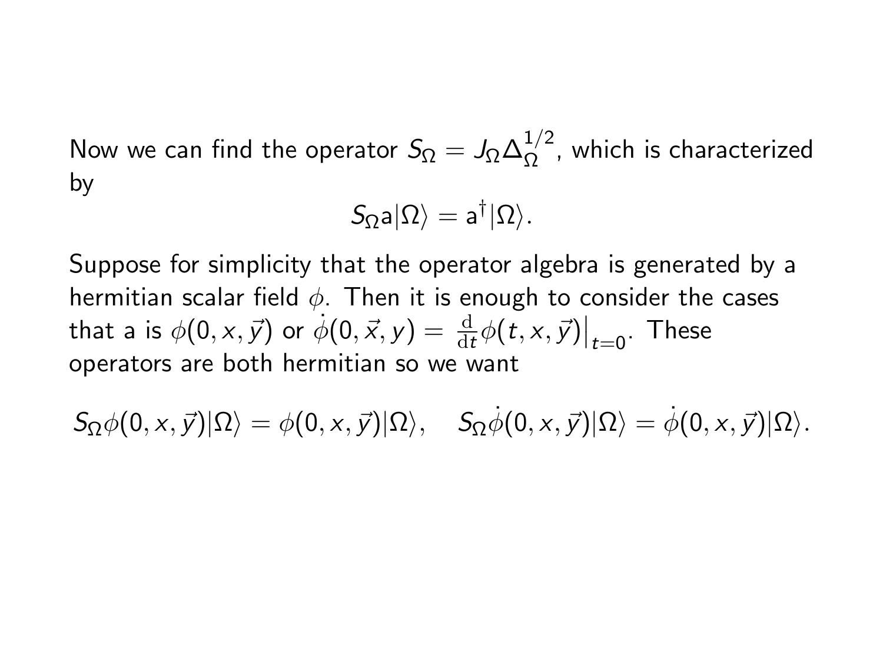Now we can find the operator $S_\Omega = J_\Omega \Delta_\Omega^{1/2}$, which is characterized by

$$S_\Omega \mathsf{a}|\Omega\rangle = \mathsf{a}^\dagger|\Omega\rangle.$$

Suppose for simplicity that the operator algebra is generated by a hermitian scalar field $\phi$. Then it is enough to consider the cases that a is $\phi(0, x, \vec{y})$ or $\dot{\phi}(0, \vec{x}, y) = \frac{\mathrm{d}}{\mathrm{d}t}\phi(t, x, \vec{y})\big|_{t=0}$. These operators are both hermitian so we want

$$S_\Omega \phi(0, x, \vec{y})|\Omega\rangle = \phi(0, x, \vec{y})|\Omega\rangle, \quad S_\Omega \dot{\phi}(0, x, \vec{y})|\Omega\rangle = \dot{\phi}(0, x, \vec{y})|\Omega\rangle.$$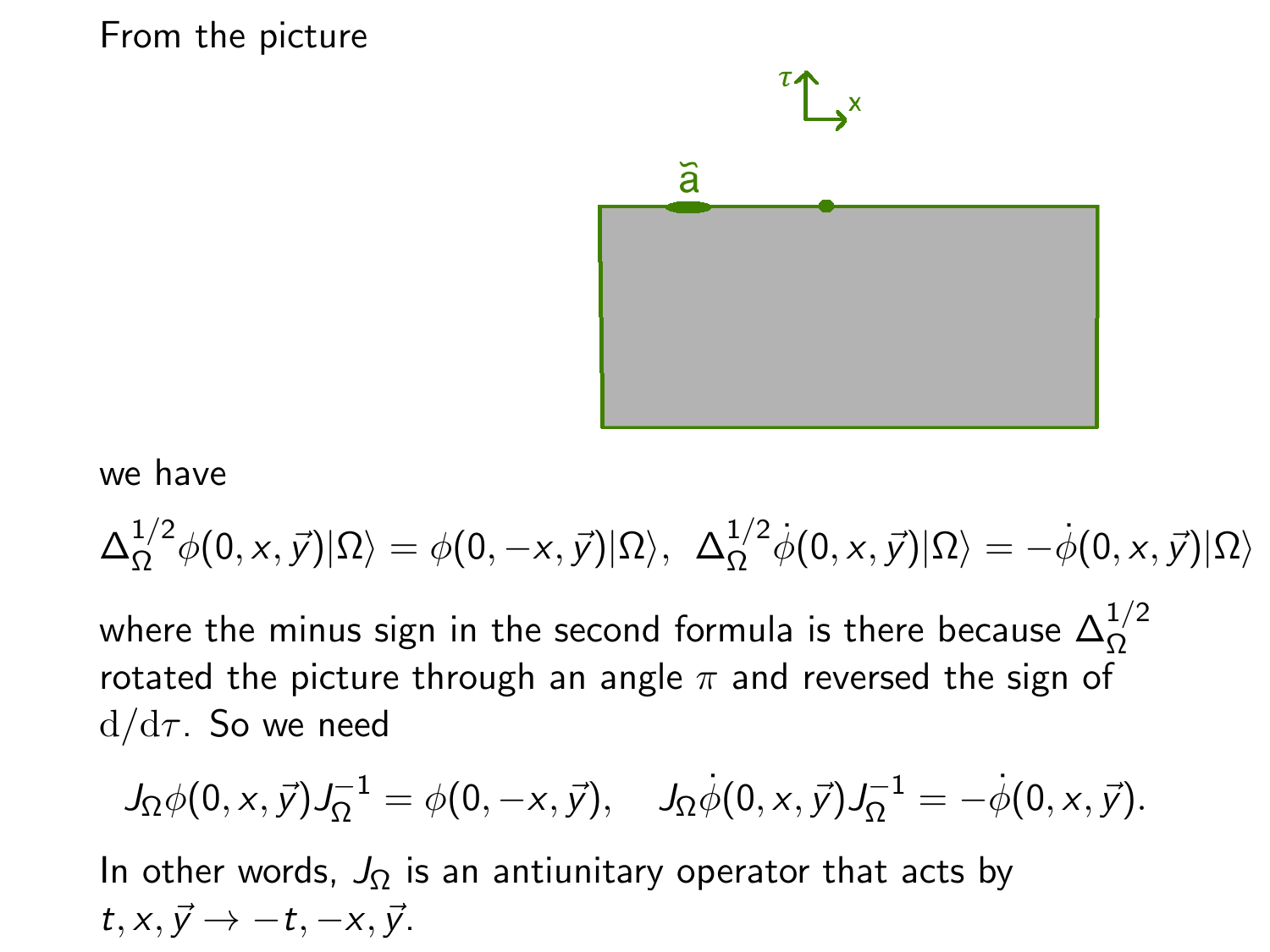From the picture

we have

$$\Delta_\Omega^{1/2}\phi(0,x,\vec{y})|\Omega\rangle = \phi(0,-x,\vec{y})|\Omega\rangle, \;\; \Delta_\Omega^{1/2}\dot{\phi}(0,x,\vec{y})|\Omega\rangle = -\dot{\phi}(0,x,\vec{y})|\Omega\rangle$$

where the minus sign in the second formula is there because $\Delta_\Omega^{1/2}$ rotated the picture through an angle $\pi$ and reversed the sign of $\mathrm{d}/\mathrm{d}\tau$. So we need

$$J_\Omega \phi(0,x,\vec{y}) J_\Omega^{-1} = \phi(0,-x,\vec{y}), \quad J_\Omega \dot{\phi}(0,x,\vec{y}) J_\Omega^{-1} = -\dot{\phi}(0,x,\vec{y}).$$

In other words, $J_\Omega$ is an antiunitary operator that acts by $t, x, \vec{y} \to -t, -x, \vec{y}$.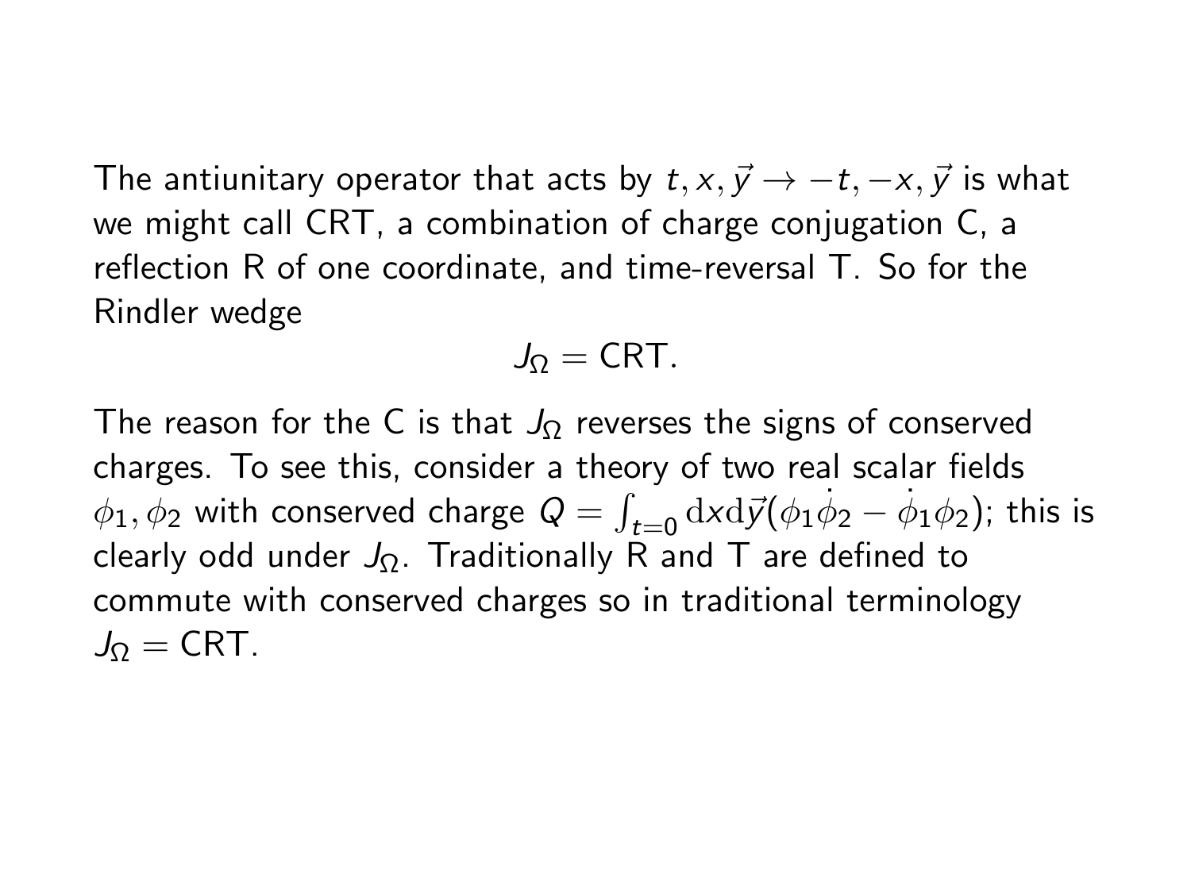The antiunitary operator that acts by $t, x, \vec{y} \to -t, -x, \vec{y}$ is what we might call CRT, a combination of charge conjugation C, a reflection R of one coordinate, and time-reversal T. So for the Rindler wedge

$$J_\Omega = \mathsf{CRT}.$$

The reason for the C is that $J_\Omega$ reverses the signs of conserved charges. To see this, consider a theory of two real scalar fields $\phi_1, \phi_2$ with conserved charge $Q = \int_{t=0} \mathrm{d}x \mathrm{d}\vec{y} (\phi_1 \dot{\phi}_2 - \dot{\phi}_1 \phi_2)$; this is clearly odd under $J_\Omega$. Traditionally R and T are defined to commute with conserved charges so in traditional terminology $J_\Omega = \mathsf{CRT}$.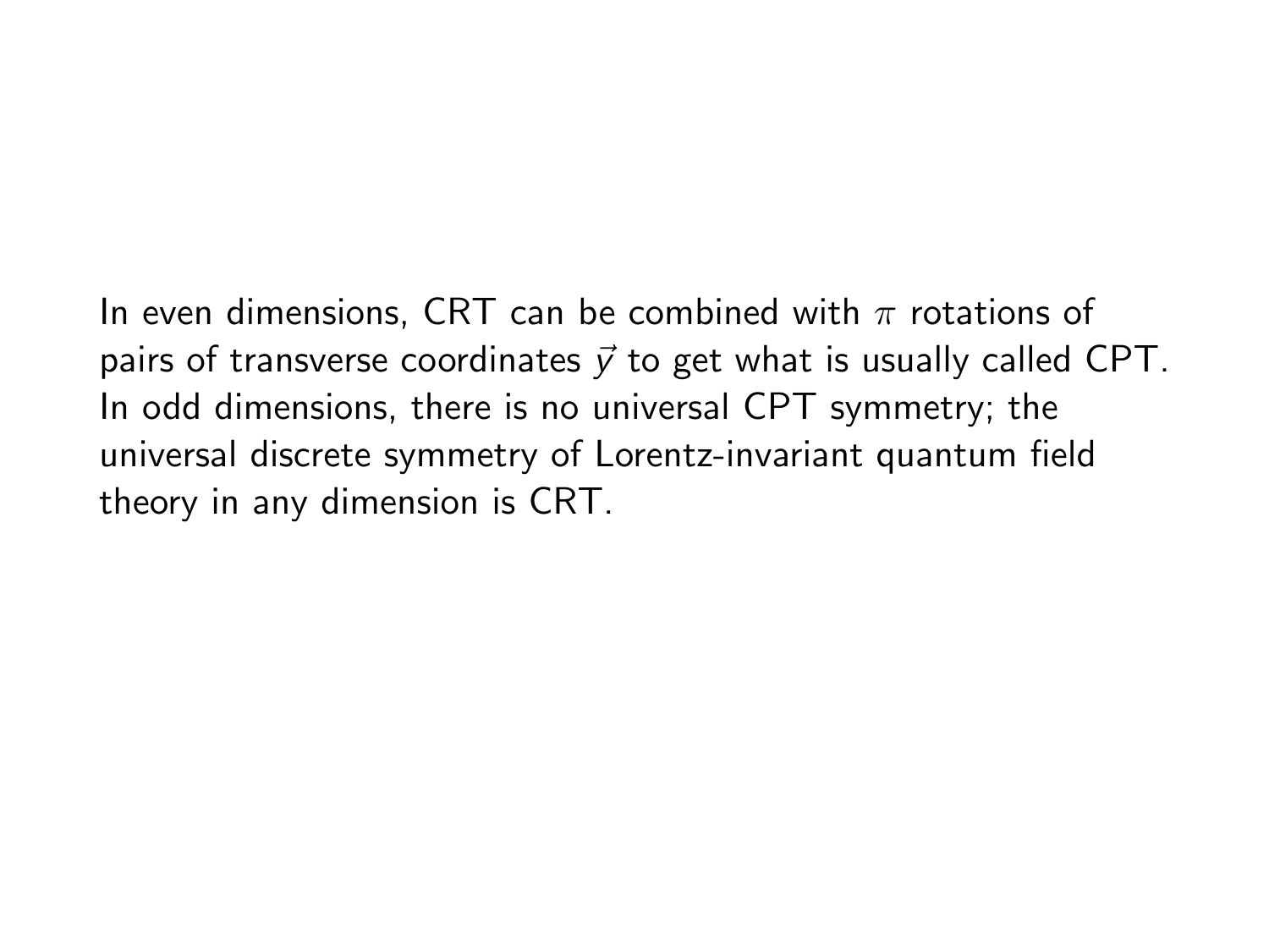In even dimensions, CRT can be combined with $\pi$ rotations of pairs of transverse coordinates $\vec{y}$ to get what is usually called CPT. In odd dimensions, there is no universal CPT symmetry; the universal discrete symmetry of Lorentz-invariant quantum field theory in any dimension is CRT.